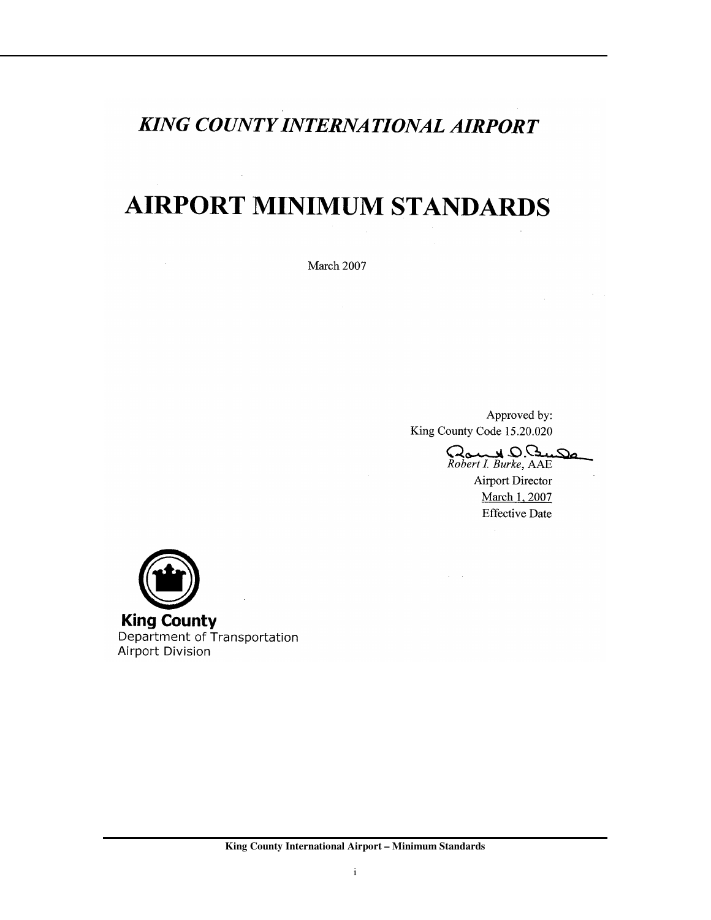# *KING COUNTY INTERNATIONAL AIRPORT*

# AIRPORT MINIMUM STANDARDS

March 2007

Approved by:
King County Code 15.20.020

*Robert I. Burke*, AAE
Airport Director
March 1, 2007
Effective Date

**King County**
Department of Transportation
Airport Division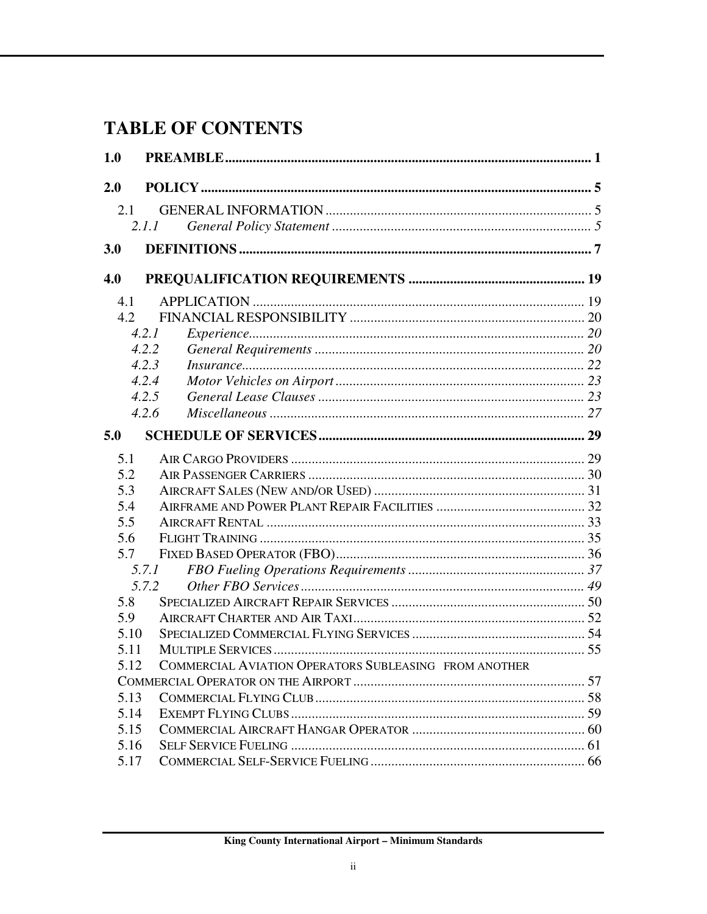# TABLE OF CONTENTS

**1.0 PREAMBLE** ........ 1

**2.0 POLICY** ........ 5

- 2.1 GENERAL INFORMATION ........ 5
  - *2.1.1 General Policy Statement* ........ 5

**3.0 DEFINITIONS** ........ 7

**4.0 PREQUALIFICATION REQUIREMENTS** ........ 19

- 4.1 APPLICATION ........ 19
- 4.2 FINANCIAL RESPONSIBILITY ........ 20
  - *4.2.1 Experience* ........ 20
  - *4.2.2 General Requirements* ........ 20
  - *4.2.3 Insurance* ........ 22
  - *4.2.4 Motor Vehicles on Airport* ........ 23
  - *4.2.5 General Lease Clauses* ........ 23
  - *4.2.6 Miscellaneous* ........ 27

**5.0 SCHEDULE OF SERVICES** ........ 29

- 5.1 AIR CARGO PROVIDERS ........ 29
- 5.2 AIR PASSENGER CARRIERS ........ 30
- 5.3 AIRCRAFT SALES (NEW AND/OR USED) ........ 31
- 5.4 AIRFRAME AND POWER PLANT REPAIR FACILITIES ........ 32
- 5.5 AIRCRAFT RENTAL ........ 33
- 5.6 FLIGHT TRAINING ........ 35
- 5.7 FIXED BASED OPERATOR (FBO) ........ 36
  - *5.7.1 FBO Fueling Operations Requirements* ........ 37
  - *5.7.2 Other FBO Services* ........ 49
- 5.8 SPECIALIZED AIRCRAFT REPAIR SERVICES ........ 50
- 5.9 AIRCRAFT CHARTER AND AIR TAXI ........ 52
- 5.10 SPECIALIZED COMMERCIAL FLYING SERVICES ........ 54
- 5.11 MULTIPLE SERVICES ........ 55
- 5.12 COMMERCIAL AVIATION OPERATORS SUBLEASING FROM ANOTHER COMMERCIAL OPERATOR ON THE AIRPORT ........ 57
- 5.13 COMMERCIAL FLYING CLUB ........ 58
- 5.14 EXEMPT FLYING CLUBS ........ 59
- 5.15 COMMERCIAL AIRCRAFT HANGAR OPERATOR ........ 60
- 5.16 SELF SERVICE FUELING ........ 61
- 5.17 COMMERCIAL SELF-SERVICE FUELING ........ 66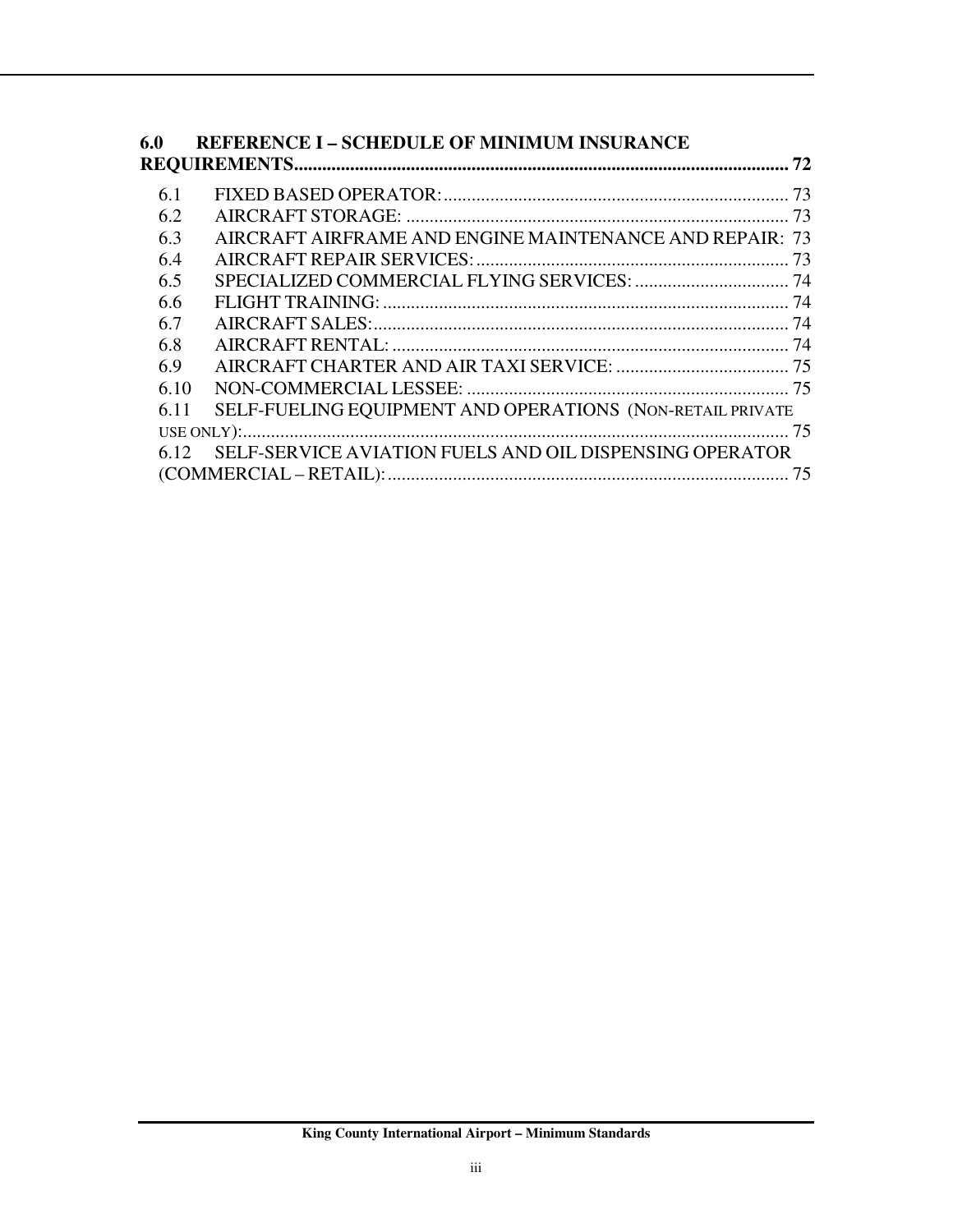**6.0 REFERENCE I – SCHEDULE OF MINIMUM INSURANCE REQUIREMENTS ........................................................................................................ 72**

- 6.1 FIXED BASED OPERATOR: ......................................................................... 73
- 6.2 AIRCRAFT STORAGE: ................................................................................. 73
- 6.3 AIRCRAFT AIRFRAME AND ENGINE MAINTENANCE AND REPAIR: 73
- 6.4 AIRCRAFT REPAIR SERVICES: .................................................................. 73
- 6.5 SPECIALIZED COMMERCIAL FLYING SERVICES: ................................. 74
- 6.6 FLIGHT TRAINING: ...................................................................................... 74
- 6.7 AIRCRAFT SALES: ........................................................................................ 74
- 6.8 AIRCRAFT RENTAL: .................................................................................... 74
- 6.9 AIRCRAFT CHARTER AND AIR TAXI SERVICE: ..................................... 75
- 6.10 NON-COMMERCIAL LESSEE: .................................................................... 75
- 6.11 SELF-FUELING EQUIPMENT AND OPERATIONS (NON-RETAIL PRIVATE USE ONLY): ..................................................................................................... 75
- 6.12 SELF-SERVICE AVIATION FUELS AND OIL DISPENSING OPERATOR (COMMERCIAL – RETAIL): ........................................................................ 75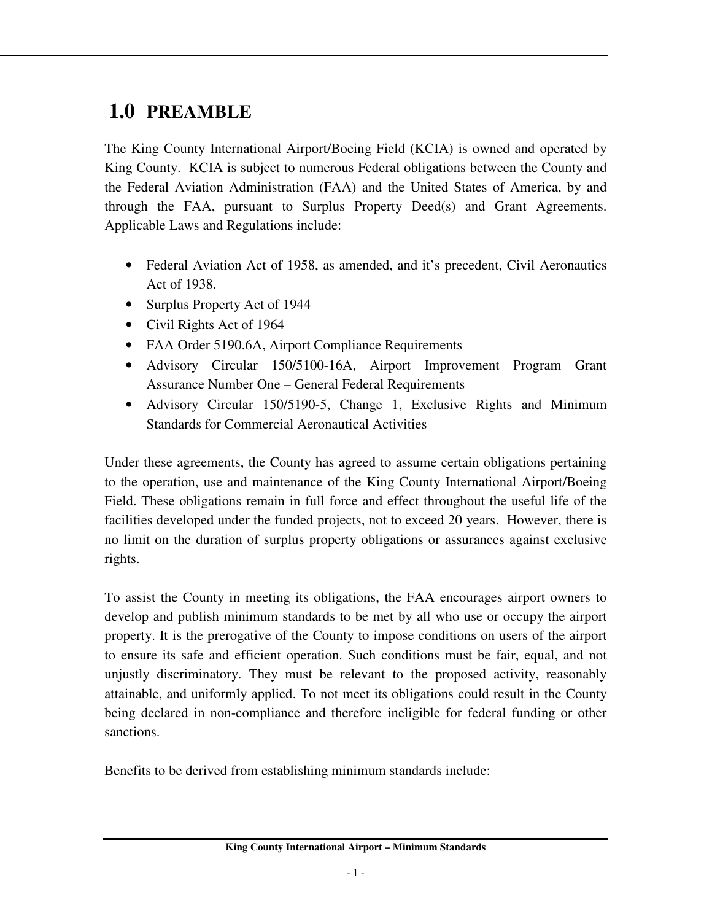# 1.0 PREAMBLE

The King County International Airport/Boeing Field (KCIA) is owned and operated by King County. KCIA is subject to numerous Federal obligations between the County and the Federal Aviation Administration (FAA) and the United States of America, by and through the FAA, pursuant to Surplus Property Deed(s) and Grant Agreements. Applicable Laws and Regulations include:

- Federal Aviation Act of 1958, as amended, and it's precedent, Civil Aeronautics Act of 1938.
- Surplus Property Act of 1944
- Civil Rights Act of 1964
- FAA Order 5190.6A, Airport Compliance Requirements
- Advisory Circular 150/5100-16A, Airport Improvement Program Grant Assurance Number One – General Federal Requirements
- Advisory Circular 150/5190-5, Change 1, Exclusive Rights and Minimum Standards for Commercial Aeronautical Activities

Under these agreements, the County has agreed to assume certain obligations pertaining to the operation, use and maintenance of the King County International Airport/Boeing Field. These obligations remain in full force and effect throughout the useful life of the facilities developed under the funded projects, not to exceed 20 years. However, there is no limit on the duration of surplus property obligations or assurances against exclusive rights.

To assist the County in meeting its obligations, the FAA encourages airport owners to develop and publish minimum standards to be met by all who use or occupy the airport property. It is the prerogative of the County to impose conditions on users of the airport to ensure its safe and efficient operation. Such conditions must be fair, equal, and not unjustly discriminatory. They must be relevant to the proposed activity, reasonably attainable, and uniformly applied. To not meet its obligations could result in the County being declared in non-compliance and therefore ineligible for federal funding or other sanctions.

Benefits to be derived from establishing minimum standards include: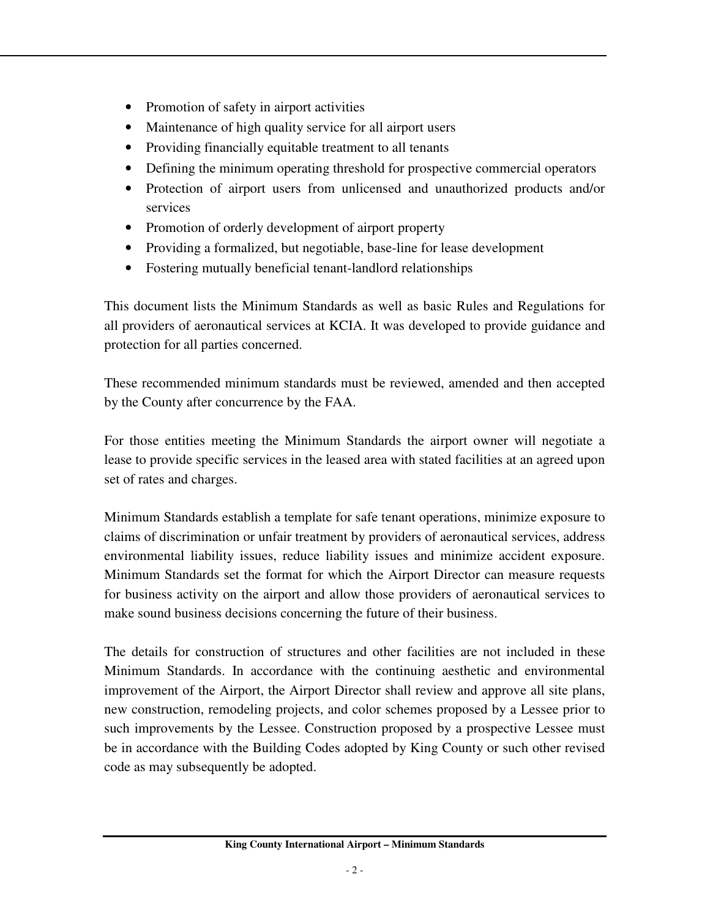- Promotion of safety in airport activities
- Maintenance of high quality service for all airport users
- Providing financially equitable treatment to all tenants
- Defining the minimum operating threshold for prospective commercial operators
- Protection of airport users from unlicensed and unauthorized products and/or services
- Promotion of orderly development of airport property
- Providing a formalized, but negotiable, base-line for lease development
- Fostering mutually beneficial tenant-landlord relationships

This document lists the Minimum Standards as well as basic Rules and Regulations for all providers of aeronautical services at KCIA. It was developed to provide guidance and protection for all parties concerned.

These recommended minimum standards must be reviewed, amended and then accepted by the County after concurrence by the FAA.

For those entities meeting the Minimum Standards the airport owner will negotiate a lease to provide specific services in the leased area with stated facilities at an agreed upon set of rates and charges.

Minimum Standards establish a template for safe tenant operations, minimize exposure to claims of discrimination or unfair treatment by providers of aeronautical services, address environmental liability issues, reduce liability issues and minimize accident exposure. Minimum Standards set the format for which the Airport Director can measure requests for business activity on the airport and allow those providers of aeronautical services to make sound business decisions concerning the future of their business.

The details for construction of structures and other facilities are not included in these Minimum Standards. In accordance with the continuing aesthetic and environmental improvement of the Airport, the Airport Director shall review and approve all site plans, new construction, remodeling projects, and color schemes proposed by a Lessee prior to such improvements by the Lessee. Construction proposed by a prospective Lessee must be in accordance with the Building Codes adopted by King County or such other revised code as may subsequently be adopted.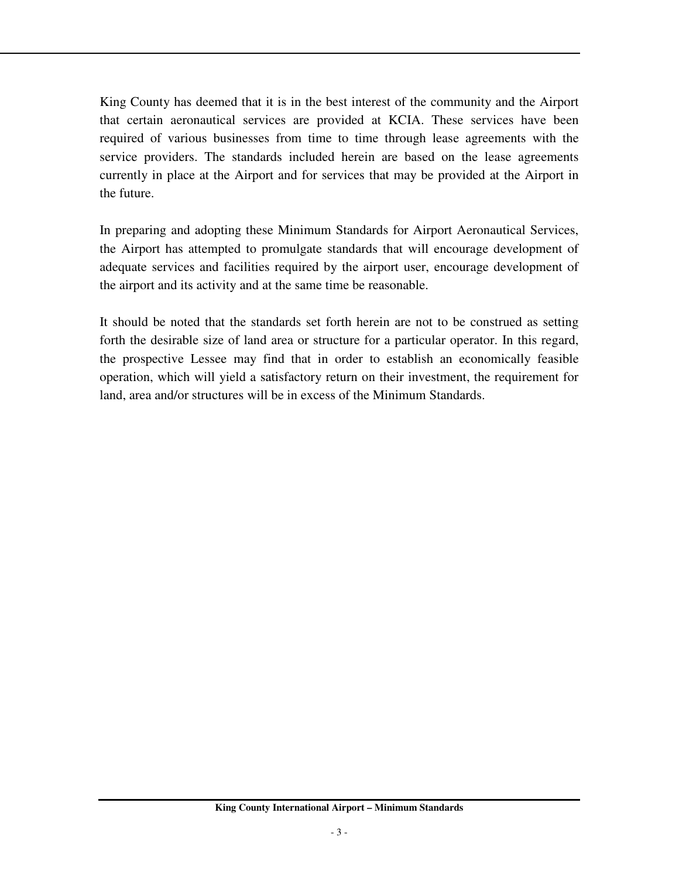King County has deemed that it is in the best interest of the community and the Airport that certain aeronautical services are provided at KCIA. These services have been required of various businesses from time to time through lease agreements with the service providers. The standards included herein are based on the lease agreements currently in place at the Airport and for services that may be provided at the Airport in the future.

In preparing and adopting these Minimum Standards for Airport Aeronautical Services, the Airport has attempted to promulgate standards that will encourage development of adequate services and facilities required by the airport user, encourage development of the airport and its activity and at the same time be reasonable.

It should be noted that the standards set forth herein are not to be construed as setting forth the desirable size of land area or structure for a particular operator. In this regard, the prospective Lessee may find that in order to establish an economically feasible operation, which will yield a satisfactory return on their investment, the requirement for land, area and/or structures will be in excess of the Minimum Standards.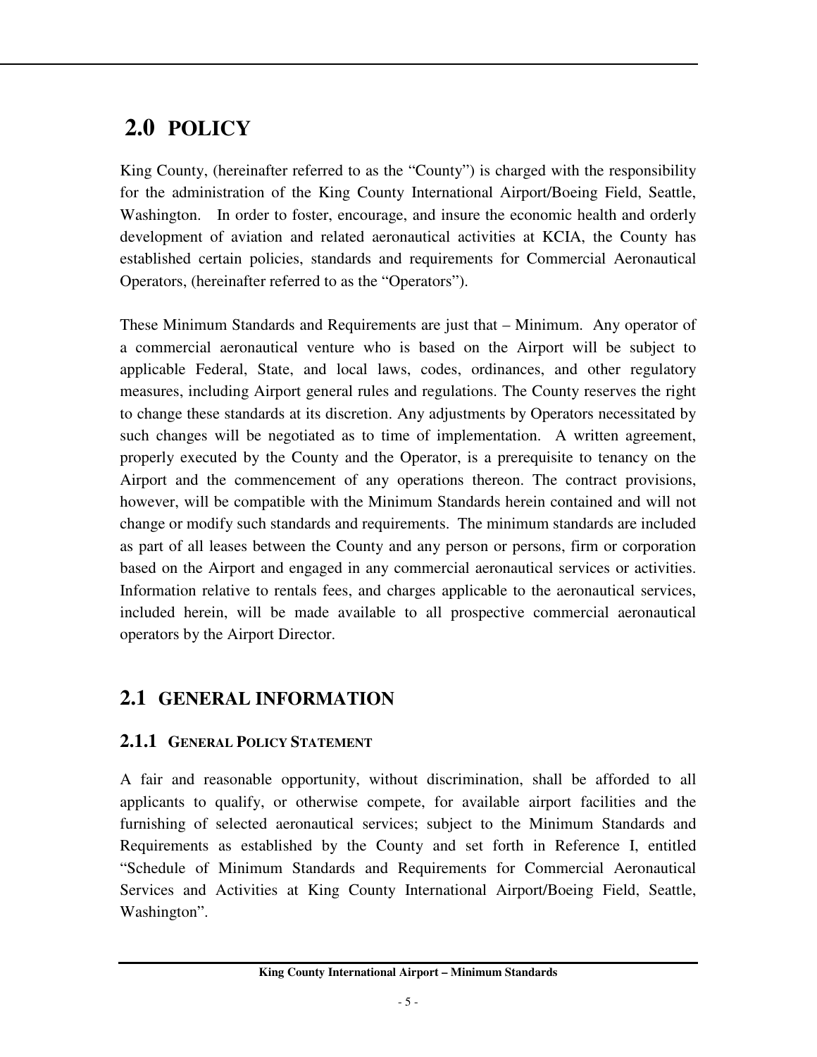# 2.0 POLICY

King County, (hereinafter referred to as the "County") is charged with the responsibility for the administration of the King County International Airport/Boeing Field, Seattle, Washington. In order to foster, encourage, and insure the economic health and orderly development of aviation and related aeronautical activities at KCIA, the County has established certain policies, standards and requirements for Commercial Aeronautical Operators, (hereinafter referred to as the "Operators").

These Minimum Standards and Requirements are just that – Minimum. Any operator of a commercial aeronautical venture who is based on the Airport will be subject to applicable Federal, State, and local laws, codes, ordinances, and other regulatory measures, including Airport general rules and regulations. The County reserves the right to change these standards at its discretion. Any adjustments by Operators necessitated by such changes will be negotiated as to time of implementation. A written agreement, properly executed by the County and the Operator, is a prerequisite to tenancy on the Airport and the commencement of any operations thereon. The contract provisions, however, will be compatible with the Minimum Standards herein contained and will not change or modify such standards and requirements. The minimum standards are included as part of all leases between the County and any person or persons, firm or corporation based on the Airport and engaged in any commercial aeronautical services or activities. Information relative to rentals fees, and charges applicable to the aeronautical services, included herein, will be made available to all prospective commercial aeronautical operators by the Airport Director.

## 2.1 GENERAL INFORMATION

### 2.1.1 GENERAL POLICY STATEMENT

A fair and reasonable opportunity, without discrimination, shall be afforded to all applicants to qualify, or otherwise compete, for available airport facilities and the furnishing of selected aeronautical services; subject to the Minimum Standards and Requirements as established by the County and set forth in Reference I, entitled "Schedule of Minimum Standards and Requirements for Commercial Aeronautical Services and Activities at King County International Airport/Boeing Field, Seattle, Washington".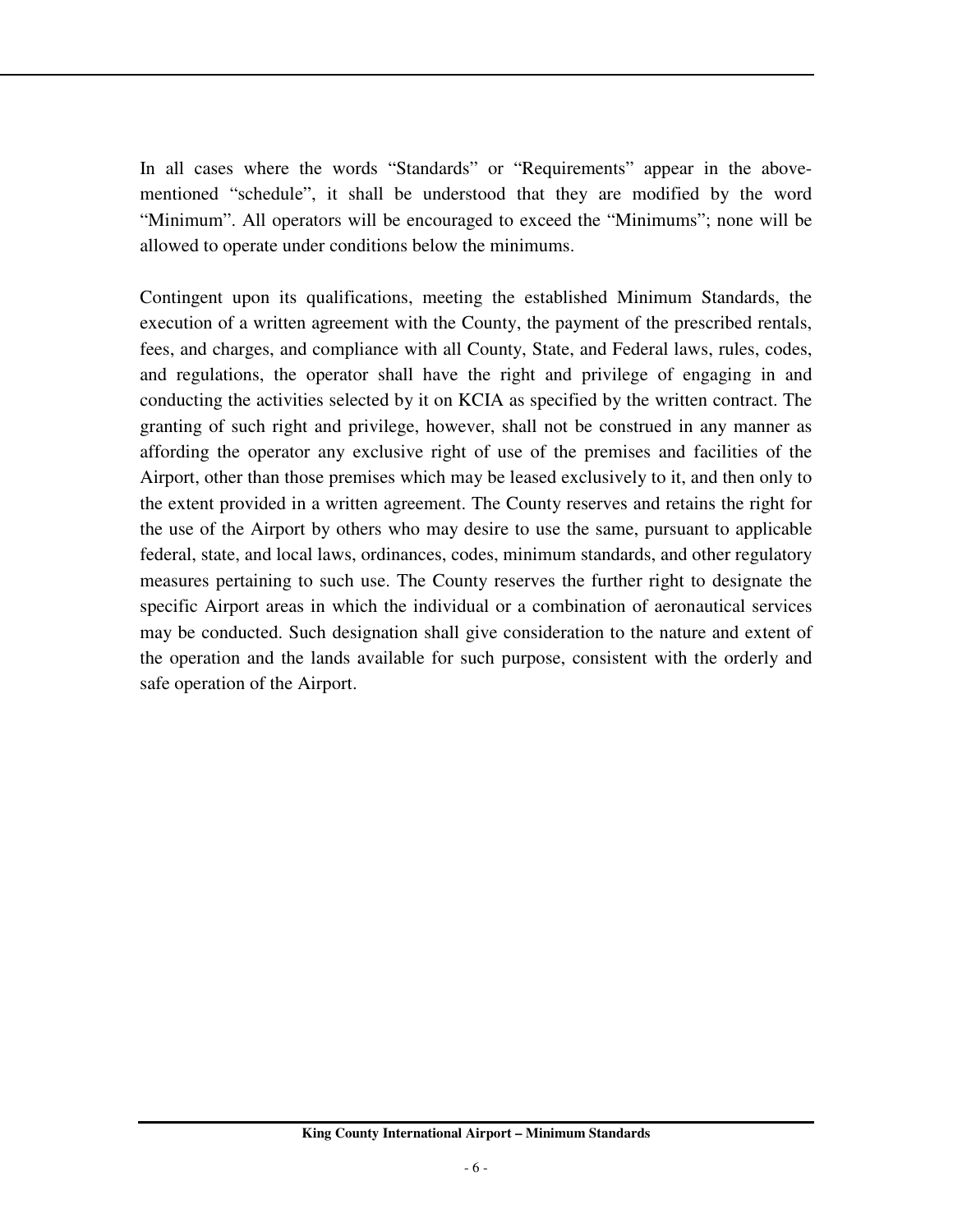In all cases where the words “Standards” or “Requirements” appear in the above-mentioned “schedule”, it shall be understood that they are modified by the word “Minimum”. All operators will be encouraged to exceed the “Minimums”; none will be allowed to operate under conditions below the minimums.

Contingent upon its qualifications, meeting the established Minimum Standards, the execution of a written agreement with the County, the payment of the prescribed rentals, fees, and charges, and compliance with all County, State, and Federal laws, rules, codes, and regulations, the operator shall have the right and privilege of engaging in and conducting the activities selected by it on KCIA as specified by the written contract. The granting of such right and privilege, however, shall not be construed in any manner as affording the operator any exclusive right of use of the premises and facilities of the Airport, other than those premises which may be leased exclusively to it, and then only to the extent provided in a written agreement. The County reserves and retains the right for the use of the Airport by others who may desire to use the same, pursuant to applicable federal, state, and local laws, ordinances, codes, minimum standards, and other regulatory measures pertaining to such use. The County reserves the further right to designate the specific Airport areas in which the individual or a combination of aeronautical services may be conducted. Such designation shall give consideration to the nature and extent of the operation and the lands available for such purpose, consistent with the orderly and safe operation of the Airport.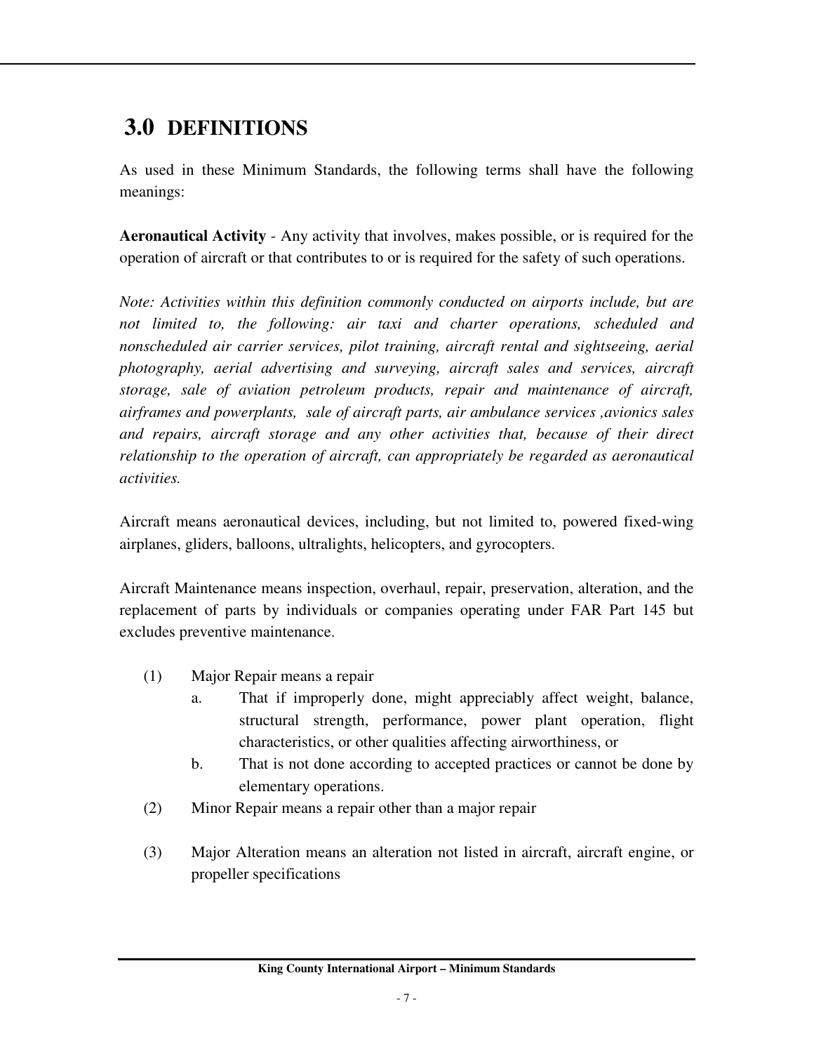# 3.0 DEFINITIONS

As used in these Minimum Standards, the following terms shall have the following meanings:

**Aeronautical Activity** - Any activity that involves, makes possible, or is required for the operation of aircraft or that contributes to or is required for the safety of such operations.

*Note: Activities within this definition commonly conducted on airports include, but are not limited to, the following: air taxi and charter operations, scheduled and nonscheduled air carrier services, pilot training, aircraft rental and sightseeing, aerial photography, aerial advertising and surveying, aircraft sales and services, aircraft storage, sale of aviation petroleum products, repair and maintenance of aircraft, airframes and powerplants, sale of aircraft parts, air ambulance services ,avionics sales and repairs, aircraft storage and any other activities that, because of their direct relationship to the operation of aircraft, can appropriately be regarded as aeronautical activities.*

Aircraft means aeronautical devices, including, but not limited to, powered fixed-wing airplanes, gliders, balloons, ultralights, helicopters, and gyrocopters.

Aircraft Maintenance means inspection, overhaul, repair, preservation, alteration, and the replacement of parts by individuals or companies operating under FAR Part 145 but excludes preventive maintenance.

(1) Major Repair means a repair
   a. That if improperly done, might appreciably affect weight, balance, structural strength, performance, power plant operation, flight characteristics, or other qualities affecting airworthiness, or
   b. That is not done according to accepted practices or cannot be done by elementary operations.

(2) Minor Repair means a repair other than a major repair

(3) Major Alteration means an alteration not listed in aircraft, aircraft engine, or propeller specifications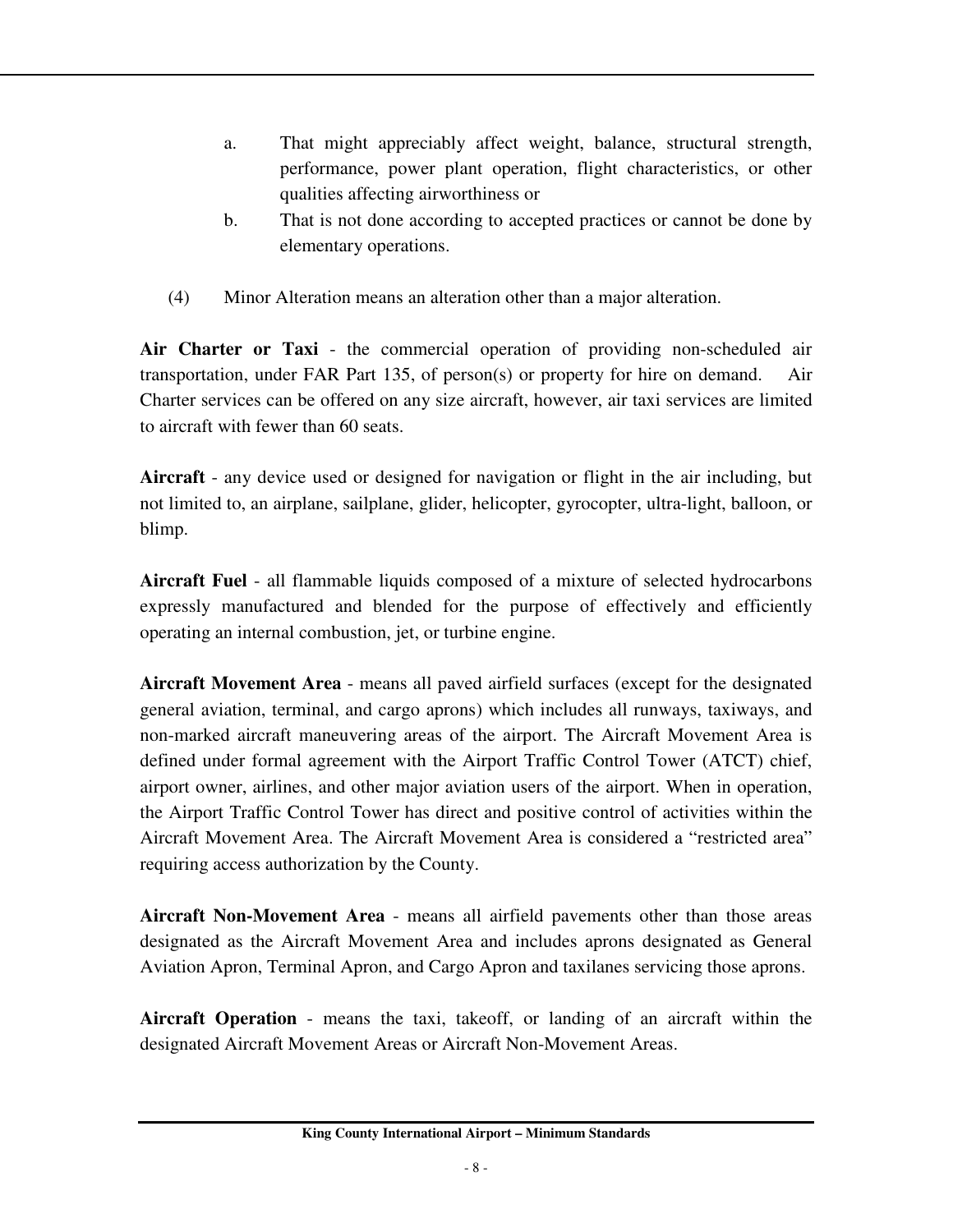a. That might appreciably affect weight, balance, structural strength, performance, power plant operation, flight characteristics, or other qualities affecting airworthiness or

b. That is not done according to accepted practices or cannot be done by elementary operations.

(4) Minor Alteration means an alteration other than a major alteration.

**Air Charter or Taxi** - the commercial operation of providing non-scheduled air transportation, under FAR Part 135, of person(s) or property for hire on demand. Air Charter services can be offered on any size aircraft, however, air taxi services are limited to aircraft with fewer than 60 seats.

**Aircraft** - any device used or designed for navigation or flight in the air including, but not limited to, an airplane, sailplane, glider, helicopter, gyrocopter, ultra-light, balloon, or blimp.

**Aircraft Fuel** - all flammable liquids composed of a mixture of selected hydrocarbons expressly manufactured and blended for the purpose of effectively and efficiently operating an internal combustion, jet, or turbine engine.

**Aircraft Movement Area** - means all paved airfield surfaces (except for the designated general aviation, terminal, and cargo aprons) which includes all runways, taxiways, and non-marked aircraft maneuvering areas of the airport. The Aircraft Movement Area is defined under formal agreement with the Airport Traffic Control Tower (ATCT) chief, airport owner, airlines, and other major aviation users of the airport. When in operation, the Airport Traffic Control Tower has direct and positive control of activities within the Aircraft Movement Area. The Aircraft Movement Area is considered a "restricted area" requiring access authorization by the County.

**Aircraft Non-Movement Area** - means all airfield pavements other than those areas designated as the Aircraft Movement Area and includes aprons designated as General Aviation Apron, Terminal Apron, and Cargo Apron and taxilanes servicing those aprons.

**Aircraft Operation** - means the taxi, takeoff, or landing of an aircraft within the designated Aircraft Movement Areas or Aircraft Non-Movement Areas.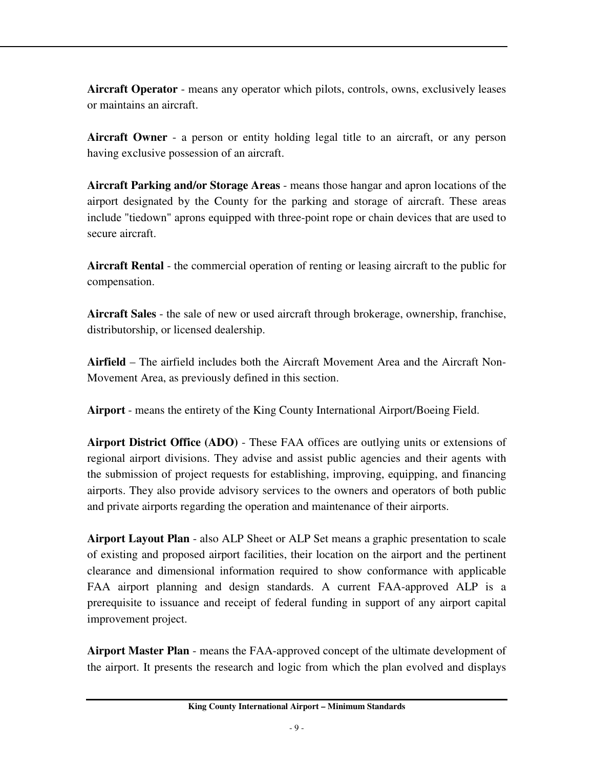**Aircraft Operator** - means any operator which pilots, controls, owns, exclusively leases or maintains an aircraft.

**Aircraft Owner** - a person or entity holding legal title to an aircraft, or any person having exclusive possession of an aircraft.

**Aircraft Parking and/or Storage Areas** - means those hangar and apron locations of the airport designated by the County for the parking and storage of aircraft. These areas include "tiedown" aprons equipped with three-point rope or chain devices that are used to secure aircraft.

**Aircraft Rental** - the commercial operation of renting or leasing aircraft to the public for compensation.

**Aircraft Sales** - the sale of new or used aircraft through brokerage, ownership, franchise, distributorship, or licensed dealership.

**Airfield** – The airfield includes both the Aircraft Movement Area and the Aircraft Non-Movement Area, as previously defined in this section.

**Airport** - means the entirety of the King County International Airport/Boeing Field.

**Airport District Office (ADO)** - These FAA offices are outlying units or extensions of regional airport divisions. They advise and assist public agencies and their agents with the submission of project requests for establishing, improving, equipping, and financing airports. They also provide advisory services to the owners and operators of both public and private airports regarding the operation and maintenance of their airports.

**Airport Layout Plan** - also ALP Sheet or ALP Set means a graphic presentation to scale of existing and proposed airport facilities, their location on the airport and the pertinent clearance and dimensional information required to show conformance with applicable FAA airport planning and design standards. A current FAA-approved ALP is a prerequisite to issuance and receipt of federal funding in support of any airport capital improvement project.

**Airport Master Plan** - means the FAA-approved concept of the ultimate development of the airport. It presents the research and logic from which the plan evolved and displays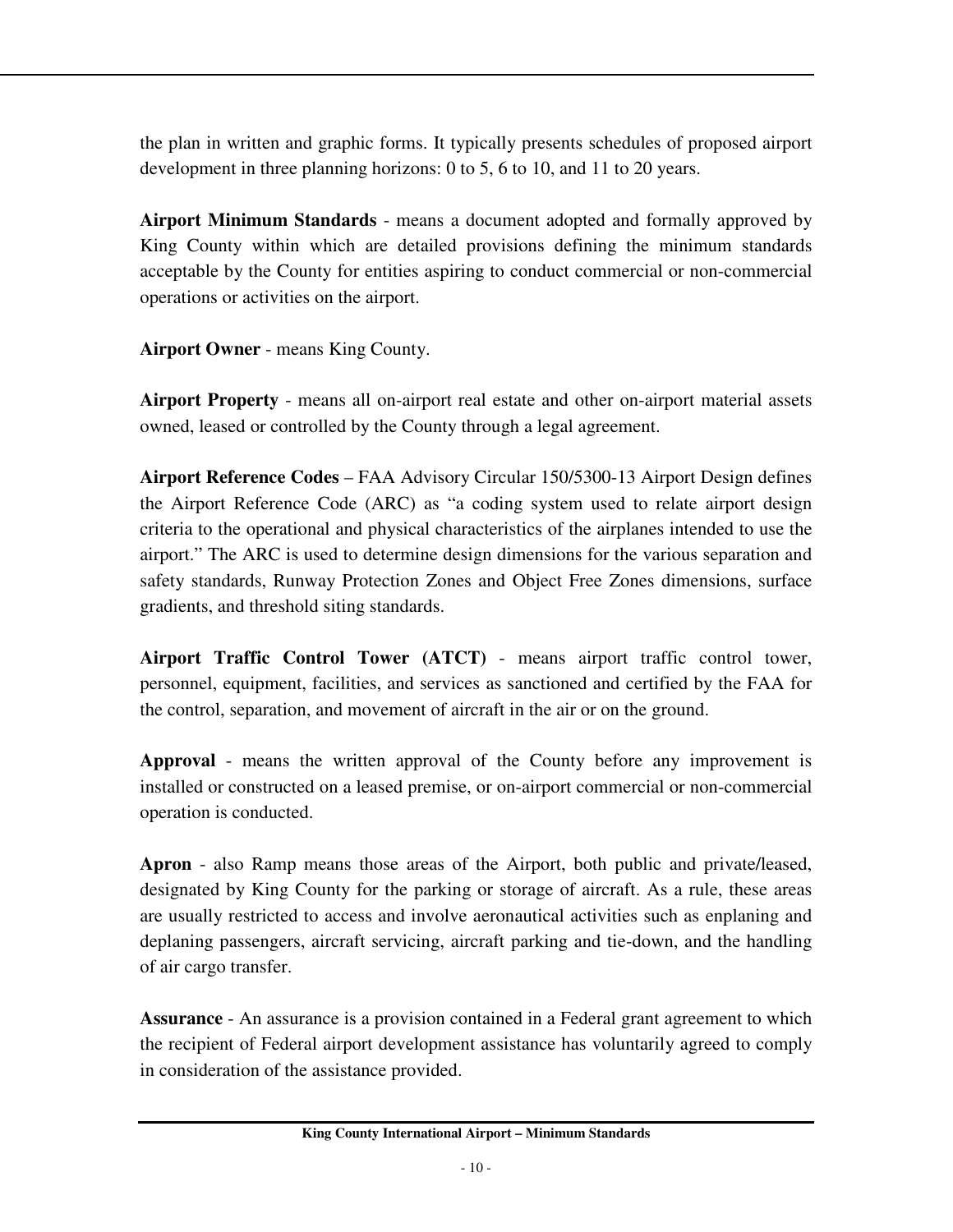the plan in written and graphic forms. It typically presents schedules of proposed airport development in three planning horizons: 0 to 5, 6 to 10, and 11 to 20 years.

**Airport Minimum Standards** - means a document adopted and formally approved by King County within which are detailed provisions defining the minimum standards acceptable by the County for entities aspiring to conduct commercial or non-commercial operations or activities on the airport.

**Airport Owner** - means King County.

**Airport Property** - means all on-airport real estate and other on-airport material assets owned, leased or controlled by the County through a legal agreement.

**Airport Reference Codes** – FAA Advisory Circular 150/5300-13 Airport Design defines the Airport Reference Code (ARC) as "a coding system used to relate airport design criteria to the operational and physical characteristics of the airplanes intended to use the airport." The ARC is used to determine design dimensions for the various separation and safety standards, Runway Protection Zones and Object Free Zones dimensions, surface gradients, and threshold siting standards.

**Airport Traffic Control Tower (ATCT)** - means airport traffic control tower, personnel, equipment, facilities, and services as sanctioned and certified by the FAA for the control, separation, and movement of aircraft in the air or on the ground.

**Approval** - means the written approval of the County before any improvement is installed or constructed on a leased premise, or on-airport commercial or non-commercial operation is conducted.

**Apron** - also Ramp means those areas of the Airport, both public and private/leased, designated by King County for the parking or storage of aircraft. As a rule, these areas are usually restricted to access and involve aeronautical activities such as enplaning and deplaning passengers, aircraft servicing, aircraft parking and tie-down, and the handling of air cargo transfer.

**Assurance** - An assurance is a provision contained in a Federal grant agreement to which the recipient of Federal airport development assistance has voluntarily agreed to comply in consideration of the assistance provided.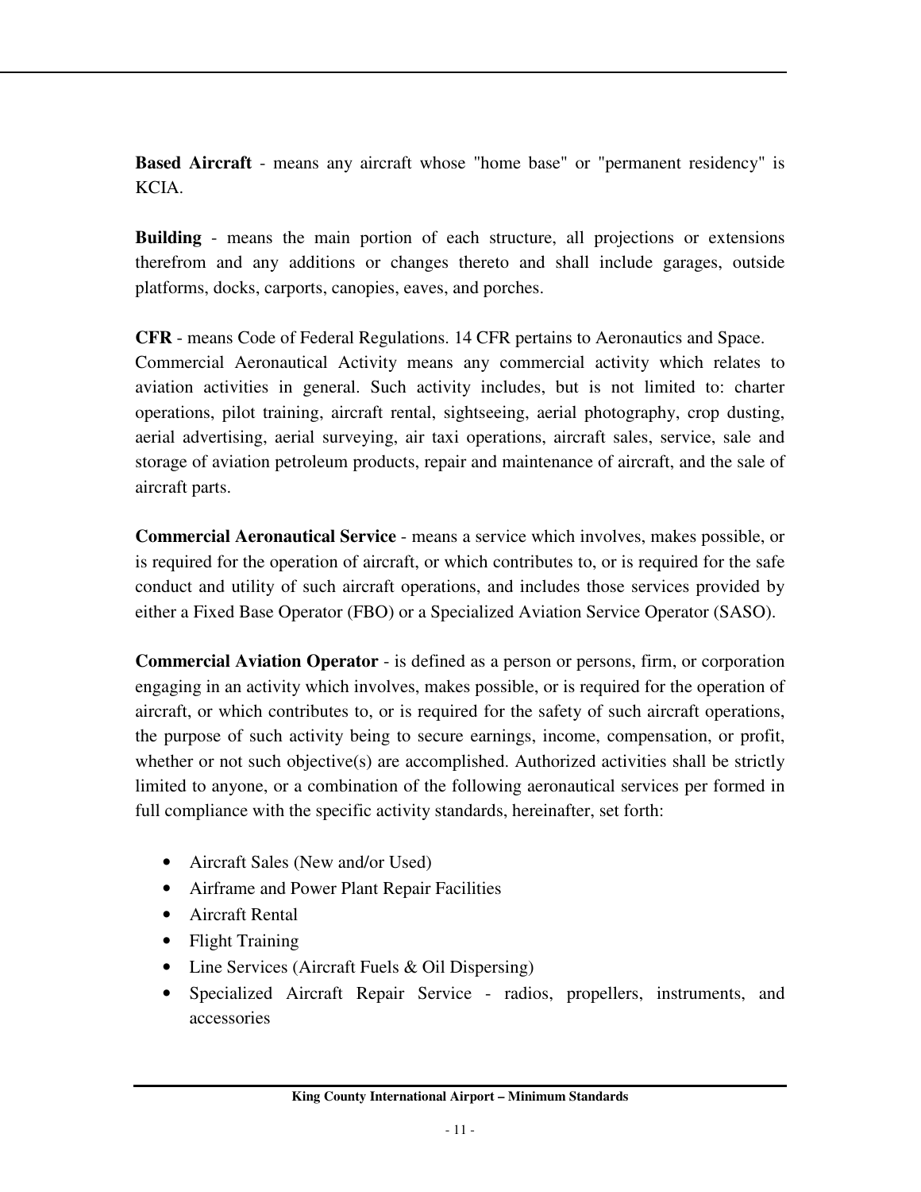**Based Aircraft** - means any aircraft whose "home base" or "permanent residency" is KCIA.

**Building** - means the main portion of each structure, all projections or extensions therefrom and any additions or changes thereto and shall include garages, outside platforms, docks, carports, canopies, eaves, and porches.

**CFR** - means Code of Federal Regulations. 14 CFR pertains to Aeronautics and Space.
Commercial Aeronautical Activity means any commercial activity which relates to aviation activities in general. Such activity includes, but is not limited to: charter operations, pilot training, aircraft rental, sightseeing, aerial photography, crop dusting, aerial advertising, aerial surveying, air taxi operations, aircraft sales, service, sale and storage of aviation petroleum products, repair and maintenance of aircraft, and the sale of aircraft parts.

**Commercial Aeronautical Service** - means a service which involves, makes possible, or is required for the operation of aircraft, or which contributes to, or is required for the safe conduct and utility of such aircraft operations, and includes those services provided by either a Fixed Base Operator (FBO) or a Specialized Aviation Service Operator (SASO).

**Commercial Aviation Operator** - is defined as a person or persons, firm, or corporation engaging in an activity which involves, makes possible, or is required for the operation of aircraft, or which contributes to, or is required for the safety of such aircraft operations, the purpose of such activity being to secure earnings, income, compensation, or profit, whether or not such objective(s) are accomplished. Authorized activities shall be strictly limited to anyone, or a combination of the following aeronautical services per formed in full compliance with the specific activity standards, hereinafter, set forth:

- Aircraft Sales (New and/or Used)
- Airframe and Power Plant Repair Facilities
- Aircraft Rental
- Flight Training
- Line Services (Aircraft Fuels & Oil Dispersing)
- Specialized Aircraft Repair Service - radios, propellers, instruments, and accessories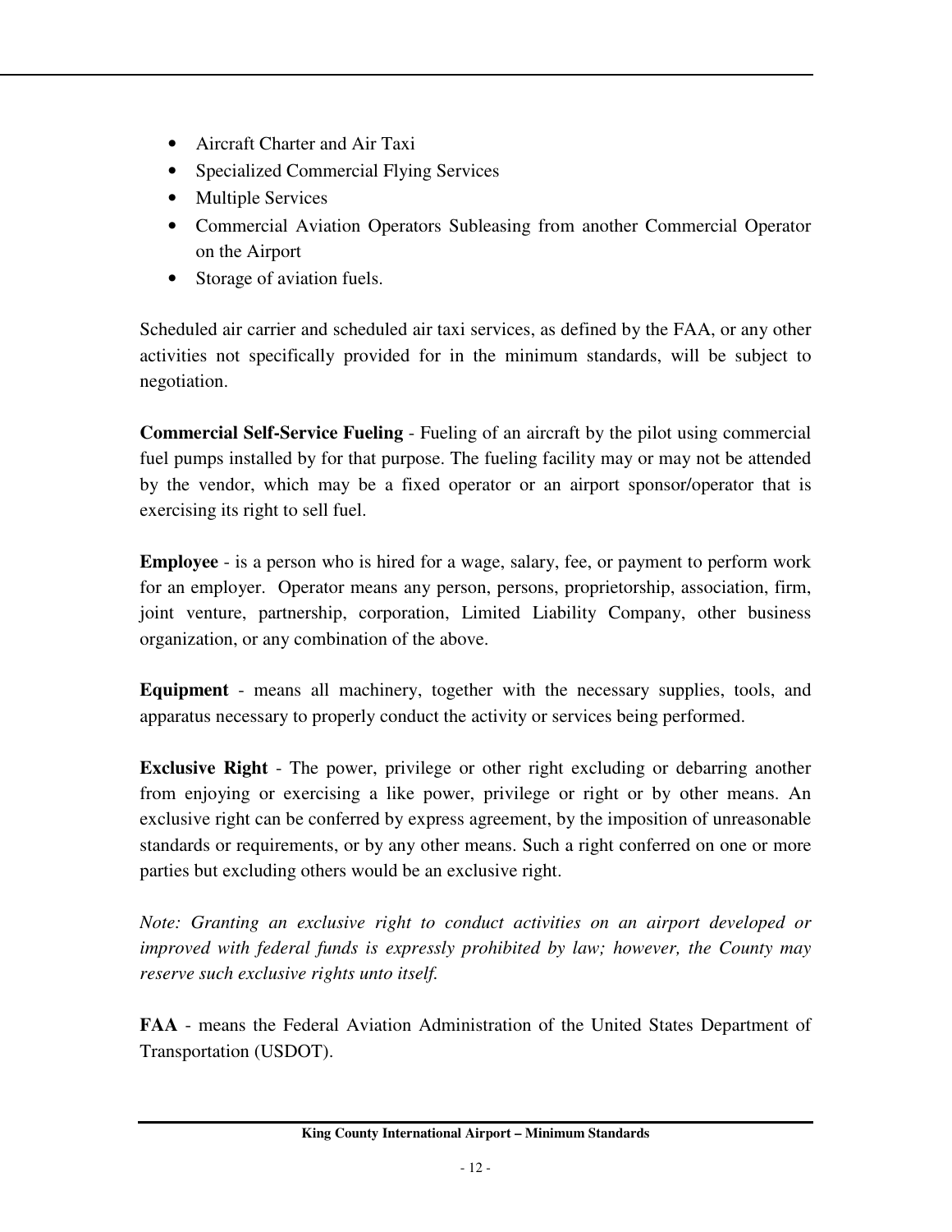- Aircraft Charter and Air Taxi
- Specialized Commercial Flying Services
- Multiple Services
- Commercial Aviation Operators Subleasing from another Commercial Operator on the Airport
- Storage of aviation fuels.

Scheduled air carrier and scheduled air taxi services, as defined by the FAA, or any other activities not specifically provided for in the minimum standards, will be subject to negotiation.

**Commercial Self-Service Fueling** - Fueling of an aircraft by the pilot using commercial fuel pumps installed by for that purpose. The fueling facility may or may not be attended by the vendor, which may be a fixed operator or an airport sponsor/operator that is exercising its right to sell fuel.

**Employee** - is a person who is hired for a wage, salary, fee, or payment to perform work for an employer. Operator means any person, persons, proprietorship, association, firm, joint venture, partnership, corporation, Limited Liability Company, other business organization, or any combination of the above.

**Equipment** - means all machinery, together with the necessary supplies, tools, and apparatus necessary to properly conduct the activity or services being performed.

**Exclusive Right** - The power, privilege or other right excluding or debarring another from enjoying or exercising a like power, privilege or right or by other means. An exclusive right can be conferred by express agreement, by the imposition of unreasonable standards or requirements, or by any other means. Such a right conferred on one or more parties but excluding others would be an exclusive right.

*Note: Granting an exclusive right to conduct activities on an airport developed or improved with federal funds is expressly prohibited by law; however, the County may reserve such exclusive rights unto itself.*

**FAA** - means the Federal Aviation Administration of the United States Department of Transportation (USDOT).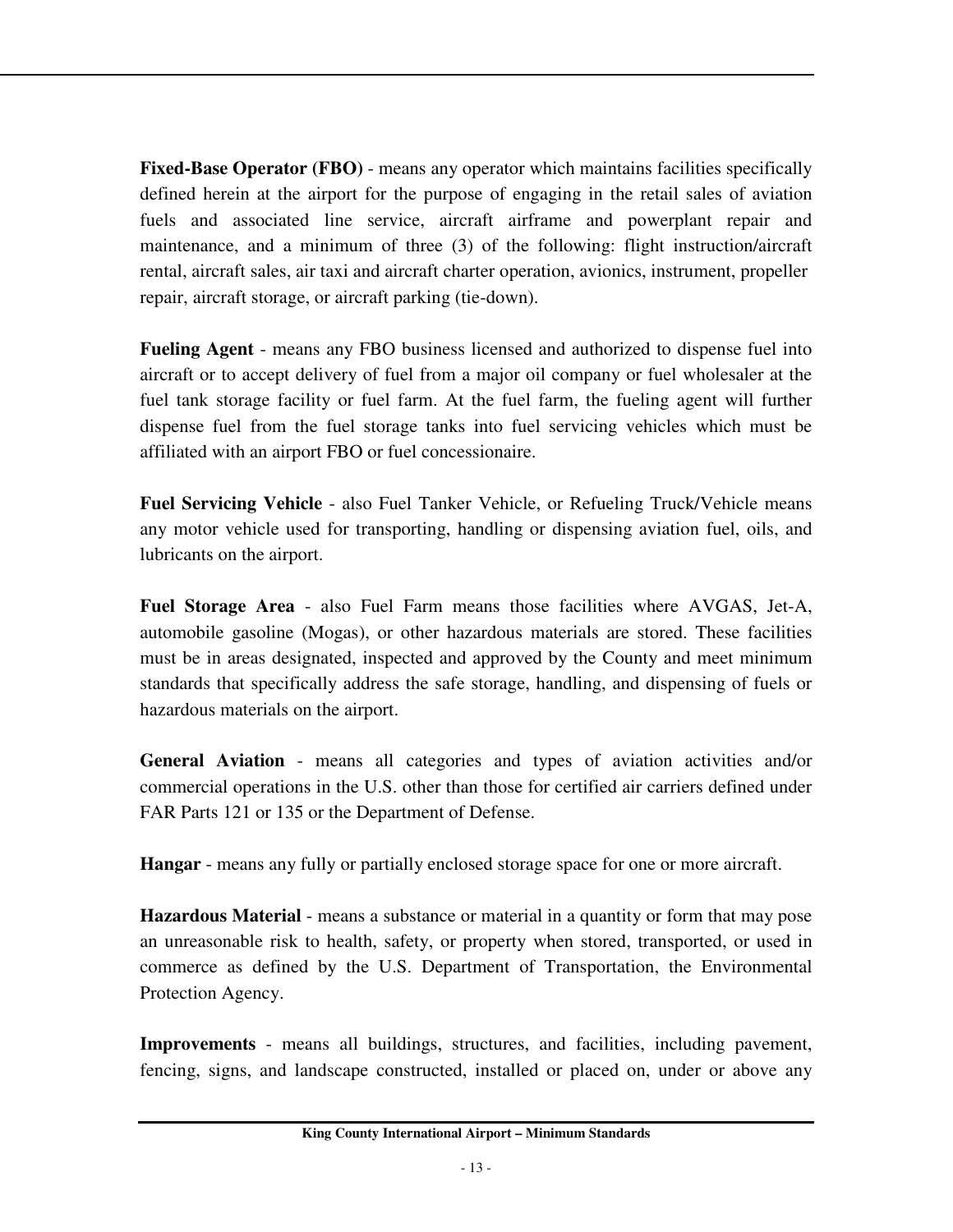**Fixed-Base Operator (FBO)** - means any operator which maintains facilities specifically defined herein at the airport for the purpose of engaging in the retail sales of aviation fuels and associated line service, aircraft airframe and powerplant repair and maintenance, and a minimum of three (3) of the following: flight instruction/aircraft rental, aircraft sales, air taxi and aircraft charter operation, avionics, instrument, propeller repair, aircraft storage, or aircraft parking (tie-down).

**Fueling Agent** - means any FBO business licensed and authorized to dispense fuel into aircraft or to accept delivery of fuel from a major oil company or fuel wholesaler at the fuel tank storage facility or fuel farm. At the fuel farm, the fueling agent will further dispense fuel from the fuel storage tanks into fuel servicing vehicles which must be affiliated with an airport FBO or fuel concessionaire.

**Fuel Servicing Vehicle** - also Fuel Tanker Vehicle, or Refueling Truck/Vehicle means any motor vehicle used for transporting, handling or dispensing aviation fuel, oils, and lubricants on the airport.

**Fuel Storage Area** - also Fuel Farm means those facilities where AVGAS, Jet-A, automobile gasoline (Mogas), or other hazardous materials are stored. These facilities must be in areas designated, inspected and approved by the County and meet minimum standards that specifically address the safe storage, handling, and dispensing of fuels or hazardous materials on the airport.

**General Aviation** - means all categories and types of aviation activities and/or commercial operations in the U.S. other than those for certified air carriers defined under FAR Parts 121 or 135 or the Department of Defense.

**Hangar** - means any fully or partially enclosed storage space for one or more aircraft.

**Hazardous Material** - means a substance or material in a quantity or form that may pose an unreasonable risk to health, safety, or property when stored, transported, or used in commerce as defined by the U.S. Department of Transportation, the Environmental Protection Agency.

**Improvements** - means all buildings, structures, and facilities, including pavement, fencing, signs, and landscape constructed, installed or placed on, under or above any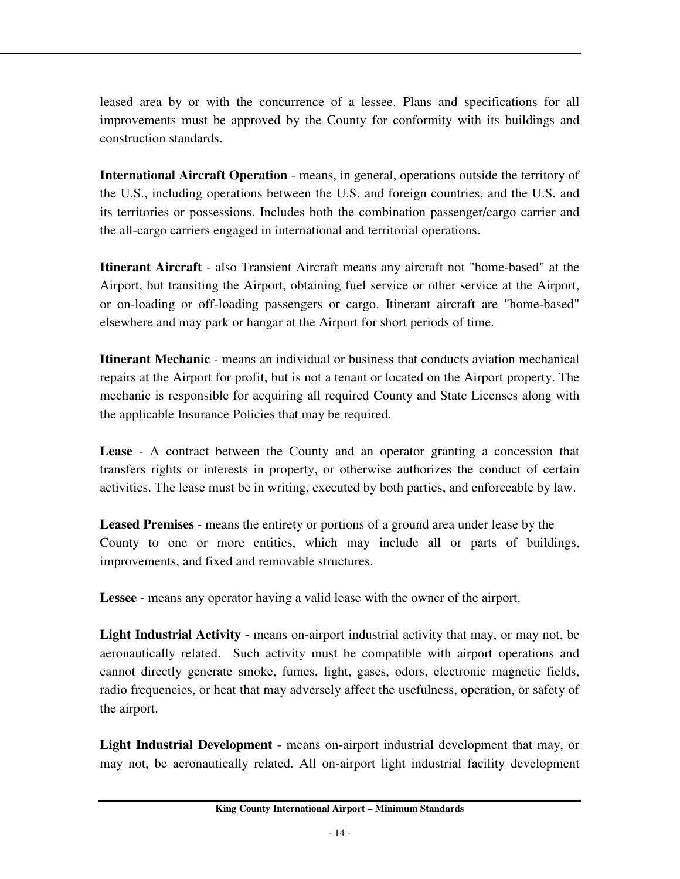leased area by or with the concurrence of a lessee. Plans and specifications for all improvements must be approved by the County for conformity with its buildings and construction standards.

**International Aircraft Operation** - means, in general, operations outside the territory of the U.S., including operations between the U.S. and foreign countries, and the U.S. and its territories or possessions. Includes both the combination passenger/cargo carrier and the all-cargo carriers engaged in international and territorial operations.

**Itinerant Aircraft** - also Transient Aircraft means any aircraft not "home-based" at the Airport, but transiting the Airport, obtaining fuel service or other service at the Airport, or on-loading or off-loading passengers or cargo. Itinerant aircraft are "home-based" elsewhere and may park or hangar at the Airport for short periods of time.

**Itinerant Mechanic** - means an individual or business that conducts aviation mechanical repairs at the Airport for profit, but is not a tenant or located on the Airport property. The mechanic is responsible for acquiring all required County and State Licenses along with the applicable Insurance Policies that may be required.

**Lease** - A contract between the County and an operator granting a concession that transfers rights or interests in property, or otherwise authorizes the conduct of certain activities. The lease must be in writing, executed by both parties, and enforceable by law.

**Leased Premises** - means the entirety or portions of a ground area under lease by the County to one or more entities, which may include all or parts of buildings, improvements, and fixed and removable structures.

**Lessee** - means any operator having a valid lease with the owner of the airport.

**Light Industrial Activity** - means on-airport industrial activity that may, or may not, be aeronautically related. Such activity must be compatible with airport operations and cannot directly generate smoke, fumes, light, gases, odors, electronic magnetic fields, radio frequencies, or heat that may adversely affect the usefulness, operation, or safety of the airport.

**Light Industrial Development** - means on-airport industrial development that may, or may not, be aeronautically related. All on-airport light industrial facility development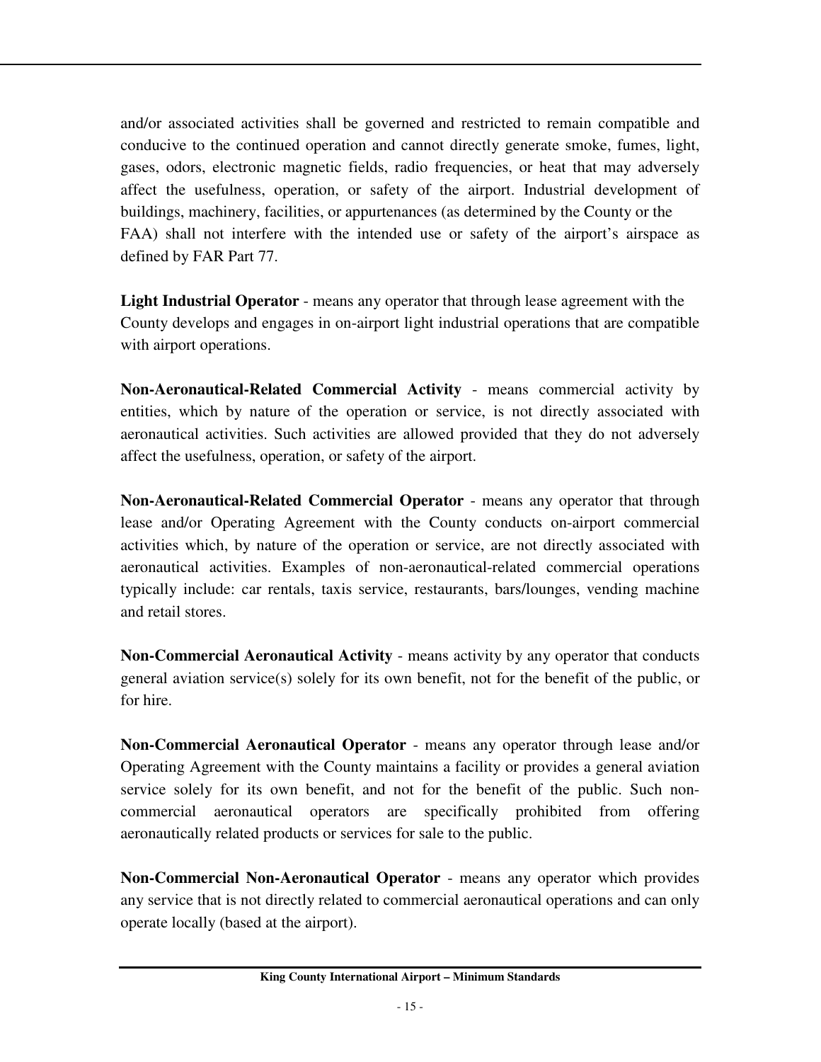and/or associated activities shall be governed and restricted to remain compatible and conducive to the continued operation and cannot directly generate smoke, fumes, light, gases, odors, electronic magnetic fields, radio frequencies, or heat that may adversely affect the usefulness, operation, or safety of the airport. Industrial development of buildings, machinery, facilities, or appurtenances (as determined by the County or the FAA) shall not interfere with the intended use or safety of the airport's airspace as defined by FAR Part 77.

**Light Industrial Operator** - means any operator that through lease agreement with the County develops and engages in on-airport light industrial operations that are compatible with airport operations.

**Non-Aeronautical-Related Commercial Activity** - means commercial activity by entities, which by nature of the operation or service, is not directly associated with aeronautical activities. Such activities are allowed provided that they do not adversely affect the usefulness, operation, or safety of the airport.

**Non-Aeronautical-Related Commercial Operator** - means any operator that through lease and/or Operating Agreement with the County conducts on-airport commercial activities which, by nature of the operation or service, are not directly associated with aeronautical activities. Examples of non-aeronautical-related commercial operations typically include: car rentals, taxis service, restaurants, bars/lounges, vending machine and retail stores.

**Non-Commercial Aeronautical Activity** - means activity by any operator that conducts general aviation service(s) solely for its own benefit, not for the benefit of the public, or for hire.

**Non-Commercial Aeronautical Operator** - means any operator through lease and/or Operating Agreement with the County maintains a facility or provides a general aviation service solely for its own benefit, and not for the benefit of the public. Such non-commercial aeronautical operators are specifically prohibited from offering aeronautically related products or services for sale to the public.

**Non-Commercial Non-Aeronautical Operator** - means any operator which provides any service that is not directly related to commercial aeronautical operations and can only operate locally (based at the airport).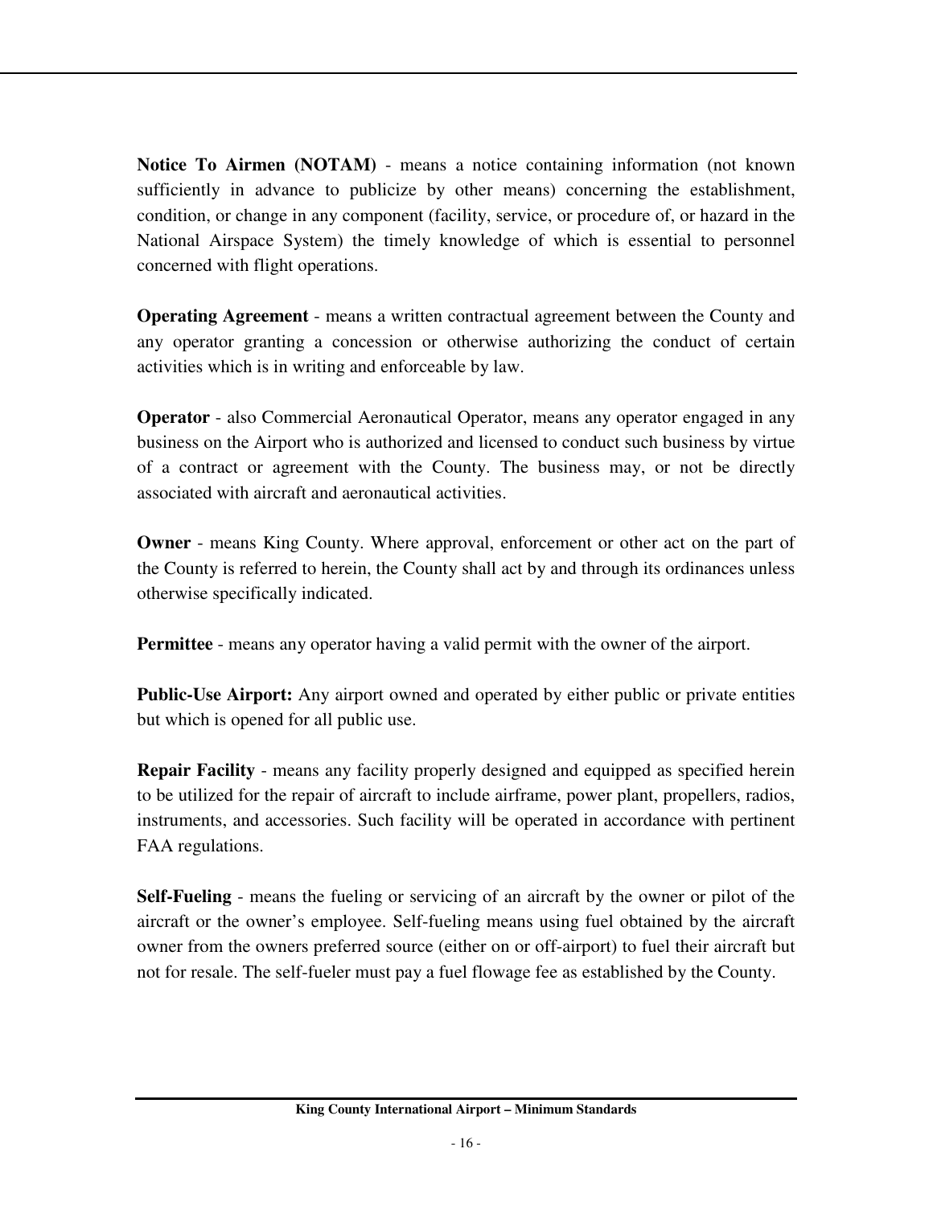**Notice To Airmen (NOTAM)** - means a notice containing information (not known sufficiently in advance to publicize by other means) concerning the establishment, condition, or change in any component (facility, service, or procedure of, or hazard in the National Airspace System) the timely knowledge of which is essential to personnel concerned with flight operations.

**Operating Agreement** - means a written contractual agreement between the County and any operator granting a concession or otherwise authorizing the conduct of certain activities which is in writing and enforceable by law.

**Operator** - also Commercial Aeronautical Operator, means any operator engaged in any business on the Airport who is authorized and licensed to conduct such business by virtue of a contract or agreement with the County. The business may, or not be directly associated with aircraft and aeronautical activities.

**Owner** - means King County. Where approval, enforcement or other act on the part of the County is referred to herein, the County shall act by and through its ordinances unless otherwise specifically indicated.

**Permittee** - means any operator having a valid permit with the owner of the airport.

**Public-Use Airport:** Any airport owned and operated by either public or private entities but which is opened for all public use.

**Repair Facility** - means any facility properly designed and equipped as specified herein to be utilized for the repair of aircraft to include airframe, power plant, propellers, radios, instruments, and accessories. Such facility will be operated in accordance with pertinent FAA regulations.

**Self-Fueling** - means the fueling or servicing of an aircraft by the owner or pilot of the aircraft or the owner's employee. Self-fueling means using fuel obtained by the aircraft owner from the owners preferred source (either on or off-airport) to fuel their aircraft but not for resale. The self-fueler must pay a fuel flowage fee as established by the County.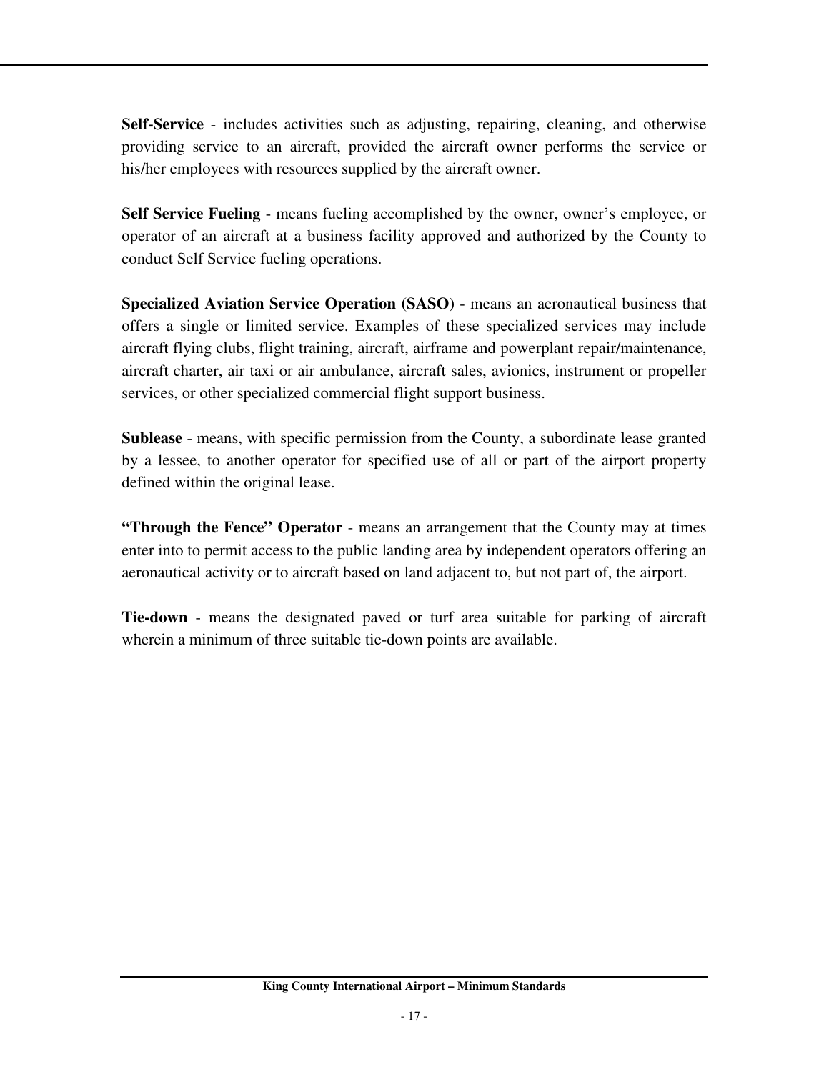**Self-Service** - includes activities such as adjusting, repairing, cleaning, and otherwise providing service to an aircraft, provided the aircraft owner performs the service or his/her employees with resources supplied by the aircraft owner.

**Self Service Fueling** - means fueling accomplished by the owner, owner's employee, or operator of an aircraft at a business facility approved and authorized by the County to conduct Self Service fueling operations.

**Specialized Aviation Service Operation (SASO)** - means an aeronautical business that offers a single or limited service. Examples of these specialized services may include aircraft flying clubs, flight training, aircraft, airframe and powerplant repair/maintenance, aircraft charter, air taxi or air ambulance, aircraft sales, avionics, instrument or propeller services, or other specialized commercial flight support business.

**Sublease** - means, with specific permission from the County, a subordinate lease granted by a lessee, to another operator for specified use of all or part of the airport property defined within the original lease.

**"Through the Fence" Operator** - means an arrangement that the County may at times enter into to permit access to the public landing area by independent operators offering an aeronautical activity or to aircraft based on land adjacent to, but not part of, the airport.

**Tie-down** - means the designated paved or turf area suitable for parking of aircraft wherein a minimum of three suitable tie-down points are available.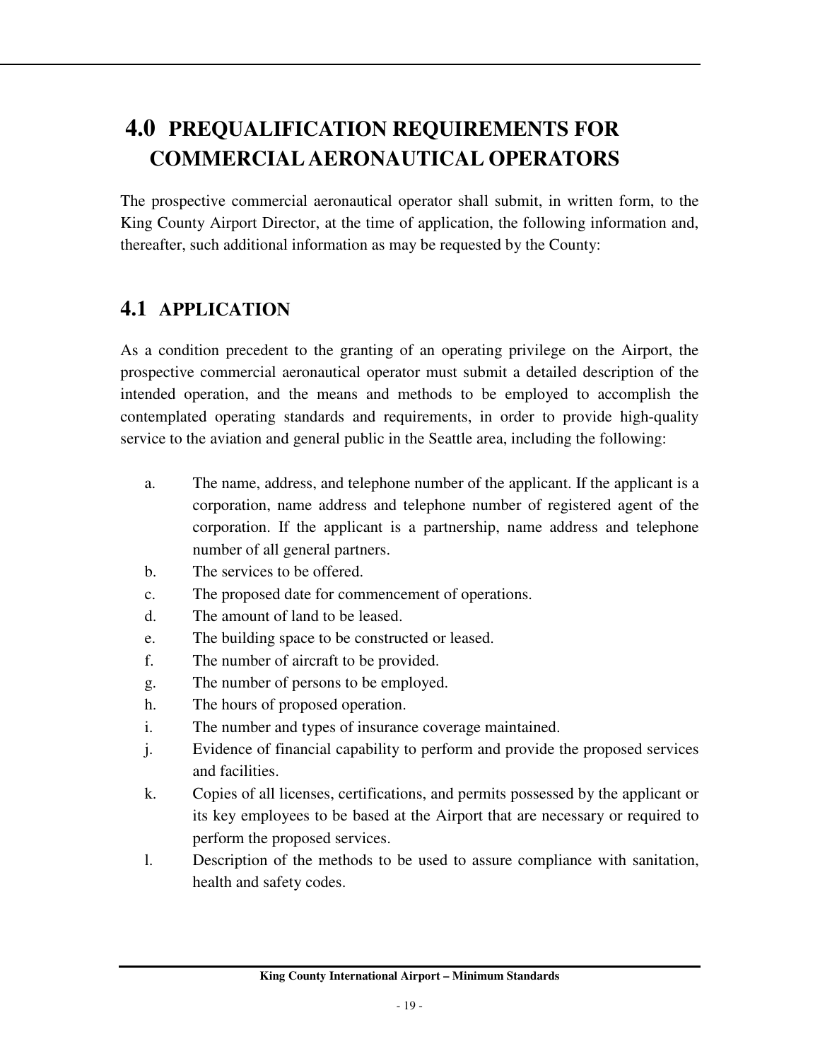# 4.0 PREQUALIFICATION REQUIREMENTS FOR COMMERCIAL AERONAUTICAL OPERATORS

The prospective commercial aeronautical operator shall submit, in written form, to the King County Airport Director, at the time of application, the following information and, thereafter, such additional information as may be requested by the County:

## 4.1 APPLICATION

As a condition precedent to the granting of an operating privilege on the Airport, the prospective commercial aeronautical operator must submit a detailed description of the intended operation, and the means and methods to be employed to accomplish the contemplated operating standards and requirements, in order to provide high-quality service to the aviation and general public in the Seattle area, including the following:

a. The name, address, and telephone number of the applicant. If the applicant is a corporation, name address and telephone number of registered agent of the corporation. If the applicant is a partnership, name address and telephone number of all general partners.

b. The services to be offered.

c. The proposed date for commencement of operations.

d. The amount of land to be leased.

e. The building space to be constructed or leased.

f. The number of aircraft to be provided.

g. The number of persons to be employed.

h. The hours of proposed operation.

i. The number and types of insurance coverage maintained.

j. Evidence of financial capability to perform and provide the proposed services and facilities.

k. Copies of all licenses, certifications, and permits possessed by the applicant or its key employees to be based at the Airport that are necessary or required to perform the proposed services.

l. Description of the methods to be used to assure compliance with sanitation, health and safety codes.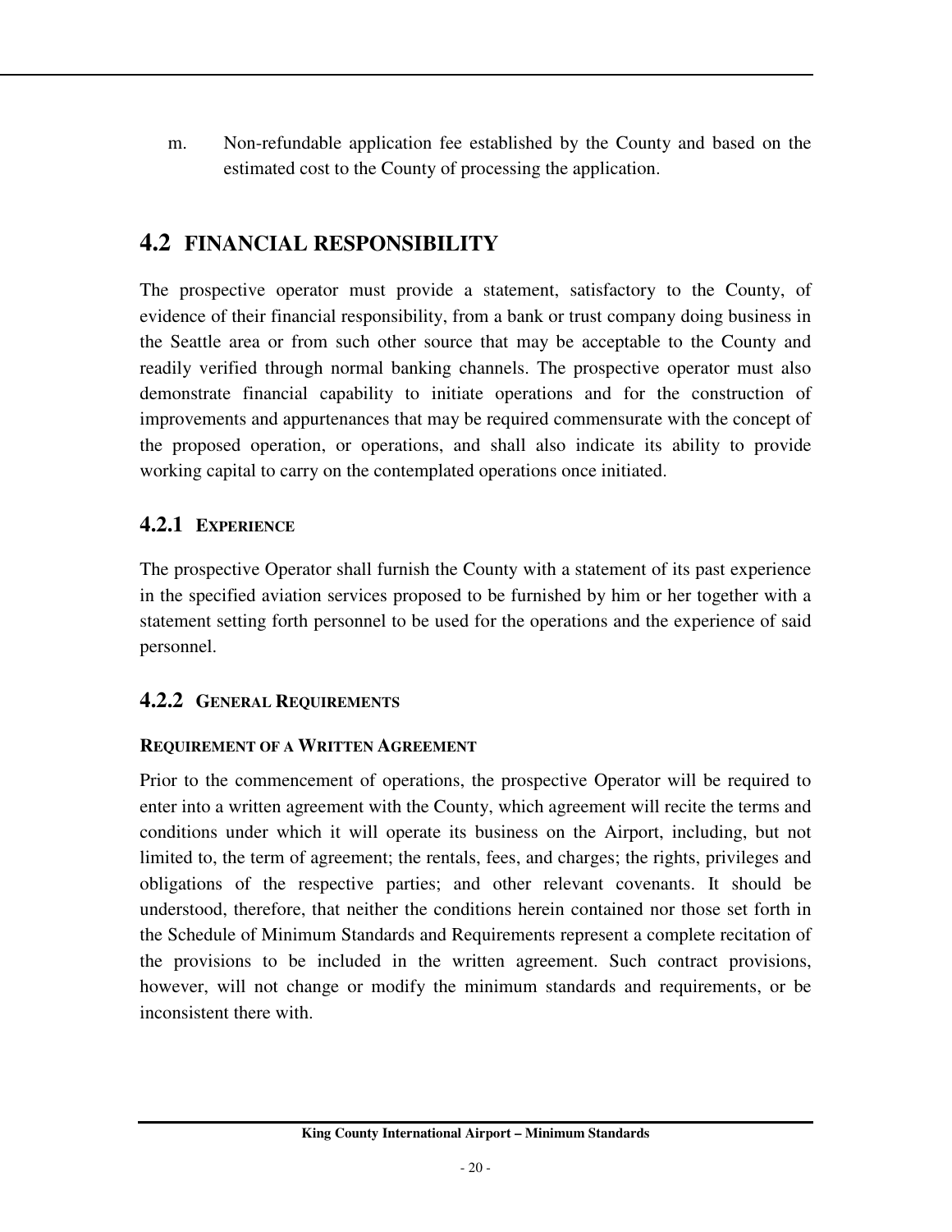m. Non-refundable application fee established by the County and based on the estimated cost to the County of processing the application.

## 4.2 FINANCIAL RESPONSIBILITY

The prospective operator must provide a statement, satisfactory to the County, of evidence of their financial responsibility, from a bank or trust company doing business in the Seattle area or from such other source that may be acceptable to the County and readily verified through normal banking channels. The prospective operator must also demonstrate financial capability to initiate operations and for the construction of improvements and appurtenances that may be required commensurate with the concept of the proposed operation, or operations, and shall also indicate its ability to provide working capital to carry on the contemplated operations once initiated.

### 4.2.1 EXPERIENCE

The prospective Operator shall furnish the County with a statement of its past experience in the specified aviation services proposed to be furnished by him or her together with a statement setting forth personnel to be used for the operations and the experience of said personnel.

### 4.2.2 GENERAL REQUIREMENTS

**REQUIREMENT OF A WRITTEN AGREEMENT**

Prior to the commencement of operations, the prospective Operator will be required to enter into a written agreement with the County, which agreement will recite the terms and conditions under which it will operate its business on the Airport, including, but not limited to, the term of agreement; the rentals, fees, and charges; the rights, privileges and obligations of the respective parties; and other relevant covenants. It should be understood, therefore, that neither the conditions herein contained nor those set forth in the Schedule of Minimum Standards and Requirements represent a complete recitation of the provisions to be included in the written agreement. Such contract provisions, however, will not change or modify the minimum standards and requirements, or be inconsistent there with.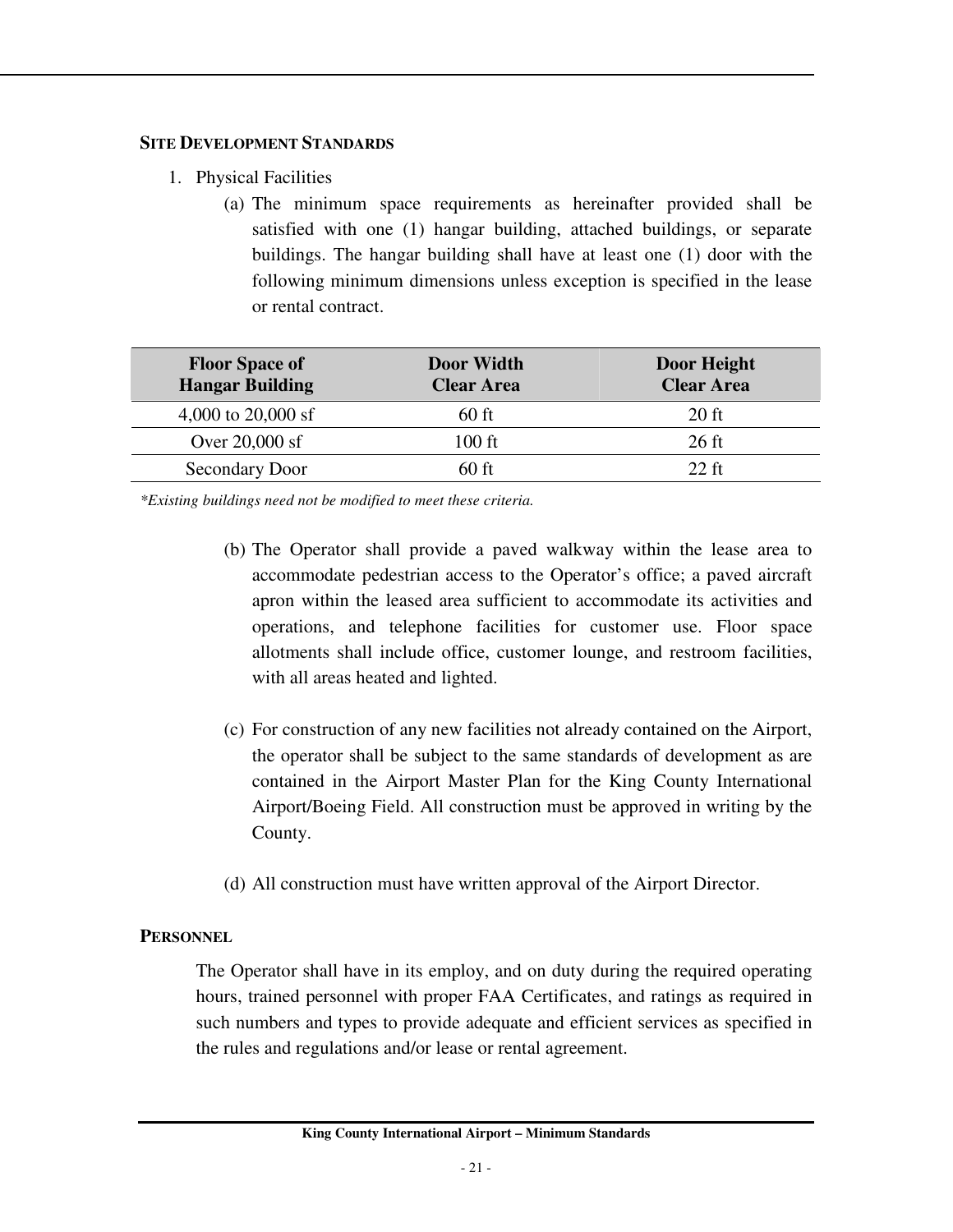## SITE DEVELOPMENT STANDARDS

1. Physical Facilities

   (a) The minimum space requirements as hereinafter provided shall be satisfied with one (1) hangar building, attached buildings, or separate buildings. The hangar building shall have at least one (1) door with the following minimum dimensions unless exception is specified in the lease or rental contract.

| Floor Space of Hangar Building | Door Width Clear Area | Door Height Clear Area |
|---|---|---|
| 4,000 to 20,000 sf | 60 ft | 20 ft |
| Over 20,000 sf | 100 ft | 26 ft |
| Secondary Door | 60 ft | 22 ft |

*\*Existing buildings need not be modified to meet these criteria.*

   (b) The Operator shall provide a paved walkway within the lease area to accommodate pedestrian access to the Operator's office; a paved aircraft apron within the leased area sufficient to accommodate its activities and operations, and telephone facilities for customer use. Floor space allotments shall include office, customer lounge, and restroom facilities, with all areas heated and lighted.

   (c) For construction of any new facilities not already contained on the Airport, the operator shall be subject to the same standards of development as are contained in the Airport Master Plan for the King County International Airport/Boeing Field. All construction must be approved in writing by the County.

   (d) All construction must have written approval of the Airport Director.

## PERSONNEL

The Operator shall have in its employ, and on duty during the required operating hours, trained personnel with proper FAA Certificates, and ratings as required in such numbers and types to provide adequate and efficient services as specified in the rules and regulations and/or lease or rental agreement.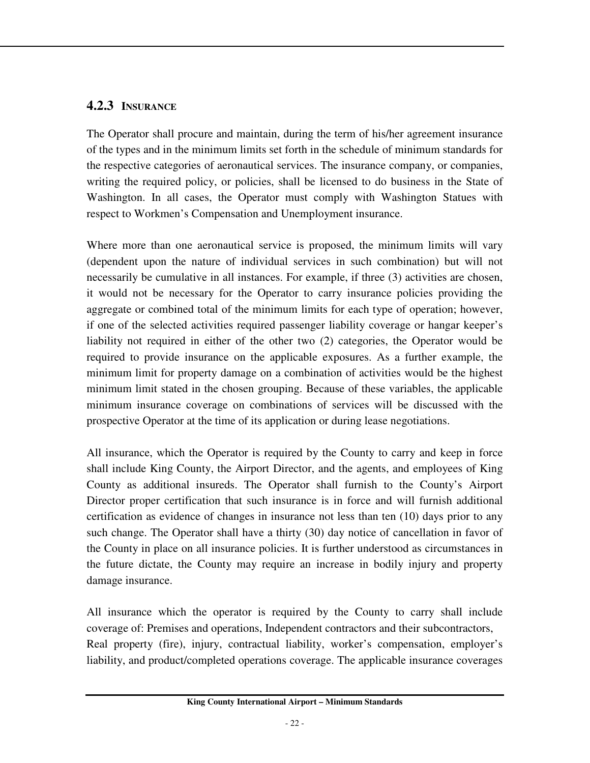### 4.2.3 INSURANCE

The Operator shall procure and maintain, during the term of his/her agreement insurance of the types and in the minimum limits set forth in the schedule of minimum standards for the respective categories of aeronautical services. The insurance company, or companies, writing the required policy, or policies, shall be licensed to do business in the State of Washington. In all cases, the Operator must comply with Washington Statues with respect to Workmen's Compensation and Unemployment insurance.

Where more than one aeronautical service is proposed, the minimum limits will vary (dependent upon the nature of individual services in such combination) but will not necessarily be cumulative in all instances. For example, if three (3) activities are chosen, it would not be necessary for the Operator to carry insurance policies providing the aggregate or combined total of the minimum limits for each type of operation; however, if one of the selected activities required passenger liability coverage or hangar keeper's liability not required in either of the other two (2) categories, the Operator would be required to provide insurance on the applicable exposures. As a further example, the minimum limit for property damage on a combination of activities would be the highest minimum limit stated in the chosen grouping. Because of these variables, the applicable minimum insurance coverage on combinations of services will be discussed with the prospective Operator at the time of its application or during lease negotiations.

All insurance, which the Operator is required by the County to carry and keep in force shall include King County, the Airport Director, and the agents, and employees of King County as additional insureds. The Operator shall furnish to the County's Airport Director proper certification that such insurance is in force and will furnish additional certification as evidence of changes in insurance not less than ten (10) days prior to any such change. The Operator shall have a thirty (30) day notice of cancellation in favor of the County in place on all insurance policies. It is further understood as circumstances in the future dictate, the County may require an increase in bodily injury and property damage insurance.

All insurance which the operator is required by the County to carry shall include coverage of: Premises and operations, Independent contractors and their subcontractors, Real property (fire), injury, contractual liability, worker's compensation, employer's liability, and product/completed operations coverage. The applicable insurance coverages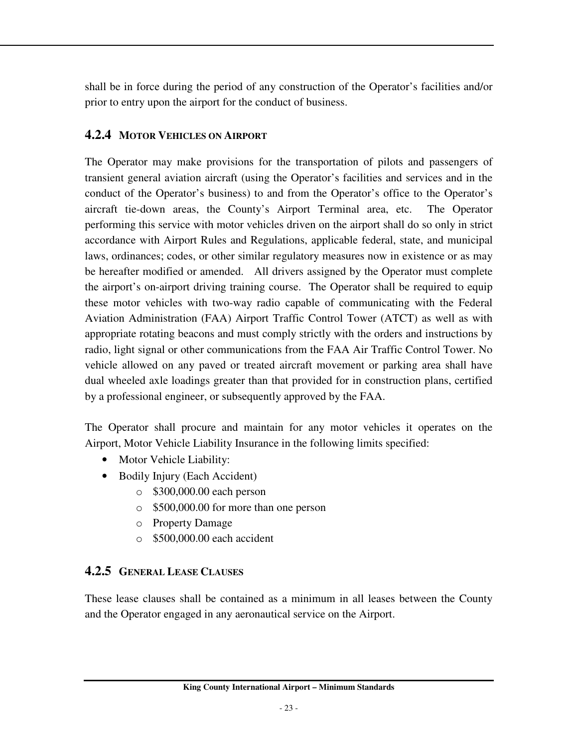shall be in force during the period of any construction of the Operator's facilities and/or prior to entry upon the airport for the conduct of business.

### 4.2.4 MOTOR VEHICLES ON AIRPORT

The Operator may make provisions for the transportation of pilots and passengers of transient general aviation aircraft (using the Operator's facilities and services and in the conduct of the Operator's business) to and from the Operator's office to the Operator's aircraft tie-down areas, the County's Airport Terminal area, etc. The Operator performing this service with motor vehicles driven on the airport shall do so only in strict accordance with Airport Rules and Regulations, applicable federal, state, and municipal laws, ordinances; codes, or other similar regulatory measures now in existence or as may be hereafter modified or amended. All drivers assigned by the Operator must complete the airport's on-airport driving training course. The Operator shall be required to equip these motor vehicles with two-way radio capable of communicating with the Federal Aviation Administration (FAA) Airport Traffic Control Tower (ATCT) as well as with appropriate rotating beacons and must comply strictly with the orders and instructions by radio, light signal or other communications from the FAA Air Traffic Control Tower. No vehicle allowed on any paved or treated aircraft movement or parking area shall have dual wheeled axle loadings greater than that provided for in construction plans, certified by a professional engineer, or subsequently approved by the FAA.

The Operator shall procure and maintain for any motor vehicles it operates on the Airport, Motor Vehicle Liability Insurance in the following limits specified:

- Motor Vehicle Liability:
- Bodily Injury (Each Accident)
  - $300,000.00 each person
  - $500,000.00 for more than one person
  - Property Damage
  - $500,000.00 each accident

### 4.2.5 GENERAL LEASE CLAUSES

These lease clauses shall be contained as a minimum in all leases between the County and the Operator engaged in any aeronautical service on the Airport.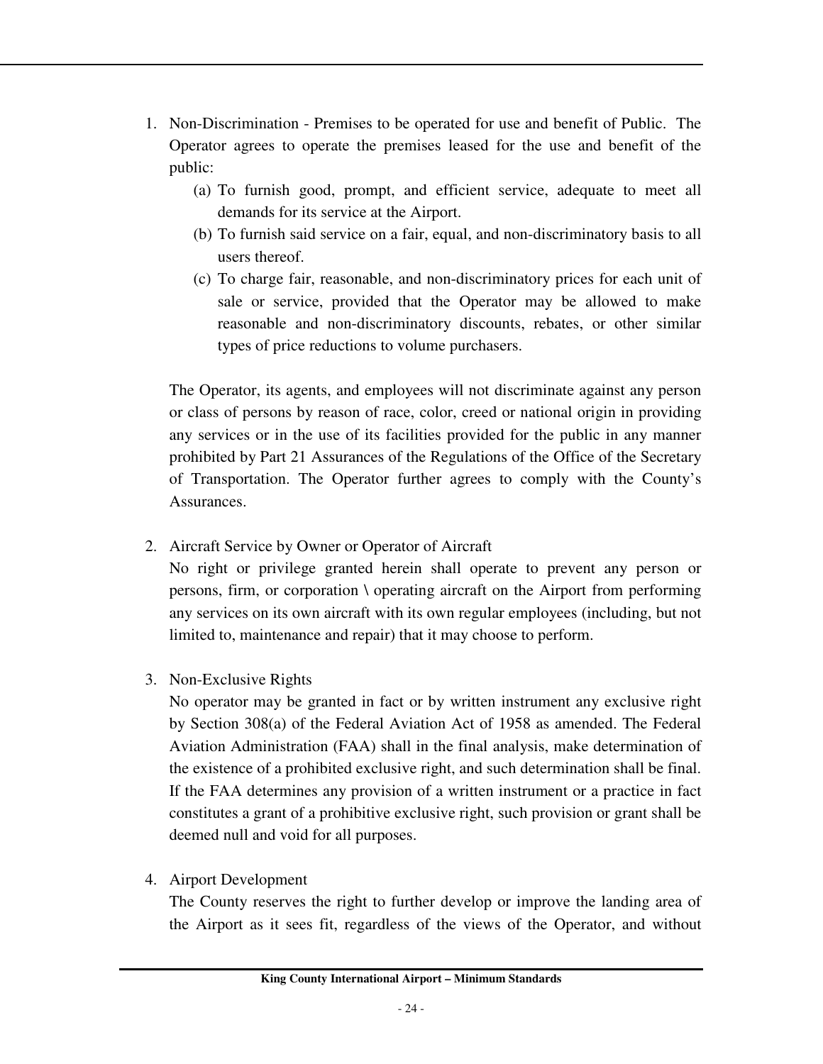1. Non-Discrimination - Premises to be operated for use and benefit of Public. The Operator agrees to operate the premises leased for the use and benefit of the public:
    (a) To furnish good, prompt, and efficient service, adequate to meet all demands for its service at the Airport.
    (b) To furnish said service on a fair, equal, and non-discriminatory basis to all users thereof.
    (c) To charge fair, reasonable, and non-discriminatory prices for each unit of sale or service, provided that the Operator may be allowed to make reasonable and non-discriminatory discounts, rebates, or other similar types of price reductions to volume purchasers.

    The Operator, its agents, and employees will not discriminate against any person or class of persons by reason of race, color, creed or national origin in providing any services or in the use of its facilities provided for the public in any manner prohibited by Part 21 Assurances of the Regulations of the Office of the Secretary of Transportation. The Operator further agrees to comply with the County's Assurances.

2. Aircraft Service by Owner or Operator of Aircraft
    No right or privilege granted herein shall operate to prevent any person or persons, firm, or corporation \ operating aircraft on the Airport from performing any services on its own aircraft with its own regular employees (including, but not limited to, maintenance and repair) that it may choose to perform.

3. Non-Exclusive Rights
    No operator may be granted in fact or by written instrument any exclusive right by Section 308(a) of the Federal Aviation Act of 1958 as amended. The Federal Aviation Administration (FAA) shall in the final analysis, make determination of the existence of a prohibited exclusive right, and such determination shall be final. If the FAA determines any provision of a written instrument or a practice in fact constitutes a grant of a prohibitive exclusive right, such provision or grant shall be deemed null and void for all purposes.

4. Airport Development
    The County reserves the right to further develop or improve the landing area of the Airport as it sees fit, regardless of the views of the Operator, and without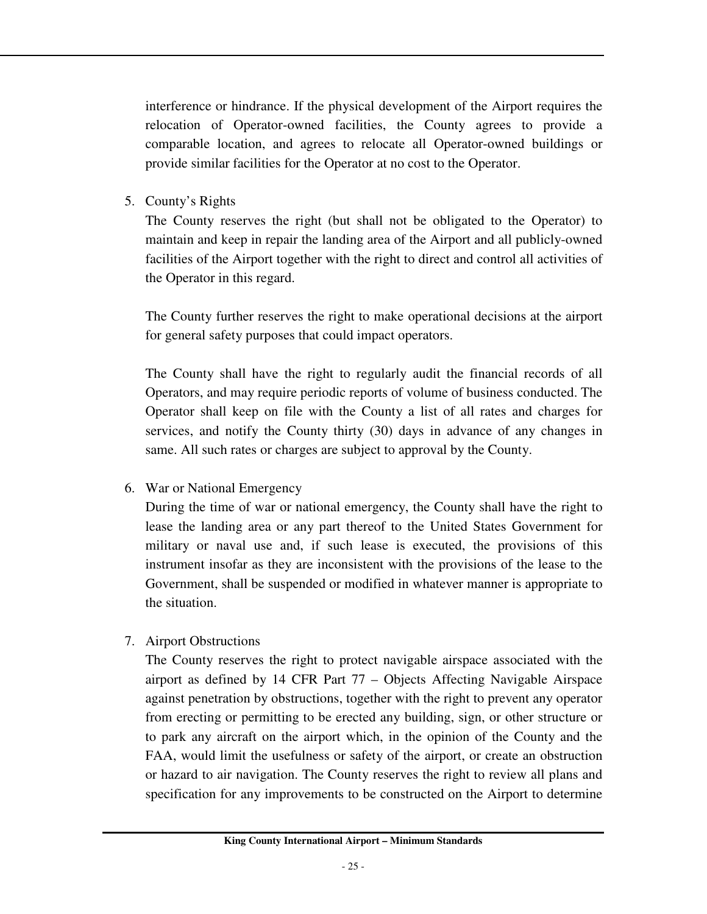interference or hindrance. If the physical development of the Airport requires the relocation of Operator-owned facilities, the County agrees to provide a comparable location, and agrees to relocate all Operator-owned buildings or provide similar facilities for the Operator at no cost to the Operator.

5. County's Rights

   The County reserves the right (but shall not be obligated to the Operator) to maintain and keep in repair the landing area of the Airport and all publicly-owned facilities of the Airport together with the right to direct and control all activities of the Operator in this regard.

   The County further reserves the right to make operational decisions at the airport for general safety purposes that could impact operators.

   The County shall have the right to regularly audit the financial records of all Operators, and may require periodic reports of volume of business conducted. The Operator shall keep on file with the County a list of all rates and charges for services, and notify the County thirty (30) days in advance of any changes in same. All such rates or charges are subject to approval by the County.

6. War or National Emergency

   During the time of war or national emergency, the County shall have the right to lease the landing area or any part thereof to the United States Government for military or naval use and, if such lease is executed, the provisions of this instrument insofar as they are inconsistent with the provisions of the lease to the Government, shall be suspended or modified in whatever manner is appropriate to the situation.

7. Airport Obstructions

   The County reserves the right to protect navigable airspace associated with the airport as defined by 14 CFR Part 77 – Objects Affecting Navigable Airspace against penetration by obstructions, together with the right to prevent any operator from erecting or permitting to be erected any building, sign, or other structure or to park any aircraft on the airport which, in the opinion of the County and the FAA, would limit the usefulness or safety of the airport, or create an obstruction or hazard to air navigation. The County reserves the right to review all plans and specification for any improvements to be constructed on the Airport to determine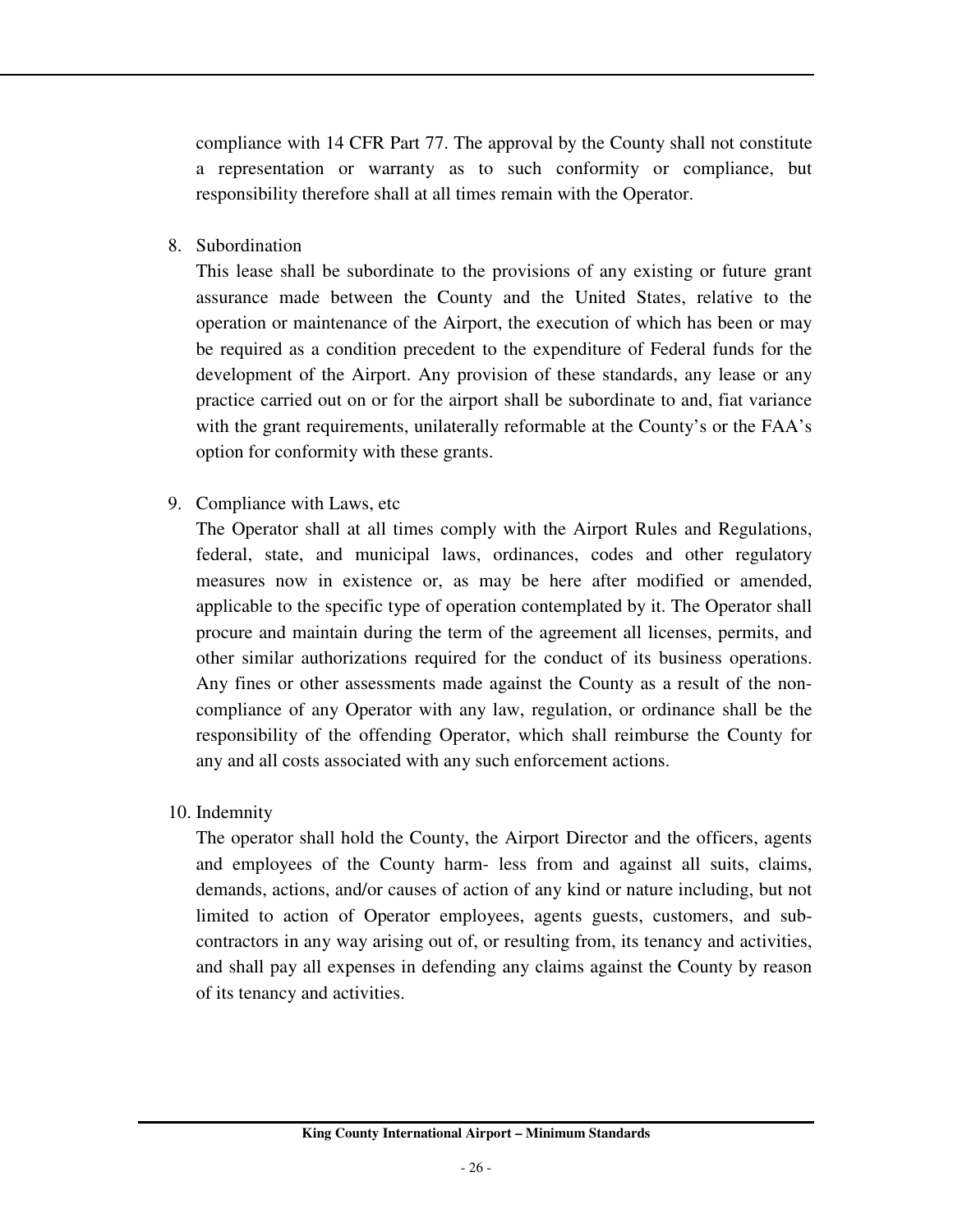compliance with 14 CFR Part 77. The approval by the County shall not constitute a representation or warranty as to such conformity or compliance, but responsibility therefore shall at all times remain with the Operator.

8. Subordination

   This lease shall be subordinate to the provisions of any existing or future grant assurance made between the County and the United States, relative to the operation or maintenance of the Airport, the execution of which has been or may be required as a condition precedent to the expenditure of Federal funds for the development of the Airport. Any provision of these standards, any lease or any practice carried out on or for the airport shall be subordinate to and, fiat variance with the grant requirements, unilaterally reformable at the County's or the FAA's option for conformity with these grants.

9. Compliance with Laws, etc

   The Operator shall at all times comply with the Airport Rules and Regulations, federal, state, and municipal laws, ordinances, codes and other regulatory measures now in existence or, as may be here after modified or amended, applicable to the specific type of operation contemplated by it. The Operator shall procure and maintain during the term of the agreement all licenses, permits, and other similar authorizations required for the conduct of its business operations. Any fines or other assessments made against the County as a result of the non-compliance of any Operator with any law, regulation, or ordinance shall be the responsibility of the offending Operator, which shall reimburse the County for any and all costs associated with any such enforcement actions.

10. Indemnity

    The operator shall hold the County, the Airport Director and the officers, agents and employees of the County harm- less from and against all suits, claims, demands, actions, and/or causes of action of any kind or nature including, but not limited to action of Operator employees, agents guests, customers, and sub-contractors in any way arising out of, or resulting from, its tenancy and activities, and shall pay all expenses in defending any claims against the County by reason of its tenancy and activities.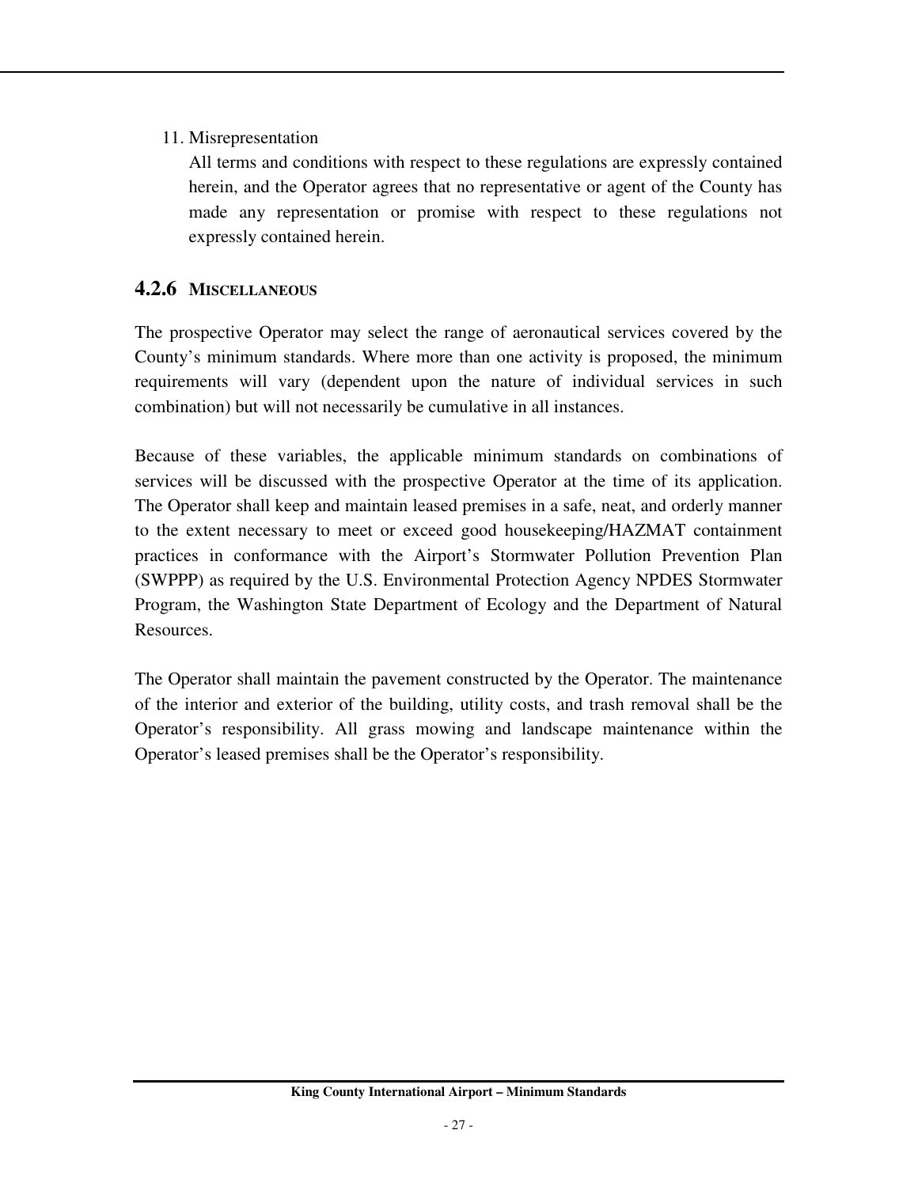11. Misrepresentation

    All terms and conditions with respect to these regulations are expressly contained herein, and the Operator agrees that no representative or agent of the County has made any representation or promise with respect to these regulations not expressly contained herein.

### 4.2.6 MISCELLANEOUS

The prospective Operator may select the range of aeronautical services covered by the County's minimum standards. Where more than one activity is proposed, the minimum requirements will vary (dependent upon the nature of individual services in such combination) but will not necessarily be cumulative in all instances.

Because of these variables, the applicable minimum standards on combinations of services will be discussed with the prospective Operator at the time of its application. The Operator shall keep and maintain leased premises in a safe, neat, and orderly manner to the extent necessary to meet or exceed good housekeeping/HAZMAT containment practices in conformance with the Airport's Stormwater Pollution Prevention Plan (SWPPP) as required by the U.S. Environmental Protection Agency NPDES Stormwater Program, the Washington State Department of Ecology and the Department of Natural Resources.

The Operator shall maintain the pavement constructed by the Operator. The maintenance of the interior and exterior of the building, utility costs, and trash removal shall be the Operator's responsibility. All grass mowing and landscape maintenance within the Operator's leased premises shall be the Operator's responsibility.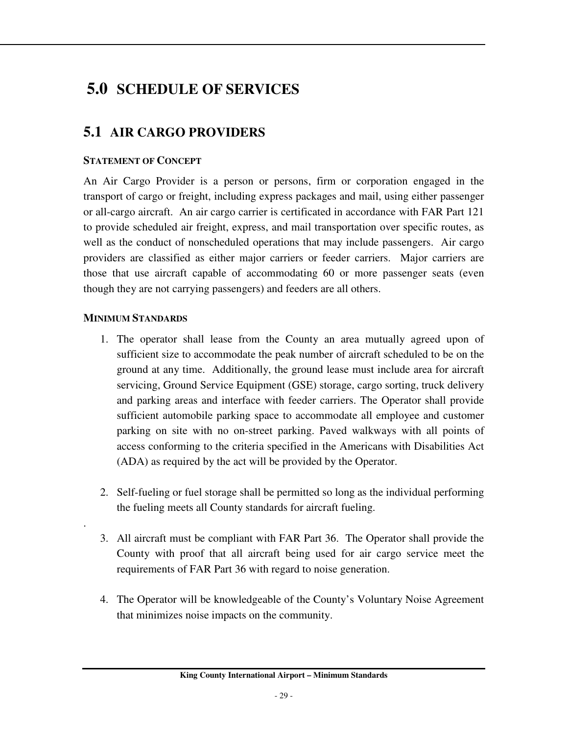# 5.0 SCHEDULE OF SERVICES

## 5.1 AIR CARGO PROVIDERS

### STATEMENT OF CONCEPT

An Air Cargo Provider is a person or persons, firm or corporation engaged in the transport of cargo or freight, including express packages and mail, using either passenger or all-cargo aircraft. An air cargo carrier is certificated in accordance with FAR Part 121 to provide scheduled air freight, express, and mail transportation over specific routes, as well as the conduct of nonscheduled operations that may include passengers. Air cargo providers are classified as either major carriers or feeder carriers. Major carriers are those that use aircraft capable of accommodating 60 or more passenger seats (even though they are not carrying passengers) and feeders are all others.

### MINIMUM STANDARDS

1. The operator shall lease from the County an area mutually agreed upon of sufficient size to accommodate the peak number of aircraft scheduled to be on the ground at any time. Additionally, the ground lease must include area for aircraft servicing, Ground Service Equipment (GSE) storage, cargo sorting, truck delivery and parking areas and interface with feeder carriers. The Operator shall provide sufficient automobile parking space to accommodate all employee and customer parking on site with no on-street parking. Paved walkways with all points of access conforming to the criteria specified in the Americans with Disabilities Act (ADA) as required by the act will be provided by the Operator.

2. Self-fueling or fuel storage shall be permitted so long as the individual performing the fueling meets all County standards for aircraft fueling.

3. All aircraft must be compliant with FAR Part 36. The Operator shall provide the County with proof that all aircraft being used for air cargo service meet the requirements of FAR Part 36 with regard to noise generation.

4. The Operator will be knowledgeable of the County's Voluntary Noise Agreement that minimizes noise impacts on the community.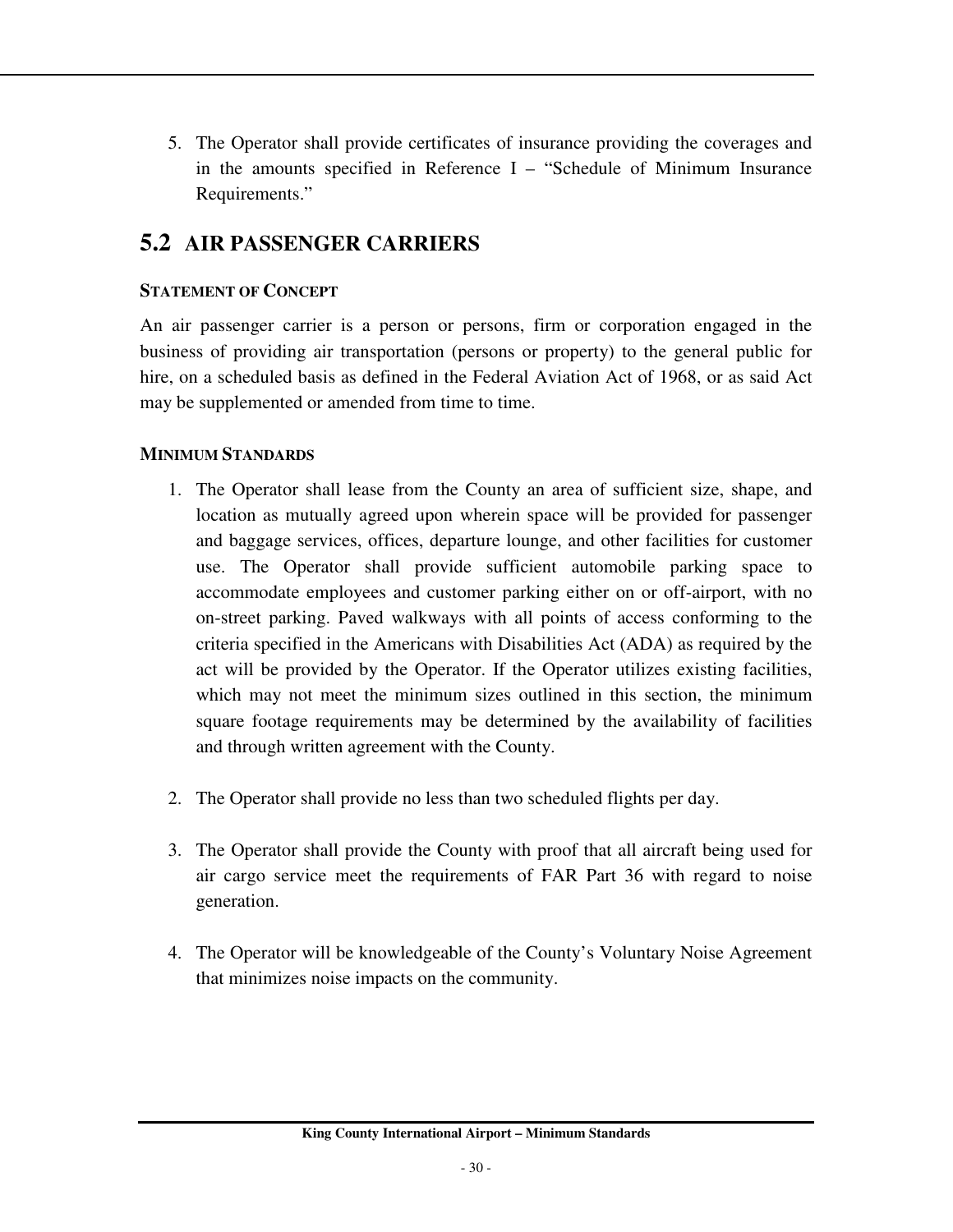5. The Operator shall provide certificates of insurance providing the coverages and in the amounts specified in Reference I – "Schedule of Minimum Insurance Requirements."

## 5.2 AIR PASSENGER CARRIERS

**STATEMENT OF CONCEPT**

An air passenger carrier is a person or persons, firm or corporation engaged in the business of providing air transportation (persons or property) to the general public for hire, on a scheduled basis as defined in the Federal Aviation Act of 1968, or as said Act may be supplemented or amended from time to time.

**MINIMUM STANDARDS**

1. The Operator shall lease from the County an area of sufficient size, shape, and location as mutually agreed upon wherein space will be provided for passenger and baggage services, offices, departure lounge, and other facilities for customer use. The Operator shall provide sufficient automobile parking space to accommodate employees and customer parking either on or off-airport, with no on-street parking. Paved walkways with all points of access conforming to the criteria specified in the Americans with Disabilities Act (ADA) as required by the act will be provided by the Operator. If the Operator utilizes existing facilities, which may not meet the minimum sizes outlined in this section, the minimum square footage requirements may be determined by the availability of facilities and through written agreement with the County.

2. The Operator shall provide no less than two scheduled flights per day.

3. The Operator shall provide the County with proof that all aircraft being used for air cargo service meet the requirements of FAR Part 36 with regard to noise generation.

4. The Operator will be knowledgeable of the County's Voluntary Noise Agreement that minimizes noise impacts on the community.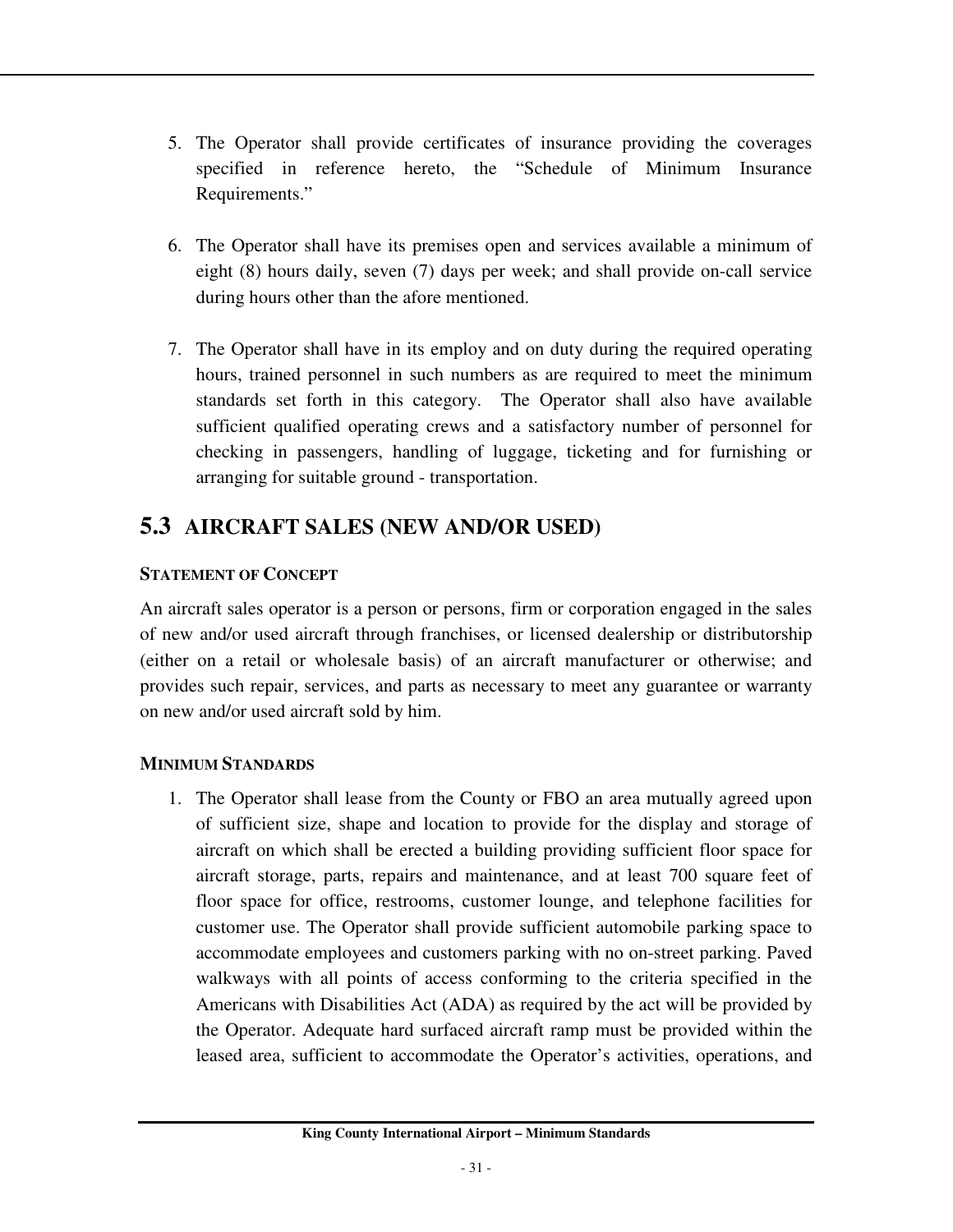5. The Operator shall provide certificates of insurance providing the coverages specified in reference hereto, the "Schedule of Minimum Insurance Requirements."

6. The Operator shall have its premises open and services available a minimum of eight (8) hours daily, seven (7) days per week; and shall provide on-call service during hours other than the afore mentioned.

7. The Operator shall have in its employ and on duty during the required operating hours, trained personnel in such numbers as are required to meet the minimum standards set forth in this category. The Operator shall also have available sufficient qualified operating crews and a satisfactory number of personnel for checking in passengers, handling of luggage, ticketing and for furnishing or arranging for suitable ground - transportation.

## 5.3 AIRCRAFT SALES (NEW AND/OR USED)

**STATEMENT OF CONCEPT**

An aircraft sales operator is a person or persons, firm or corporation engaged in the sales of new and/or used aircraft through franchises, or licensed dealership or distributorship (either on a retail or wholesale basis) of an aircraft manufacturer or otherwise; and provides such repair, services, and parts as necessary to meet any guarantee or warranty on new and/or used aircraft sold by him.

**MINIMUM STANDARDS**

1. The Operator shall lease from the County or FBO an area mutually agreed upon of sufficient size, shape and location to provide for the display and storage of aircraft on which shall be erected a building providing sufficient floor space for aircraft storage, parts, repairs and maintenance, and at least 700 square feet of floor space for office, restrooms, customer lounge, and telephone facilities for customer use. The Operator shall provide sufficient automobile parking space to accommodate employees and customers parking with no on-street parking. Paved walkways with all points of access conforming to the criteria specified in the Americans with Disabilities Act (ADA) as required by the act will be provided by the Operator. Adequate hard surfaced aircraft ramp must be provided within the leased area, sufficient to accommodate the Operator's activities, operations, and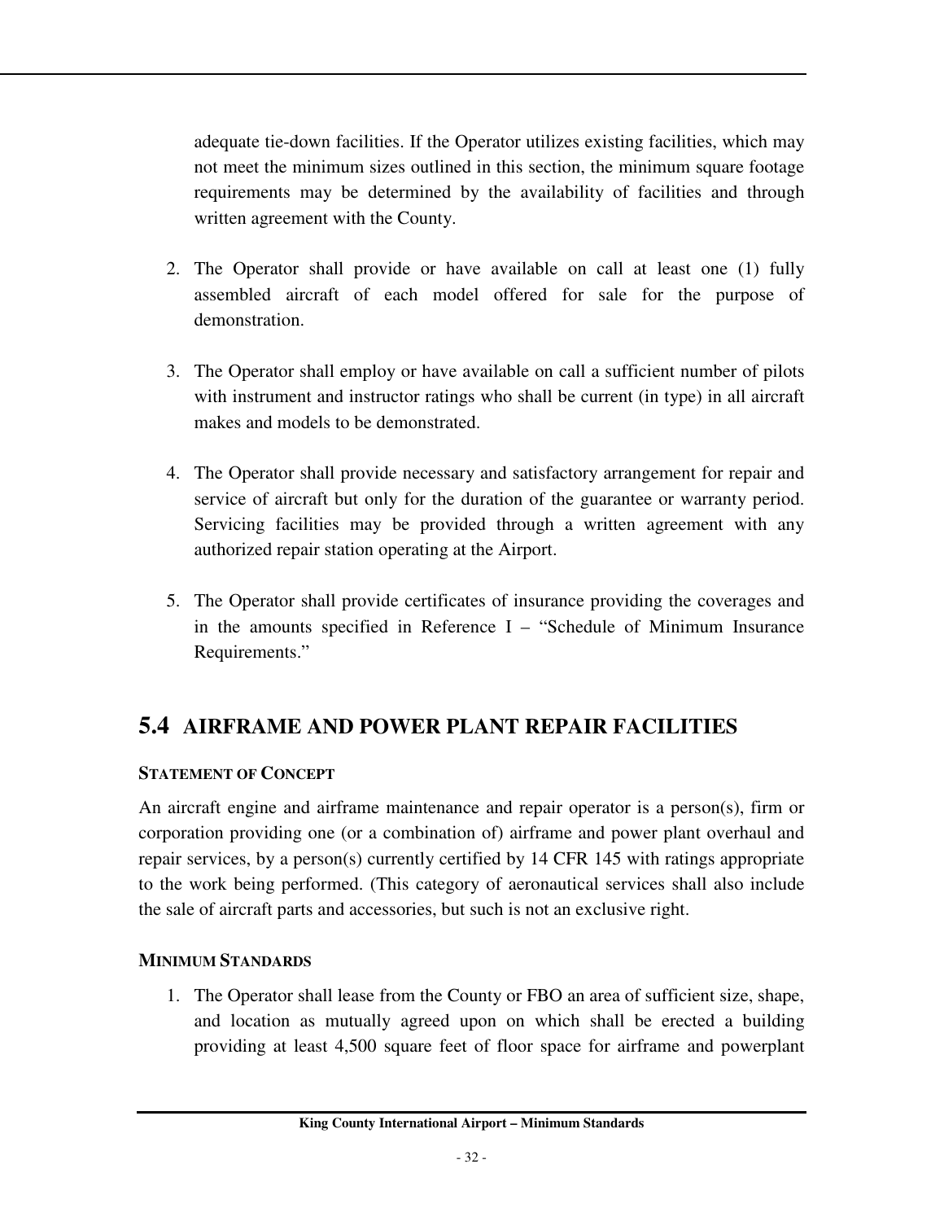adequate tie-down facilities. If the Operator utilizes existing facilities, which may not meet the minimum sizes outlined in this section, the minimum square footage requirements may be determined by the availability of facilities and through written agreement with the County.

2. The Operator shall provide or have available on call at least one (1) fully assembled aircraft of each model offered for sale for the purpose of demonstration.

3. The Operator shall employ or have available on call a sufficient number of pilots with instrument and instructor ratings who shall be current (in type) in all aircraft makes and models to be demonstrated.

4. The Operator shall provide necessary and satisfactory arrangement for repair and service of aircraft but only for the duration of the guarantee or warranty period. Servicing facilities may be provided through a written agreement with any authorized repair station operating at the Airport.

5. The Operator shall provide certificates of insurance providing the coverages and in the amounts specified in Reference I – "Schedule of Minimum Insurance Requirements."

## 5.4 AIRFRAME AND POWER PLANT REPAIR FACILITIES

**STATEMENT OF CONCEPT**

An aircraft engine and airframe maintenance and repair operator is a person(s), firm or corporation providing one (or a combination of) airframe and power plant overhaul and repair services, by a person(s) currently certified by 14 CFR 145 with ratings appropriate to the work being performed. (This category of aeronautical services shall also include the sale of aircraft parts and accessories, but such is not an exclusive right.

**MINIMUM STANDARDS**

1. The Operator shall lease from the County or FBO an area of sufficient size, shape, and location as mutually agreed upon on which shall be erected a building providing at least 4,500 square feet of floor space for airframe and powerplant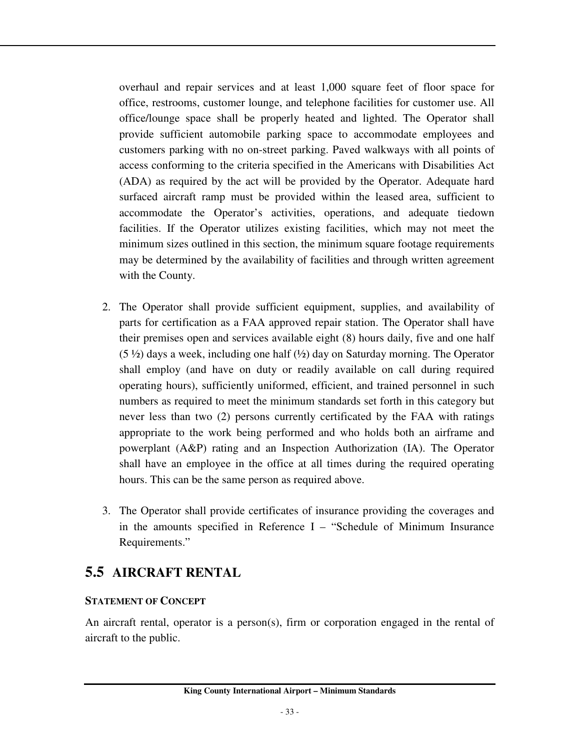overhaul and repair services and at least 1,000 square feet of floor space for office, restrooms, customer lounge, and telephone facilities for customer use. All office/lounge space shall be properly heated and lighted. The Operator shall provide sufficient automobile parking space to accommodate employees and customers parking with no on-street parking. Paved walkways with all points of access conforming to the criteria specified in the Americans with Disabilities Act (ADA) as required by the act will be provided by the Operator. Adequate hard surfaced aircraft ramp must be provided within the leased area, sufficient to accommodate the Operator's activities, operations, and adequate tiedown facilities. If the Operator utilizes existing facilities, which may not meet the minimum sizes outlined in this section, the minimum square footage requirements may be determined by the availability of facilities and through written agreement with the County.

2. The Operator shall provide sufficient equipment, supplies, and availability of parts for certification as a FAA approved repair station. The Operator shall have their premises open and services available eight (8) hours daily, five and one half (5 ½) days a week, including one half (½) day on Saturday morning. The Operator shall employ (and have on duty or readily available on call during required operating hours), sufficiently uniformed, efficient, and trained personnel in such numbers as required to meet the minimum standards set forth in this category but never less than two (2) persons currently certificated by the FAA with ratings appropriate to the work being performed and who holds both an airframe and powerplant (A&P) rating and an Inspection Authorization (IA). The Operator shall have an employee in the office at all times during the required operating hours. This can be the same person as required above.

3. The Operator shall provide certificates of insurance providing the coverages and in the amounts specified in Reference I – "Schedule of Minimum Insurance Requirements."

## 5.5 AIRCRAFT RENTAL

**STATEMENT OF CONCEPT**

An aircraft rental, operator is a person(s), firm or corporation engaged in the rental of aircraft to the public.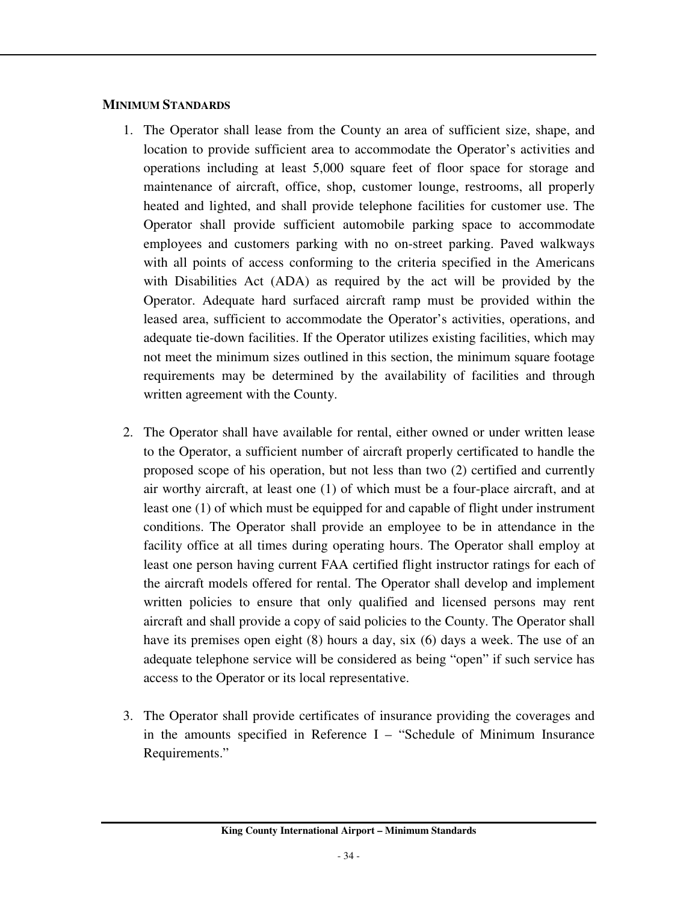### MINIMUM STANDARDS

1. The Operator shall lease from the County an area of sufficient size, shape, and location to provide sufficient area to accommodate the Operator's activities and operations including at least 5,000 square feet of floor space for storage and maintenance of aircraft, office, shop, customer lounge, restrooms, all properly heated and lighted, and shall provide telephone facilities for customer use. The Operator shall provide sufficient automobile parking space to accommodate employees and customers parking with no on-street parking. Paved walkways with all points of access conforming to the criteria specified in the Americans with Disabilities Act (ADA) as required by the act will be provided by the Operator. Adequate hard surfaced aircraft ramp must be provided within the leased area, sufficient to accommodate the Operator's activities, operations, and adequate tie-down facilities. If the Operator utilizes existing facilities, which may not meet the minimum sizes outlined in this section, the minimum square footage requirements may be determined by the availability of facilities and through written agreement with the County.

2. The Operator shall have available for rental, either owned or under written lease to the Operator, a sufficient number of aircraft properly certificated to handle the proposed scope of his operation, but not less than two (2) certified and currently air worthy aircraft, at least one (1) of which must be a four-place aircraft, and at least one (1) of which must be equipped for and capable of flight under instrument conditions. The Operator shall provide an employee to be in attendance in the facility office at all times during operating hours. The Operator shall employ at least one person having current FAA certified flight instructor ratings for each of the aircraft models offered for rental. The Operator shall develop and implement written policies to ensure that only qualified and licensed persons may rent aircraft and shall provide a copy of said policies to the County. The Operator shall have its premises open eight (8) hours a day, six (6) days a week. The use of an adequate telephone service will be considered as being "open" if such service has access to the Operator or its local representative.

3. The Operator shall provide certificates of insurance providing the coverages and in the amounts specified in Reference I – "Schedule of Minimum Insurance Requirements."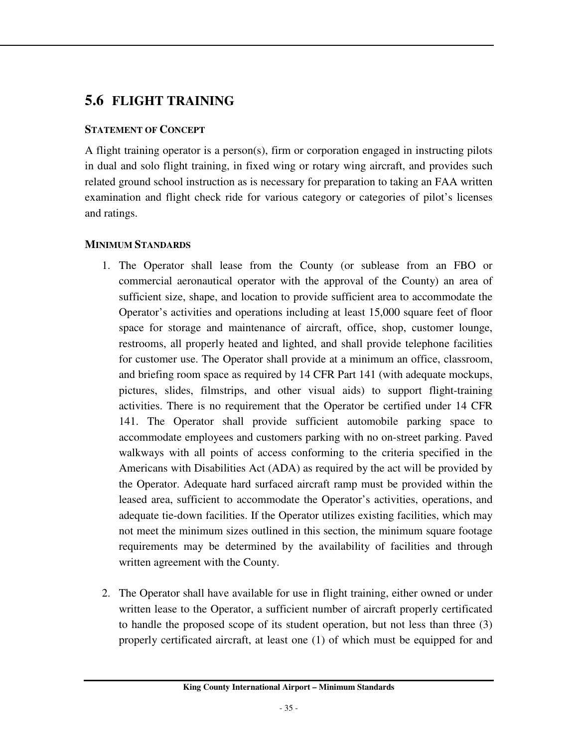## 5.6 FLIGHT TRAINING

**STATEMENT OF CONCEPT**

A flight training operator is a person(s), firm or corporation engaged in instructing pilots in dual and solo flight training, in fixed wing or rotary wing aircraft, and provides such related ground school instruction as is necessary for preparation to taking an FAA written examination and flight check ride for various category or categories of pilot's licenses and ratings.

**MINIMUM STANDARDS**

1. The Operator shall lease from the County (or sublease from an FBO or commercial aeronautical operator with the approval of the County) an area of sufficient size, shape, and location to provide sufficient area to accommodate the Operator's activities and operations including at least 15,000 square feet of floor space for storage and maintenance of aircraft, office, shop, customer lounge, restrooms, all properly heated and lighted, and shall provide telephone facilities for customer use. The Operator shall provide at a minimum an office, classroom, and briefing room space as required by 14 CFR Part 141 (with adequate mockups, pictures, slides, filmstrips, and other visual aids) to support flight-training activities. There is no requirement that the Operator be certified under 14 CFR 141. The Operator shall provide sufficient automobile parking space to accommodate employees and customers parking with no on-street parking. Paved walkways with all points of access conforming to the criteria specified in the Americans with Disabilities Act (ADA) as required by the act will be provided by the Operator. Adequate hard surfaced aircraft ramp must be provided within the leased area, sufficient to accommodate the Operator's activities, operations, and adequate tie-down facilities. If the Operator utilizes existing facilities, which may not meet the minimum sizes outlined in this section, the minimum square footage requirements may be determined by the availability of facilities and through written agreement with the County.

2. The Operator shall have available for use in flight training, either owned or under written lease to the Operator, a sufficient number of aircraft properly certificated to handle the proposed scope of its student operation, but not less than three (3) properly certificated aircraft, at least one (1) of which must be equipped for and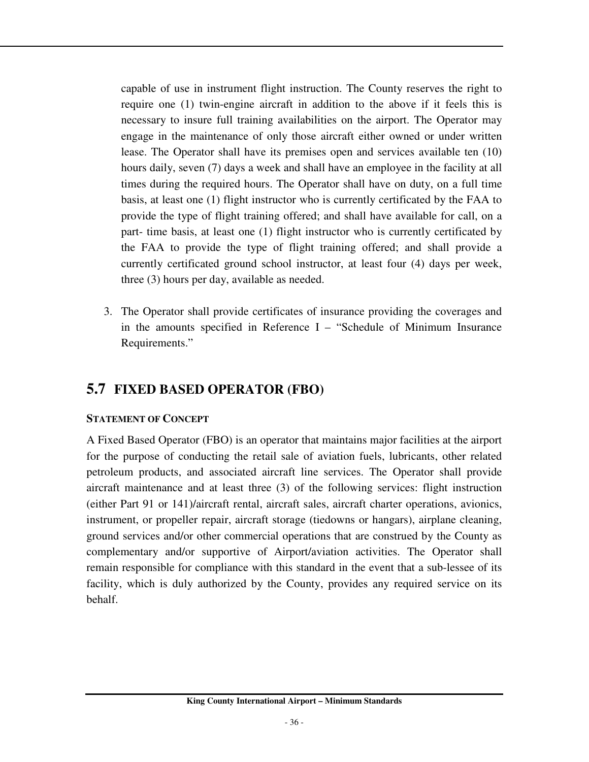capable of use in instrument flight instruction. The County reserves the right to require one (1) twin-engine aircraft in addition to the above if it feels this is necessary to insure full training availabilities on the airport. The Operator may engage in the maintenance of only those aircraft either owned or under written lease. The Operator shall have its premises open and services available ten (10) hours daily, seven (7) days a week and shall have an employee in the facility at all times during the required hours. The Operator shall have on duty, on a full time basis, at least one (1) flight instructor who is currently certificated by the FAA to provide the type of flight training offered; and shall have available for call, on a part- time basis, at least one (1) flight instructor who is currently certificated by the FAA to provide the type of flight training offered; and shall provide a currently certificated ground school instructor, at least four (4) days per week, three (3) hours per day, available as needed.

3. The Operator shall provide certificates of insurance providing the coverages and in the amounts specified in Reference I – "Schedule of Minimum Insurance Requirements."

## 5.7 FIXED BASED OPERATOR (FBO)

**STATEMENT OF CONCEPT**

A Fixed Based Operator (FBO) is an operator that maintains major facilities at the airport for the purpose of conducting the retail sale of aviation fuels, lubricants, other related petroleum products, and associated aircraft line services. The Operator shall provide aircraft maintenance and at least three (3) of the following services: flight instruction (either Part 91 or 141)/aircraft rental, aircraft sales, aircraft charter operations, avionics, instrument, or propeller repair, aircraft storage (tiedowns or hangars), airplane cleaning, ground services and/or other commercial operations that are construed by the County as complementary and/or supportive of Airport/aviation activities. The Operator shall remain responsible for compliance with this standard in the event that a sub-lessee of its facility, which is duly authorized by the County, provides any required service on its behalf.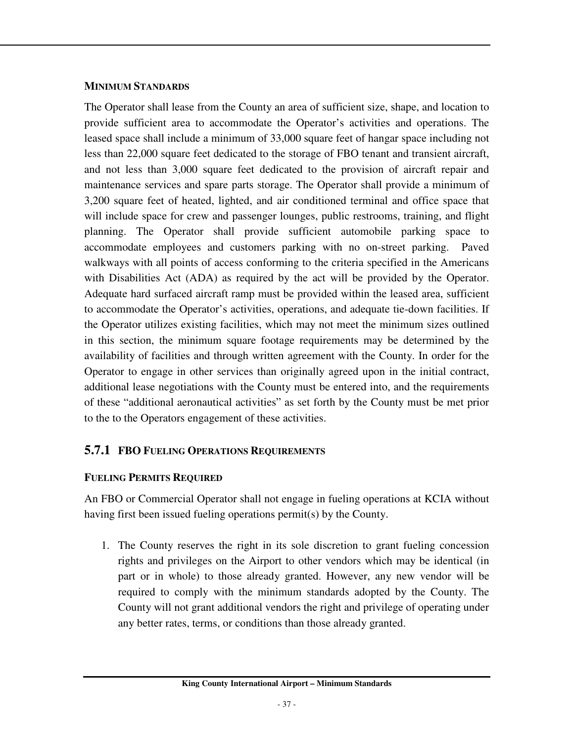**MINIMUM STANDARDS**

The Operator shall lease from the County an area of sufficient size, shape, and location to provide sufficient area to accommodate the Operator's activities and operations. The leased space shall include a minimum of 33,000 square feet of hangar space including not less than 22,000 square feet dedicated to the storage of FBO tenant and transient aircraft, and not less than 3,000 square feet dedicated to the provision of aircraft repair and maintenance services and spare parts storage. The Operator shall provide a minimum of 3,200 square feet of heated, lighted, and air conditioned terminal and office space that will include space for crew and passenger lounges, public restrooms, training, and flight planning. The Operator shall provide sufficient automobile parking space to accommodate employees and customers parking with no on-street parking. Paved walkways with all points of access conforming to the criteria specified in the Americans with Disabilities Act (ADA) as required by the act will be provided by the Operator. Adequate hard surfaced aircraft ramp must be provided within the leased area, sufficient to accommodate the Operator's activities, operations, and adequate tie-down facilities. If the Operator utilizes existing facilities, which may not meet the minimum sizes outlined in this section, the minimum square footage requirements may be determined by the availability of facilities and through written agreement with the County. In order for the Operator to engage in other services than originally agreed upon in the initial contract, additional lease negotiations with the County must be entered into, and the requirements of these "additional aeronautical activities" as set forth by the County must be met prior to the to the Operators engagement of these activities.

### 5.7.1 FBO FUELING OPERATIONS REQUIREMENTS

**FUELING PERMITS REQUIRED**

An FBO or Commercial Operator shall not engage in fueling operations at KCIA without having first been issued fueling operations permit(s) by the County.

1. The County reserves the right in its sole discretion to grant fueling concession rights and privileges on the Airport to other vendors which may be identical (in part or in whole) to those already granted. However, any new vendor will be required to comply with the minimum standards adopted by the County. The County will not grant additional vendors the right and privilege of operating under any better rates, terms, or conditions than those already granted.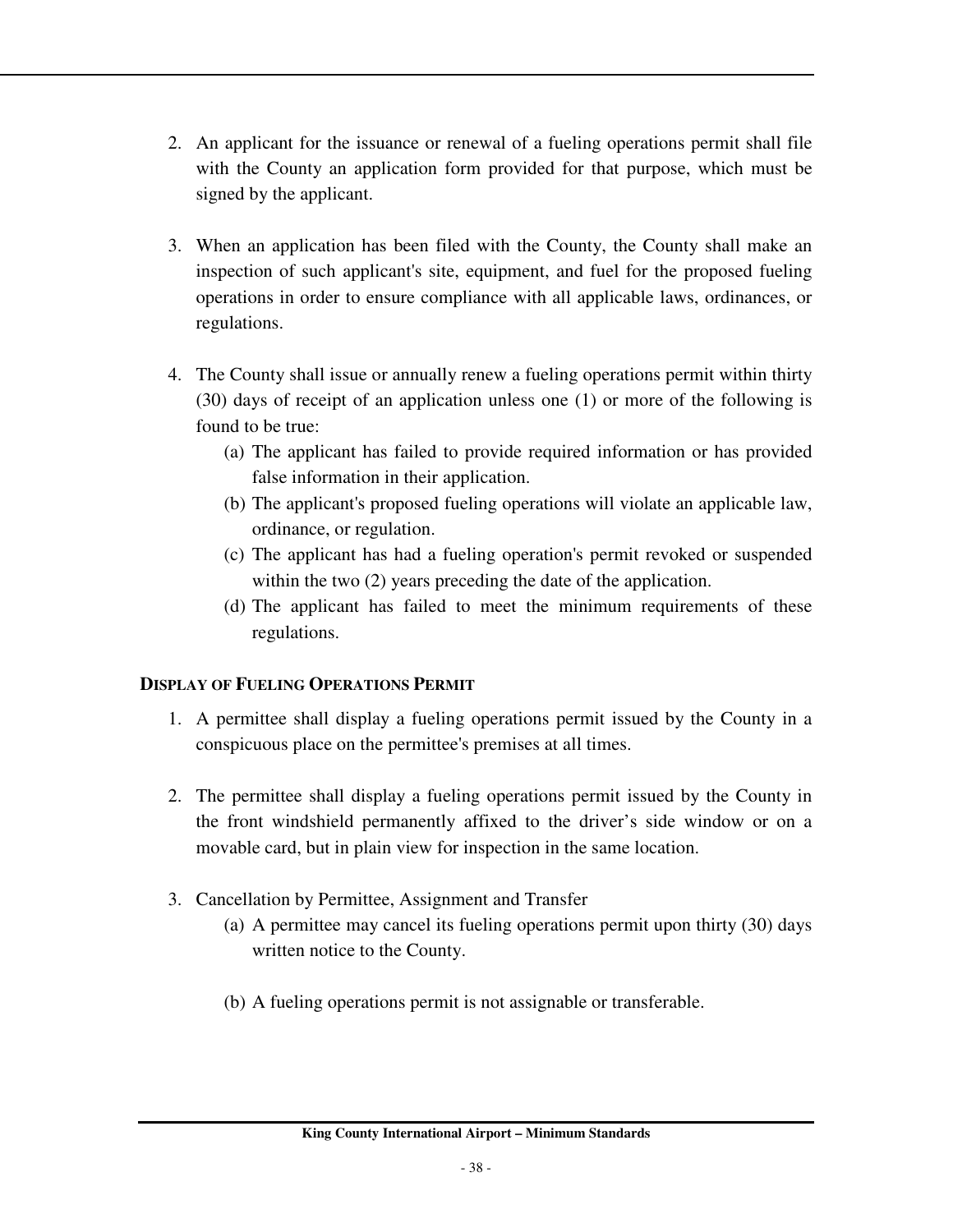2. An applicant for the issuance or renewal of a fueling operations permit shall file with the County an application form provided for that purpose, which must be signed by the applicant.

3. When an application has been filed with the County, the County shall make an inspection of such applicant's site, equipment, and fuel for the proposed fueling operations in order to ensure compliance with all applicable laws, ordinances, or regulations.

4. The County shall issue or annually renew a fueling operations permit within thirty (30) days of receipt of an application unless one (1) or more of the following is found to be true:
   - (a) The applicant has failed to provide required information or has provided false information in their application.
   - (b) The applicant's proposed fueling operations will violate an applicable law, ordinance, or regulation.
   - (c) The applicant has had a fueling operation's permit revoked or suspended within the two (2) years preceding the date of the application.
   - (d) The applicant has failed to meet the minimum requirements of these regulations.

**DISPLAY OF FUELING OPERATIONS PERMIT**

1. A permittee shall display a fueling operations permit issued by the County in a conspicuous place on the permittee's premises at all times.

2. The permittee shall display a fueling operations permit issued by the County in the front windshield permanently affixed to the driver's side window or on a movable card, but in plain view for inspection in the same location.

3. Cancellation by Permittee, Assignment and Transfer
   - (a) A permittee may cancel its fueling operations permit upon thirty (30) days written notice to the County.
   - (b) A fueling operations permit is not assignable or transferable.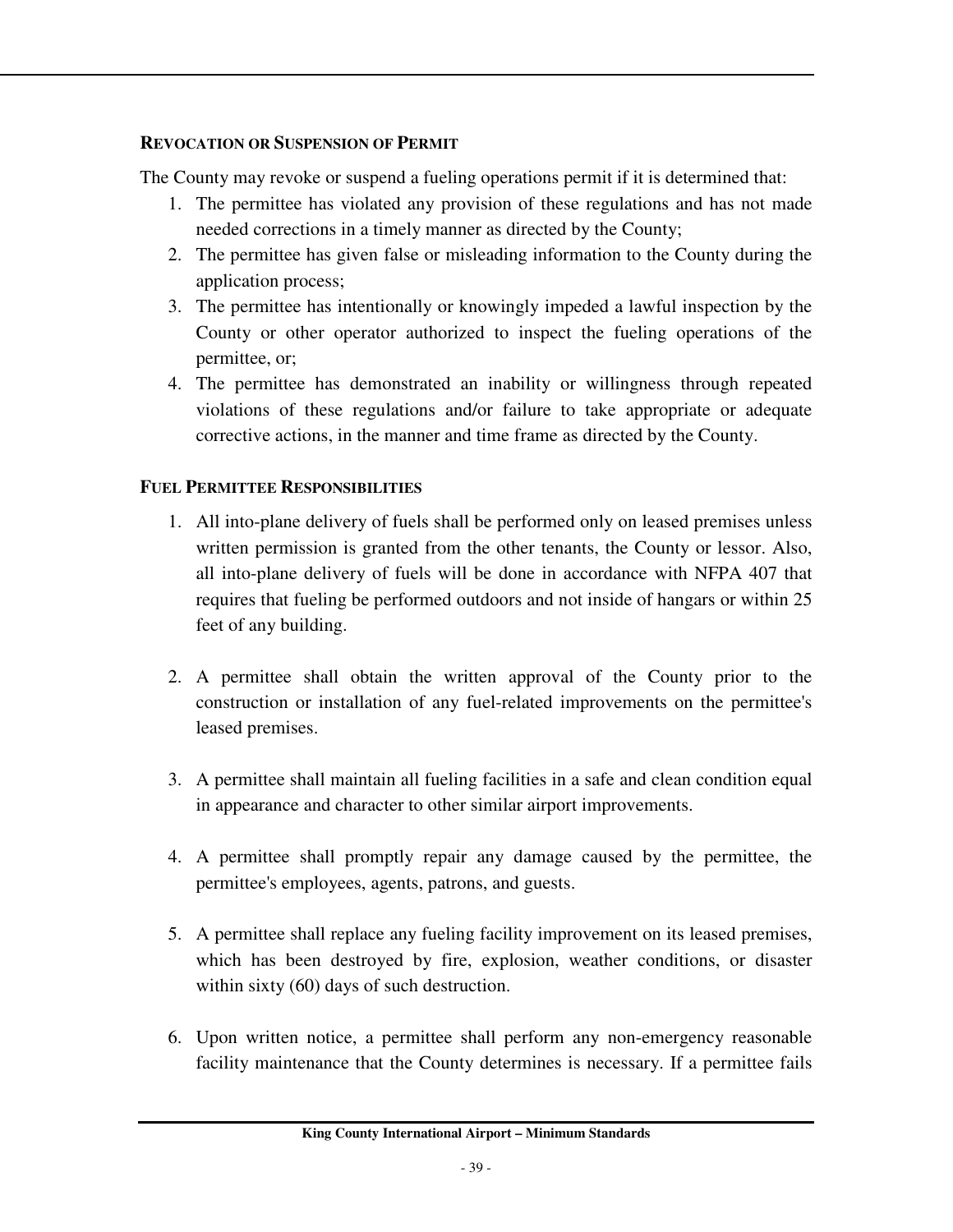### REVOCATION OR SUSPENSION OF PERMIT

The County may revoke or suspend a fueling operations permit if it is determined that:

1. The permittee has violated any provision of these regulations and has not made needed corrections in a timely manner as directed by the County;
2. The permittee has given false or misleading information to the County during the application process;
3. The permittee has intentionally or knowingly impeded a lawful inspection by the County or other operator authorized to inspect the fueling operations of the permittee, or;
4. The permittee has demonstrated an inability or willingness through repeated violations of these regulations and/or failure to take appropriate or adequate corrective actions, in the manner and time frame as directed by the County.

### FUEL PERMITTEE RESPONSIBILITIES

1. All into-plane delivery of fuels shall be performed only on leased premises unless written permission is granted from the other tenants, the County or lessor. Also, all into-plane delivery of fuels will be done in accordance with NFPA 407 that requires that fueling be performed outdoors and not inside of hangars or within 25 feet of any building.

2. A permittee shall obtain the written approval of the County prior to the construction or installation of any fuel-related improvements on the permittee's leased premises.

3. A permittee shall maintain all fueling facilities in a safe and clean condition equal in appearance and character to other similar airport improvements.

4. A permittee shall promptly repair any damage caused by the permittee, the permittee's employees, agents, patrons, and guests.

5. A permittee shall replace any fueling facility improvement on its leased premises, which has been destroyed by fire, explosion, weather conditions, or disaster within sixty (60) days of such destruction.

6. Upon written notice, a permittee shall perform any non-emergency reasonable facility maintenance that the County determines is necessary. If a permittee fails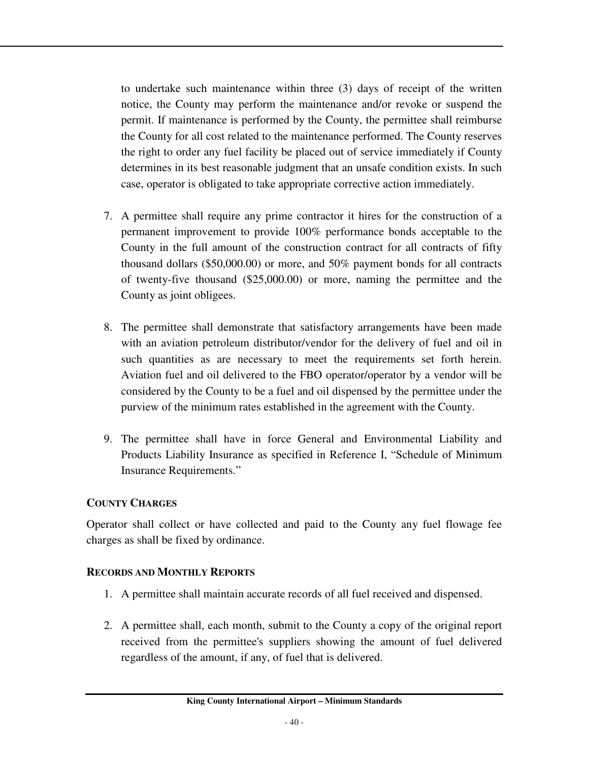to undertake such maintenance within three (3) days of receipt of the written notice, the County may perform the maintenance and/or revoke or suspend the permit. If maintenance is performed by the County, the permittee shall reimburse the County for all cost related to the maintenance performed. The County reserves the right to order any fuel facility be placed out of service immediately if County determines in its best reasonable judgment that an unsafe condition exists. In such case, operator is obligated to take appropriate corrective action immediately.

7. A permittee shall require any prime contractor it hires for the construction of a permanent improvement to provide 100% performance bonds acceptable to the County in the full amount of the construction contract for all contracts of fifty thousand dollars ($50,000.00) or more, and 50% payment bonds for all contracts of twenty-five thousand ($25,000.00) or more, naming the permittee and the County as joint obligees.

8. The permittee shall demonstrate that satisfactory arrangements have been made with an aviation petroleum distributor/vendor for the delivery of fuel and oil in such quantities as are necessary to meet the requirements set forth herein. Aviation fuel and oil delivered to the FBO operator/operator by a vendor will be considered by the County to be a fuel and oil dispensed by the permittee under the purview of the minimum rates established in the agreement with the County.

9. The permittee shall have in force General and Environmental Liability and Products Liability Insurance as specified in Reference I, "Schedule of Minimum Insurance Requirements."

**COUNTY CHARGES**

Operator shall collect or have collected and paid to the County any fuel flowage fee charges as shall be fixed by ordinance.

**RECORDS AND MONTHLY REPORTS**

1. A permittee shall maintain accurate records of all fuel received and dispensed.

2. A permittee shall, each month, submit to the County a copy of the original report received from the permittee's suppliers showing the amount of fuel delivered regardless of the amount, if any, of fuel that is delivered.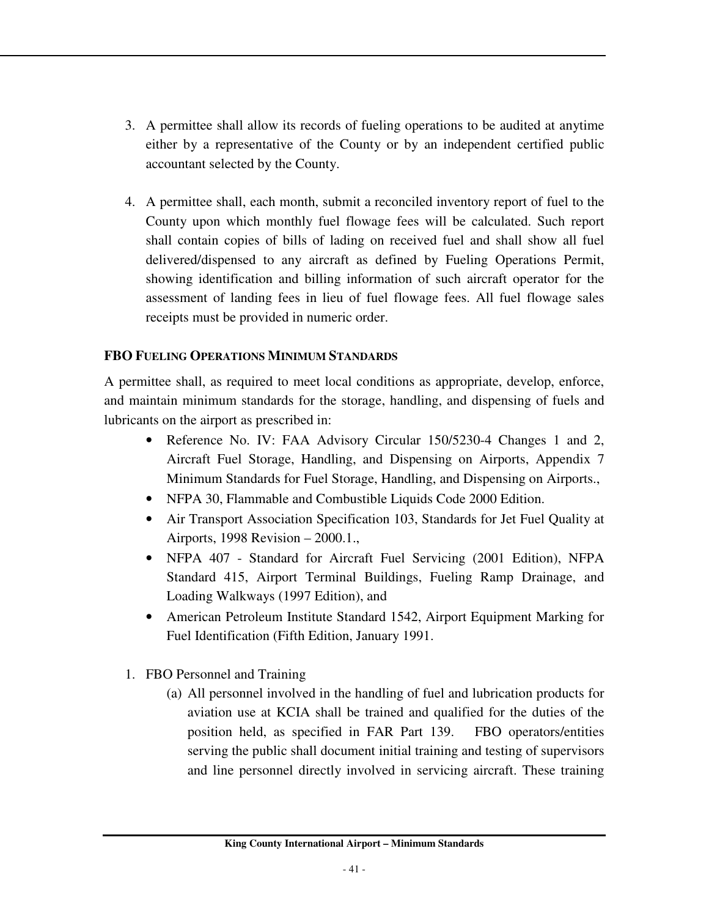3. A permittee shall allow its records of fueling operations to be audited at anytime either by a representative of the County or by an independent certified public accountant selected by the County.

4. A permittee shall, each month, submit a reconciled inventory report of fuel to the County upon which monthly fuel flowage fees will be calculated. Such report shall contain copies of bills of lading on received fuel and shall show all fuel delivered/dispensed to any aircraft as defined by Fueling Operations Permit, showing identification and billing information of such aircraft operator for the assessment of landing fees in lieu of fuel flowage fees. All fuel flowage sales receipts must be provided in numeric order.

**FBO FUELING OPERATIONS MINIMUM STANDARDS**

A permittee shall, as required to meet local conditions as appropriate, develop, enforce, and maintain minimum standards for the storage, handling, and dispensing of fuels and lubricants on the airport as prescribed in:

- Reference No. IV: FAA Advisory Circular 150/5230-4 Changes 1 and 2, Aircraft Fuel Storage, Handling, and Dispensing on Airports, Appendix 7 Minimum Standards for Fuel Storage, Handling, and Dispensing on Airports.,
- NFPA 30, Flammable and Combustible Liquids Code 2000 Edition.
- Air Transport Association Specification 103, Standards for Jet Fuel Quality at Airports, 1998 Revision – 2000.1.,
- NFPA 407 - Standard for Aircraft Fuel Servicing (2001 Edition), NFPA Standard 415, Airport Terminal Buildings, Fueling Ramp Drainage, and Loading Walkways (1997 Edition), and
- American Petroleum Institute Standard 1542, Airport Equipment Marking for Fuel Identification (Fifth Edition, January 1991.

1. FBO Personnel and Training
   (a) All personnel involved in the handling of fuel and lubrication products for aviation use at KCIA shall be trained and qualified for the duties of the position held, as specified in FAR Part 139. FBO operators/entities serving the public shall document initial training and testing of supervisors and line personnel directly involved in servicing aircraft. These training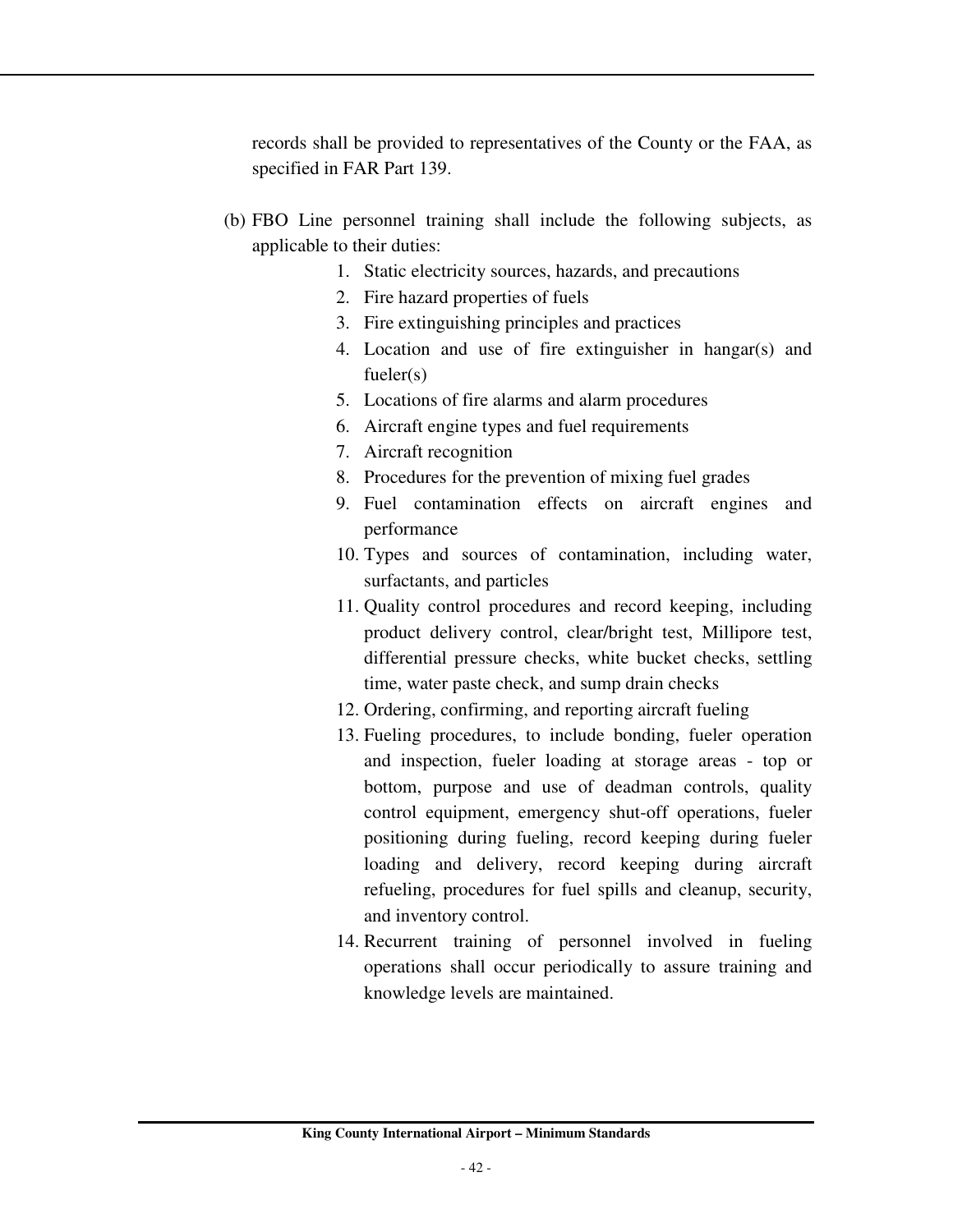records shall be provided to representatives of the County or the FAA, as specified in FAR Part 139.

(b) FBO Line personnel training shall include the following subjects, as applicable to their duties:

1. Static electricity sources, hazards, and precautions
2. Fire hazard properties of fuels
3. Fire extinguishing principles and practices
4. Location and use of fire extinguisher in hangar(s) and fueler(s)
5. Locations of fire alarms and alarm procedures
6. Aircraft engine types and fuel requirements
7. Aircraft recognition
8. Procedures for the prevention of mixing fuel grades
9. Fuel contamination effects on aircraft engines and performance
10. Types and sources of contamination, including water, surfactants, and particles
11. Quality control procedures and record keeping, including product delivery control, clear/bright test, Millipore test, differential pressure checks, white bucket checks, settling time, water paste check, and sump drain checks
12. Ordering, confirming, and reporting aircraft fueling
13. Fueling procedures, to include bonding, fueler operation and inspection, fueler loading at storage areas - top or bottom, purpose and use of deadman controls, quality control equipment, emergency shut-off operations, fueler positioning during fueling, record keeping during fueler loading and delivery, record keeping during aircraft refueling, procedures for fuel spills and cleanup, security, and inventory control.
14. Recurrent training of personnel involved in fueling operations shall occur periodically to assure training and knowledge levels are maintained.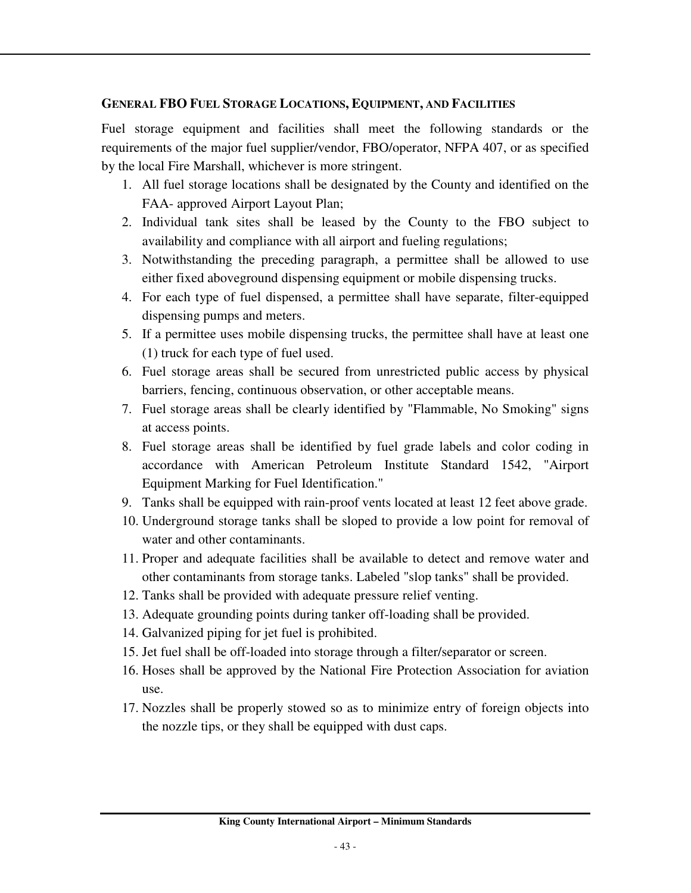### General FBO Fuel Storage Locations, Equipment, and Facilities

Fuel storage equipment and facilities shall meet the following standards or the requirements of the major fuel supplier/vendor, FBO/operator, NFPA 407, or as specified by the local Fire Marshall, whichever is more stringent.

1. All fuel storage locations shall be designated by the County and identified on the FAA- approved Airport Layout Plan;
2. Individual tank sites shall be leased by the County to the FBO subject to availability and compliance with all airport and fueling regulations;
3. Notwithstanding the preceding paragraph, a permittee shall be allowed to use either fixed aboveground dispensing equipment or mobile dispensing trucks.
4. For each type of fuel dispensed, a permittee shall have separate, filter-equipped dispensing pumps and meters.
5. If a permittee uses mobile dispensing trucks, the permittee shall have at least one (1) truck for each type of fuel used.
6. Fuel storage areas shall be secured from unrestricted public access by physical barriers, fencing, continuous observation, or other acceptable means.
7. Fuel storage areas shall be clearly identified by "Flammable, No Smoking" signs at access points.
8. Fuel storage areas shall be identified by fuel grade labels and color coding in accordance with American Petroleum Institute Standard 1542, "Airport Equipment Marking for Fuel Identification."
9. Tanks shall be equipped with rain-proof vents located at least 12 feet above grade.
10. Underground storage tanks shall be sloped to provide a low point for removal of water and other contaminants.
11. Proper and adequate facilities shall be available to detect and remove water and other contaminants from storage tanks. Labeled "slop tanks" shall be provided.
12. Tanks shall be provided with adequate pressure relief venting.
13. Adequate grounding points during tanker off-loading shall be provided.
14. Galvanized piping for jet fuel is prohibited.
15. Jet fuel shall be off-loaded into storage through a filter/separator or screen.
16. Hoses shall be approved by the National Fire Protection Association for aviation use.
17. Nozzles shall be properly stowed so as to minimize entry of foreign objects into the nozzle tips, or they shall be equipped with dust caps.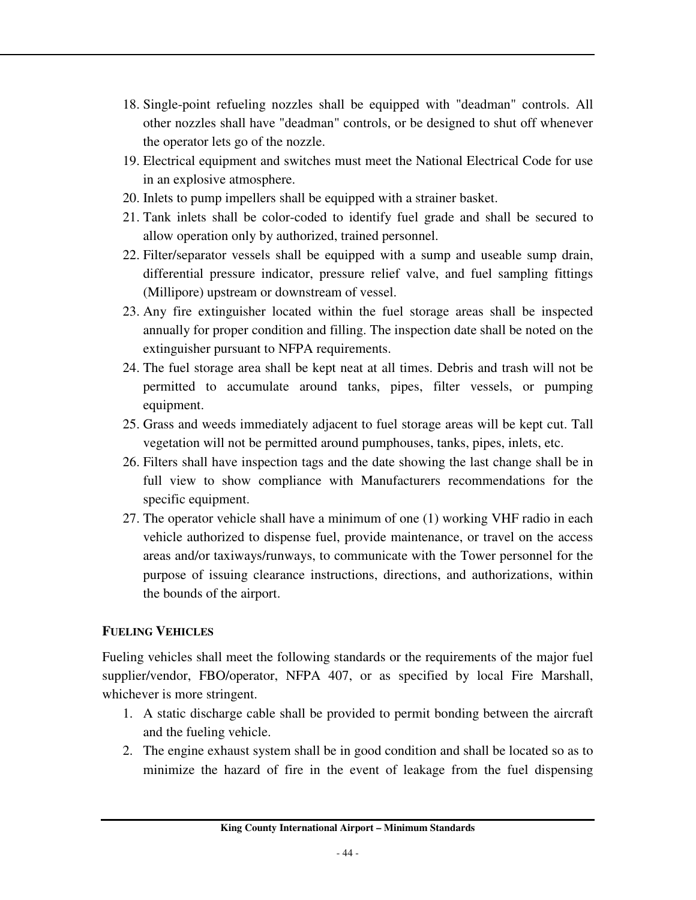18. Single-point refueling nozzles shall be equipped with "deadman" controls. All other nozzles shall have "deadman" controls, or be designed to shut off whenever the operator lets go of the nozzle.
19. Electrical equipment and switches must meet the National Electrical Code for use in an explosive atmosphere.
20. Inlets to pump impellers shall be equipped with a strainer basket.
21. Tank inlets shall be color-coded to identify fuel grade and shall be secured to allow operation only by authorized, trained personnel.
22. Filter/separator vessels shall be equipped with a sump and useable sump drain, differential pressure indicator, pressure relief valve, and fuel sampling fittings (Millipore) upstream or downstream of vessel.
23. Any fire extinguisher located within the fuel storage areas shall be inspected annually for proper condition and filling. The inspection date shall be noted on the extinguisher pursuant to NFPA requirements.
24. The fuel storage area shall be kept neat at all times. Debris and trash will not be permitted to accumulate around tanks, pipes, filter vessels, or pumping equipment.
25. Grass and weeds immediately adjacent to fuel storage areas will be kept cut. Tall vegetation will not be permitted around pumphouses, tanks, pipes, inlets, etc.
26. Filters shall have inspection tags and the date showing the last change shall be in full view to show compliance with Manufacturers recommendations for the specific equipment.
27. The operator vehicle shall have a minimum of one (1) working VHF radio in each vehicle authorized to dispense fuel, provide maintenance, or travel on the access areas and/or taxiways/runways, to communicate with the Tower personnel for the purpose of issuing clearance instructions, directions, and authorizations, within the bounds of the airport.

**FUELING VEHICLES**

Fueling vehicles shall meet the following standards or the requirements of the major fuel supplier/vendor, FBO/operator, NFPA 407, or as specified by local Fire Marshall, whichever is more stringent.

1. A static discharge cable shall be provided to permit bonding between the aircraft and the fueling vehicle.
2. The engine exhaust system shall be in good condition and shall be located so as to minimize the hazard of fire in the event of leakage from the fuel dispensing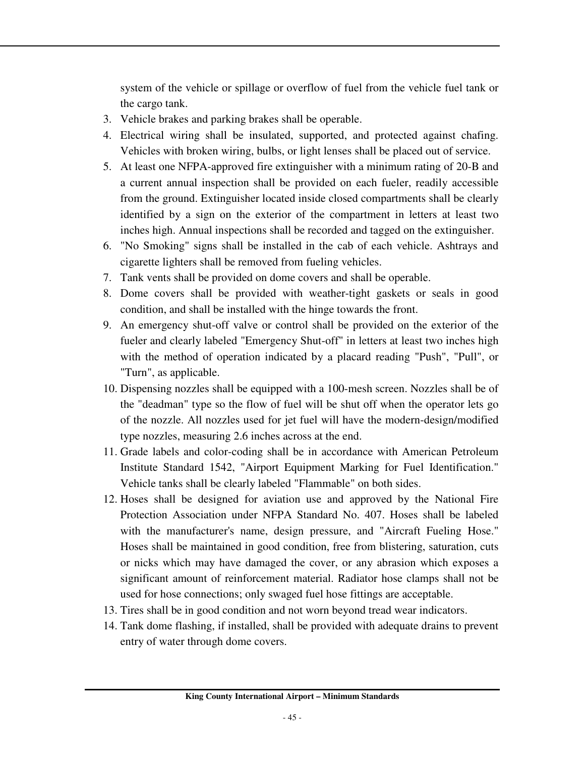system of the vehicle or spillage or overflow of fuel from the vehicle fuel tank or the cargo tank.

3. Vehicle brakes and parking brakes shall be operable.
4. Electrical wiring shall be insulated, supported, and protected against chafing. Vehicles with broken wiring, bulbs, or light lenses shall be placed out of service.
5. At least one NFPA-approved fire extinguisher with a minimum rating of 20-B and a current annual inspection shall be provided on each fueler, readily accessible from the ground. Extinguisher located inside closed compartments shall be clearly identified by a sign on the exterior of the compartment in letters at least two inches high. Annual inspections shall be recorded and tagged on the extinguisher.
6. "No Smoking" signs shall be installed in the cab of each vehicle. Ashtrays and cigarette lighters shall be removed from fueling vehicles.
7. Tank vents shall be provided on dome covers and shall be operable.
8. Dome covers shall be provided with weather-tight gaskets or seals in good condition, and shall be installed with the hinge towards the front.
9. An emergency shut-off valve or control shall be provided on the exterior of the fueler and clearly labeled "Emergency Shut-off" in letters at least two inches high with the method of operation indicated by a placard reading "Push", "Pull", or "Turn", as applicable.
10. Dispensing nozzles shall be equipped with a 100-mesh screen. Nozzles shall be of the "deadman" type so the flow of fuel will be shut off when the operator lets go of the nozzle. All nozzles used for jet fuel will have the modern-design/modified type nozzles, measuring 2.6 inches across at the end.
11. Grade labels and color-coding shall be in accordance with American Petroleum Institute Standard 1542, "Airport Equipment Marking for Fuel Identification." Vehicle tanks shall be clearly labeled "Flammable" on both sides.
12. Hoses shall be designed for aviation use and approved by the National Fire Protection Association under NFPA Standard No. 407. Hoses shall be labeled with the manufacturer's name, design pressure, and "Aircraft Fueling Hose." Hoses shall be maintained in good condition, free from blistering, saturation, cuts or nicks which may have damaged the cover, or any abrasion which exposes a significant amount of reinforcement material. Radiator hose clamps shall not be used for hose connections; only swaged fuel hose fittings are acceptable.
13. Tires shall be in good condition and not worn beyond tread wear indicators.
14. Tank dome flashing, if installed, shall be provided with adequate drains to prevent entry of water through dome covers.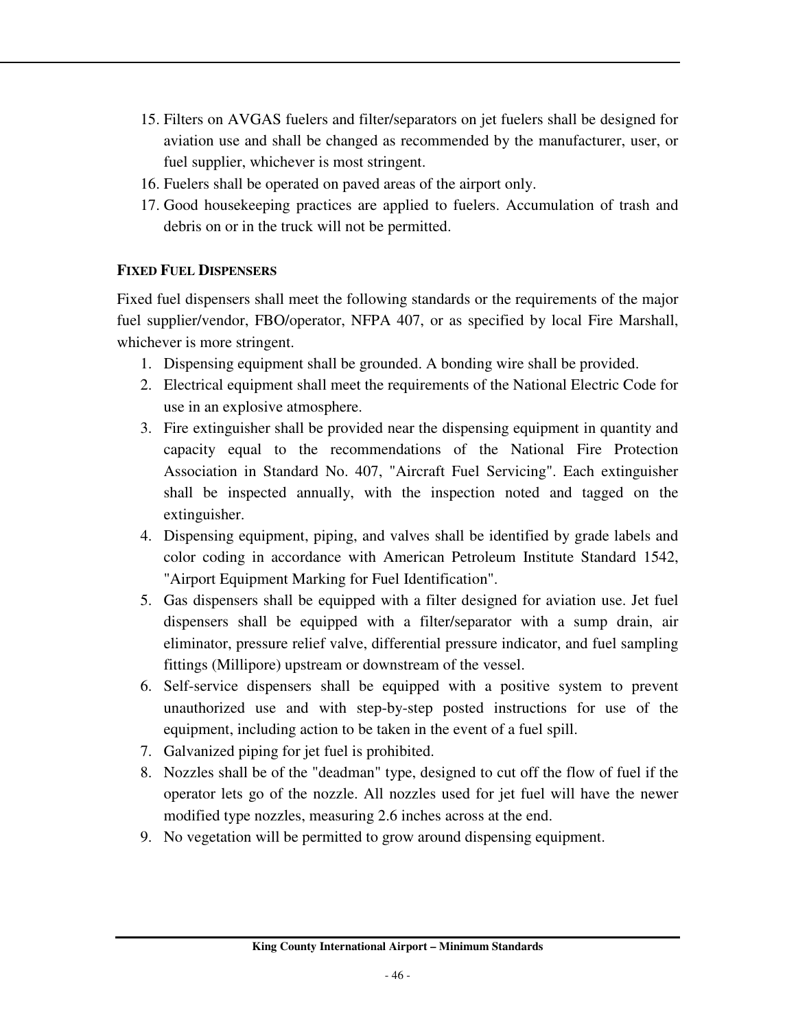15. Filters on AVGAS fuelers and filter/separators on jet fuelers shall be designed for aviation use and shall be changed as recommended by the manufacturer, user, or fuel supplier, whichever is most stringent.
16. Fuelers shall be operated on paved areas of the airport only.
17. Good housekeeping practices are applied to fuelers. Accumulation of trash and debris on or in the truck will not be permitted.

**FIXED FUEL DISPENSERS**

Fixed fuel dispensers shall meet the following standards or the requirements of the major fuel supplier/vendor, FBO/operator, NFPA 407, or as specified by local Fire Marshall, whichever is more stringent.

1. Dispensing equipment shall be grounded. A bonding wire shall be provided.
2. Electrical equipment shall meet the requirements of the National Electric Code for use in an explosive atmosphere.
3. Fire extinguisher shall be provided near the dispensing equipment in quantity and capacity equal to the recommendations of the National Fire Protection Association in Standard No. 407, "Aircraft Fuel Servicing". Each extinguisher shall be inspected annually, with the inspection noted and tagged on the extinguisher.
4. Dispensing equipment, piping, and valves shall be identified by grade labels and color coding in accordance with American Petroleum Institute Standard 1542, "Airport Equipment Marking for Fuel Identification".
5. Gas dispensers shall be equipped with a filter designed for aviation use. Jet fuel dispensers shall be equipped with a filter/separator with a sump drain, air eliminator, pressure relief valve, differential pressure indicator, and fuel sampling fittings (Millipore) upstream or downstream of the vessel.
6. Self-service dispensers shall be equipped with a positive system to prevent unauthorized use and with step-by-step posted instructions for use of the equipment, including action to be taken in the event of a fuel spill.
7. Galvanized piping for jet fuel is prohibited.
8. Nozzles shall be of the "deadman" type, designed to cut off the flow of fuel if the operator lets go of the nozzle. All nozzles used for jet fuel will have the newer modified type nozzles, measuring 2.6 inches across at the end.
9. No vegetation will be permitted to grow around dispensing equipment.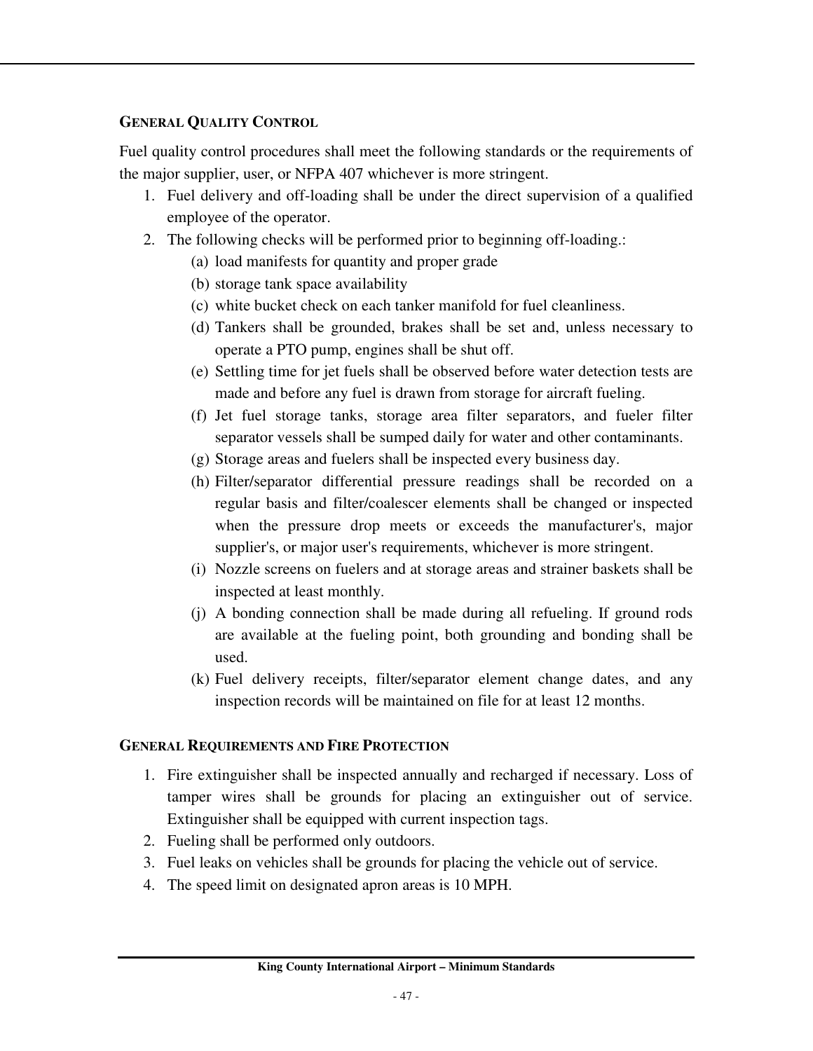### General Quality Control

Fuel quality control procedures shall meet the following standards or the requirements of the major supplier, user, or NFPA 407 whichever is more stringent.

1. Fuel delivery and off-loading shall be under the direct supervision of a qualified employee of the operator.
2. The following checks will be performed prior to beginning off-loading.:
   (a) load manifests for quantity and proper grade
   (b) storage tank space availability
   (c) white bucket check on each tanker manifold for fuel cleanliness.
   (d) Tankers shall be grounded, brakes shall be set and, unless necessary to operate a PTO pump, engines shall be shut off.
   (e) Settling time for jet fuels shall be observed before water detection tests are made and before any fuel is drawn from storage for aircraft fueling.
   (f) Jet fuel storage tanks, storage area filter separators, and fueler filter separator vessels shall be sumped daily for water and other contaminants.
   (g) Storage areas and fuelers shall be inspected every business day.
   (h) Filter/separator differential pressure readings shall be recorded on a regular basis and filter/coalescer elements shall be changed or inspected when the pressure drop meets or exceeds the manufacturer's, major supplier's, or major user's requirements, whichever is more stringent.
   (i) Nozzle screens on fuelers and at storage areas and strainer baskets shall be inspected at least monthly.
   (j) A bonding connection shall be made during all refueling. If ground rods are available at the fueling point, both grounding and bonding shall be used.
   (k) Fuel delivery receipts, filter/separator element change dates, and any inspection records will be maintained on file for at least 12 months.

### General Requirements and Fire Protection

1. Fire extinguisher shall be inspected annually and recharged if necessary. Loss of tamper wires shall be grounds for placing an extinguisher out of service. Extinguisher shall be equipped with current inspection tags.
2. Fueling shall be performed only outdoors.
3. Fuel leaks on vehicles shall be grounds for placing the vehicle out of service.
4. The speed limit on designated apron areas is 10 MPH.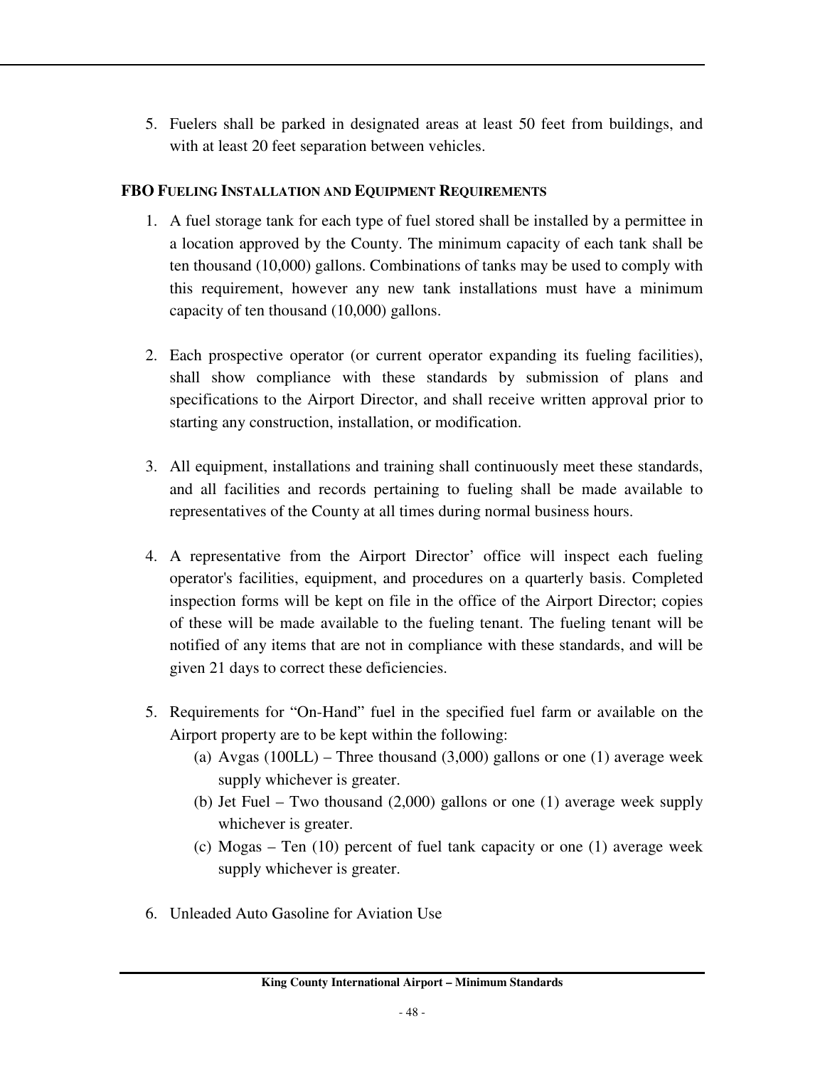5. Fuelers shall be parked in designated areas at least 50 feet from buildings, and with at least 20 feet separation between vehicles.

**FBO FUELING INSTALLATION AND EQUIPMENT REQUIREMENTS**

1. A fuel storage tank for each type of fuel stored shall be installed by a permittee in a location approved by the County. The minimum capacity of each tank shall be ten thousand (10,000) gallons. Combinations of tanks may be used to comply with this requirement, however any new tank installations must have a minimum capacity of ten thousand (10,000) gallons.

2. Each prospective operator (or current operator expanding its fueling facilities), shall show compliance with these standards by submission of plans and specifications to the Airport Director, and shall receive written approval prior to starting any construction, installation, or modification.

3. All equipment, installations and training shall continuously meet these standards, and all facilities and records pertaining to fueling shall be made available to representatives of the County at all times during normal business hours.

4. A representative from the Airport Director' office will inspect each fueling operator's facilities, equipment, and procedures on a quarterly basis. Completed inspection forms will be kept on file in the office of the Airport Director; copies of these will be made available to the fueling tenant. The fueling tenant will be notified of any items that are not in compliance with these standards, and will be given 21 days to correct these deficiencies.

5. Requirements for "On-Hand" fuel in the specified fuel farm or available on the Airport property are to be kept within the following:
   (a) Avgas (100LL) – Three thousand (3,000) gallons or one (1) average week supply whichever is greater.
   (b) Jet Fuel – Two thousand (2,000) gallons or one (1) average week supply whichever is greater.
   (c) Mogas – Ten (10) percent of fuel tank capacity or one (1) average week supply whichever is greater.

6. Unleaded Auto Gasoline for Aviation Use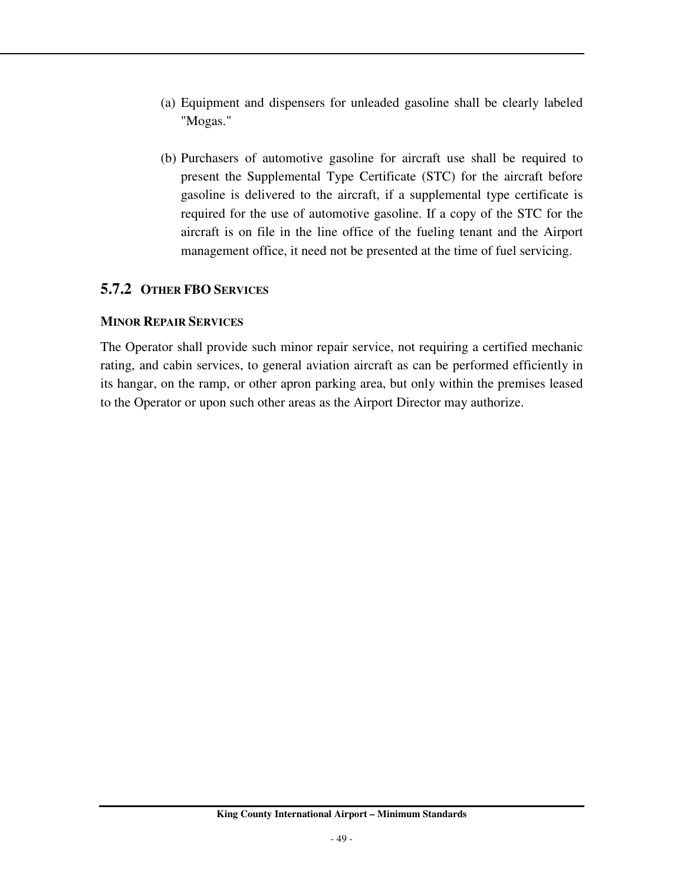(a) Equipment and dispensers for unleaded gasoline shall be clearly labeled "Mogas."

(b) Purchasers of automotive gasoline for aircraft use shall be required to present the Supplemental Type Certificate (STC) for the aircraft before gasoline is delivered to the aircraft, if a supplemental type certificate is required for the use of automotive gasoline. If a copy of the STC for the aircraft is on file in the line office of the fueling tenant and the Airport management office, it need not be presented at the time of fuel servicing.

### 5.7.2 OTHER FBO SERVICES

**MINOR REPAIR SERVICES**

The Operator shall provide such minor repair service, not requiring a certified mechanic rating, and cabin services, to general aviation aircraft as can be performed efficiently in its hangar, on the ramp, or other apron parking area, but only within the premises leased to the Operator or upon such other areas as the Airport Director may authorize.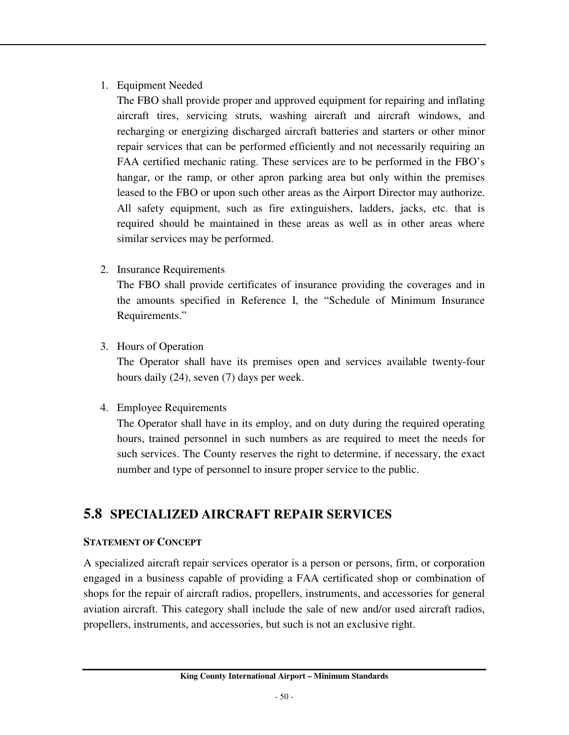1. Equipment Needed

   The FBO shall provide proper and approved equipment for repairing and inflating aircraft tires, servicing struts, washing aircraft and aircraft windows, and recharging or energizing discharged aircraft batteries and starters or other minor repair services that can be performed efficiently and not necessarily requiring an FAA certified mechanic rating. These services are to be performed in the FBO's hangar, or the ramp, or other apron parking area but only within the premises leased to the FBO or upon such other areas as the Airport Director may authorize. All safety equipment, such as fire extinguishers, ladders, jacks, etc. that is required should be maintained in these areas as well as in other areas where similar services may be performed.

2. Insurance Requirements

   The FBO shall provide certificates of insurance providing the coverages and in the amounts specified in Reference I, the "Schedule of Minimum Insurance Requirements."

3. Hours of Operation

   The Operator shall have its premises open and services available twenty-four hours daily (24), seven (7) days per week.

4. Employee Requirements

   The Operator shall have in its employ, and on duty during the required operating hours, trained personnel in such numbers as are required to meet the needs for such services. The County reserves the right to determine, if necessary, the exact number and type of personnel to insure proper service to the public.

## 5.8 SPECIALIZED AIRCRAFT REPAIR SERVICES

**STATEMENT OF CONCEPT**

A specialized aircraft repair services operator is a person or persons, firm, or corporation engaged in a business capable of providing a FAA certificated shop or combination of shops for the repair of aircraft radios, propellers, instruments, and accessories for general aviation aircraft. This category shall include the sale of new and/or used aircraft radios, propellers, instruments, and accessories, but such is not an exclusive right.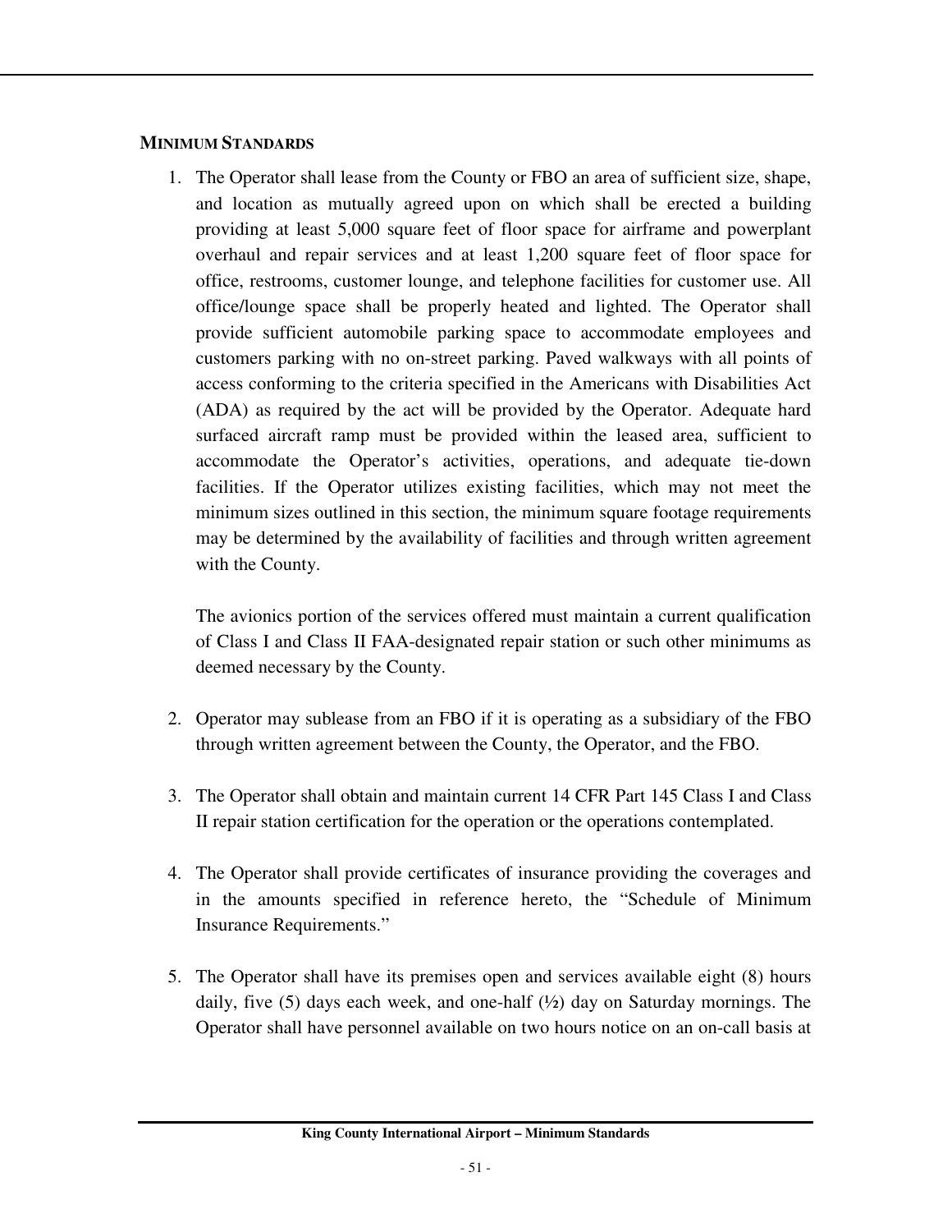**MINIMUM STANDARDS**

1. The Operator shall lease from the County or FBO an area of sufficient size, shape, and location as mutually agreed upon on which shall be erected a building providing at least 5,000 square feet of floor space for airframe and powerplant overhaul and repair services and at least 1,200 square feet of floor space for office, restrooms, customer lounge, and telephone facilities for customer use. All office/lounge space shall be properly heated and lighted. The Operator shall provide sufficient automobile parking space to accommodate employees and customers parking with no on-street parking. Paved walkways with all points of access conforming to the criteria specified in the Americans with Disabilities Act (ADA) as required by the act will be provided by the Operator. Adequate hard surfaced aircraft ramp must be provided within the leased area, sufficient to accommodate the Operator's activities, operations, and adequate tie-down facilities. If the Operator utilizes existing facilities, which may not meet the minimum sizes outlined in this section, the minimum square footage requirements may be determined by the availability of facilities and through written agreement with the County.

   The avionics portion of the services offered must maintain a current qualification of Class I and Class II FAA-designated repair station or such other minimums as deemed necessary by the County.

2. Operator may sublease from an FBO if it is operating as a subsidiary of the FBO through written agreement between the County, the Operator, and the FBO.

3. The Operator shall obtain and maintain current 14 CFR Part 145 Class I and Class II repair station certification for the operation or the operations contemplated.

4. The Operator shall provide certificates of insurance providing the coverages and in the amounts specified in reference hereto, the "Schedule of Minimum Insurance Requirements."

5. The Operator shall have its premises open and services available eight (8) hours daily, five (5) days each week, and one-half (½) day on Saturday mornings. The Operator shall have personnel available on two hours notice on an on-call basis at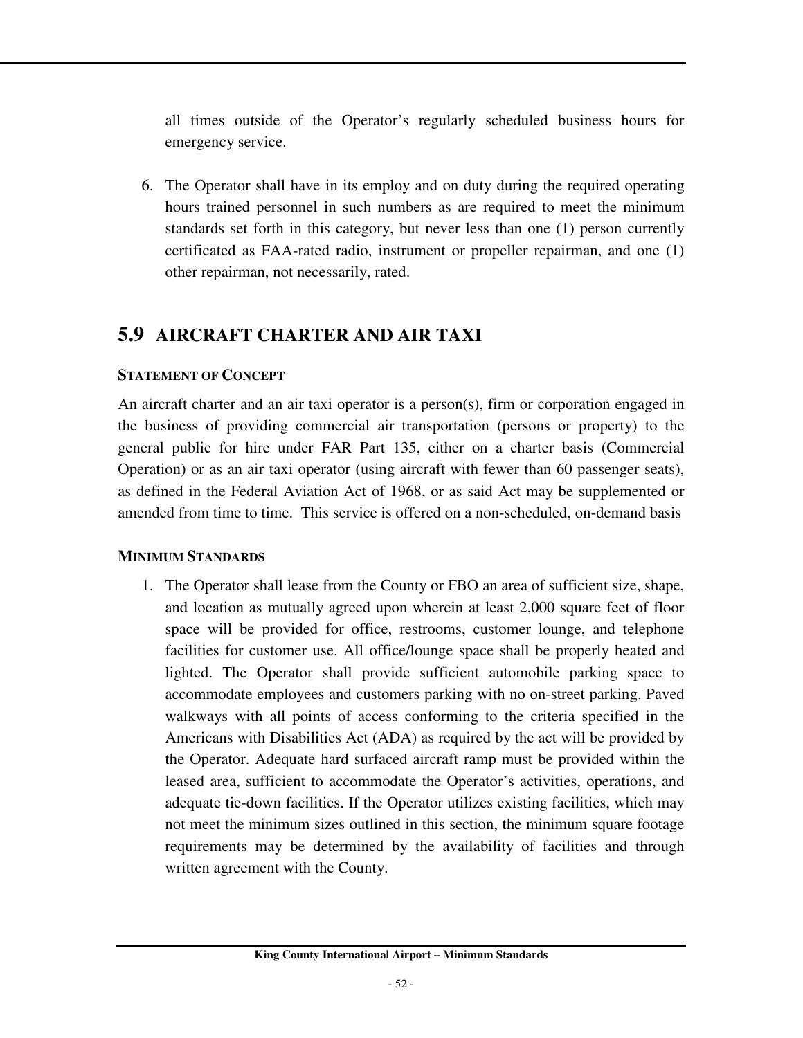all times outside of the Operator's regularly scheduled business hours for emergency service.

6. The Operator shall have in its employ and on duty during the required operating hours trained personnel in such numbers as are required to meet the minimum standards set forth in this category, but never less than one (1) person currently certificated as FAA-rated radio, instrument or propeller repairman, and one (1) other repairman, not necessarily, rated.

## 5.9 AIRCRAFT CHARTER AND AIR TAXI

**STATEMENT OF CONCEPT**

An aircraft charter and an air taxi operator is a person(s), firm or corporation engaged in the business of providing commercial air transportation (persons or property) to the general public for hire under FAR Part 135, either on a charter basis (Commercial Operation) or as an air taxi operator (using aircraft with fewer than 60 passenger seats), as defined in the Federal Aviation Act of 1968, or as said Act may be supplemented or amended from time to time. This service is offered on a non-scheduled, on-demand basis

**MINIMUM STANDARDS**

1. The Operator shall lease from the County or FBO an area of sufficient size, shape, and location as mutually agreed upon wherein at least 2,000 square feet of floor space will be provided for office, restrooms, customer lounge, and telephone facilities for customer use. All office/lounge space shall be properly heated and lighted. The Operator shall provide sufficient automobile parking space to accommodate employees and customers parking with no on-street parking. Paved walkways with all points of access conforming to the criteria specified in the Americans with Disabilities Act (ADA) as required by the act will be provided by the Operator. Adequate hard surfaced aircraft ramp must be provided within the leased area, sufficient to accommodate the Operator's activities, operations, and adequate tie-down facilities. If the Operator utilizes existing facilities, which may not meet the minimum sizes outlined in this section, the minimum square footage requirements may be determined by the availability of facilities and through written agreement with the County.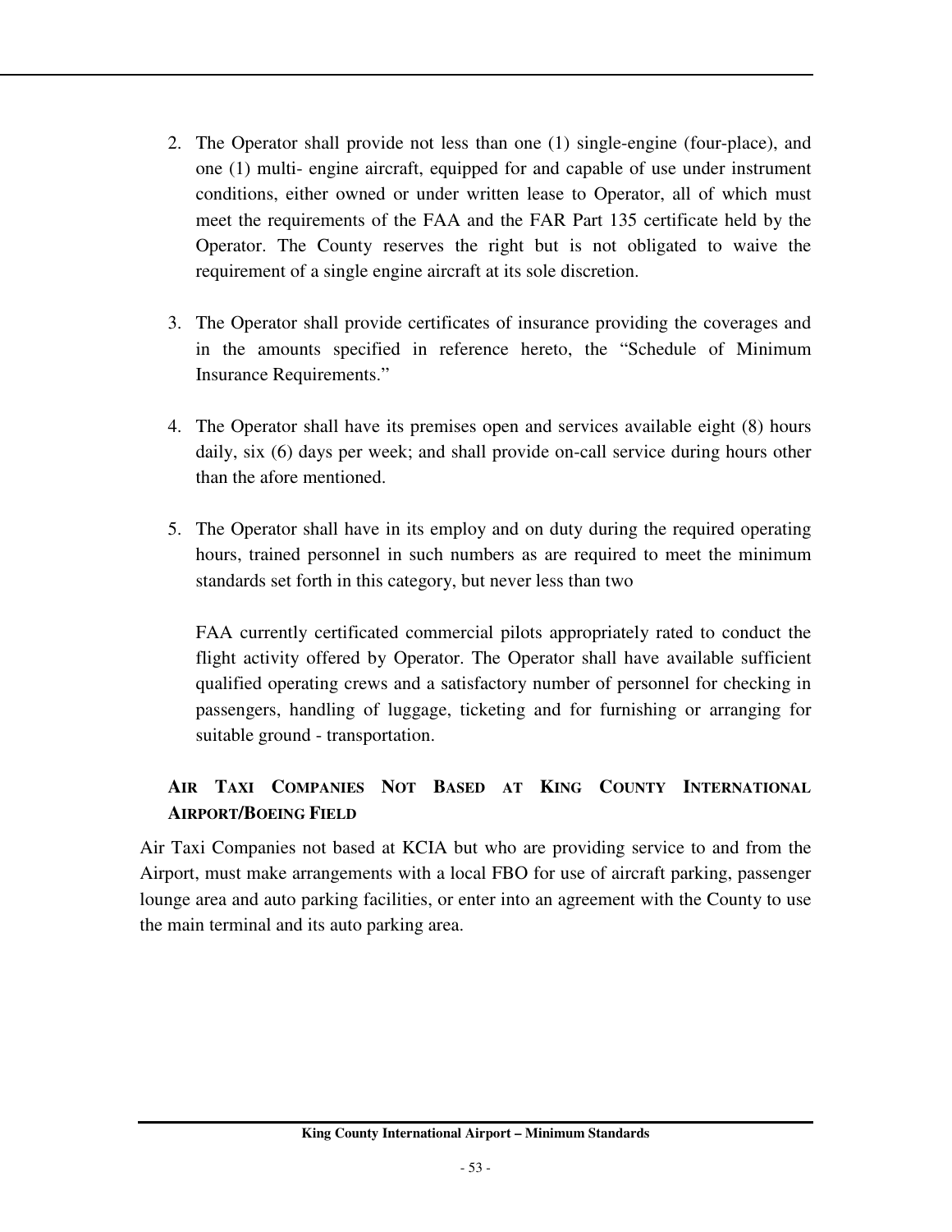2. The Operator shall provide not less than one (1) single-engine (four-place), and one (1) multi- engine aircraft, equipped for and capable of use under instrument conditions, either owned or under written lease to Operator, all of which must meet the requirements of the FAA and the FAR Part 135 certificate held by the Operator. The County reserves the right but is not obligated to waive the requirement of a single engine aircraft at its sole discretion.

3. The Operator shall provide certificates of insurance providing the coverages and in the amounts specified in reference hereto, the "Schedule of Minimum Insurance Requirements."

4. The Operator shall have its premises open and services available eight (8) hours daily, six (6) days per week; and shall provide on-call service during hours other than the afore mentioned.

5. The Operator shall have in its employ and on duty during the required operating hours, trained personnel in such numbers as are required to meet the minimum standards set forth in this category, but never less than two

   FAA currently certificated commercial pilots appropriately rated to conduct the flight activity offered by Operator. The Operator shall have available sufficient qualified operating crews and a satisfactory number of personnel for checking in passengers, handling of luggage, ticketing and for furnishing or arranging for suitable ground - transportation.

### AIR TAXI COMPANIES NOT BASED AT KING COUNTY INTERNATIONAL AIRPORT/BOEING FIELD

Air Taxi Companies not based at KCIA but who are providing service to and from the Airport, must make arrangements with a local FBO for use of aircraft parking, passenger lounge area and auto parking facilities, or enter into an agreement with the County to use the main terminal and its auto parking area.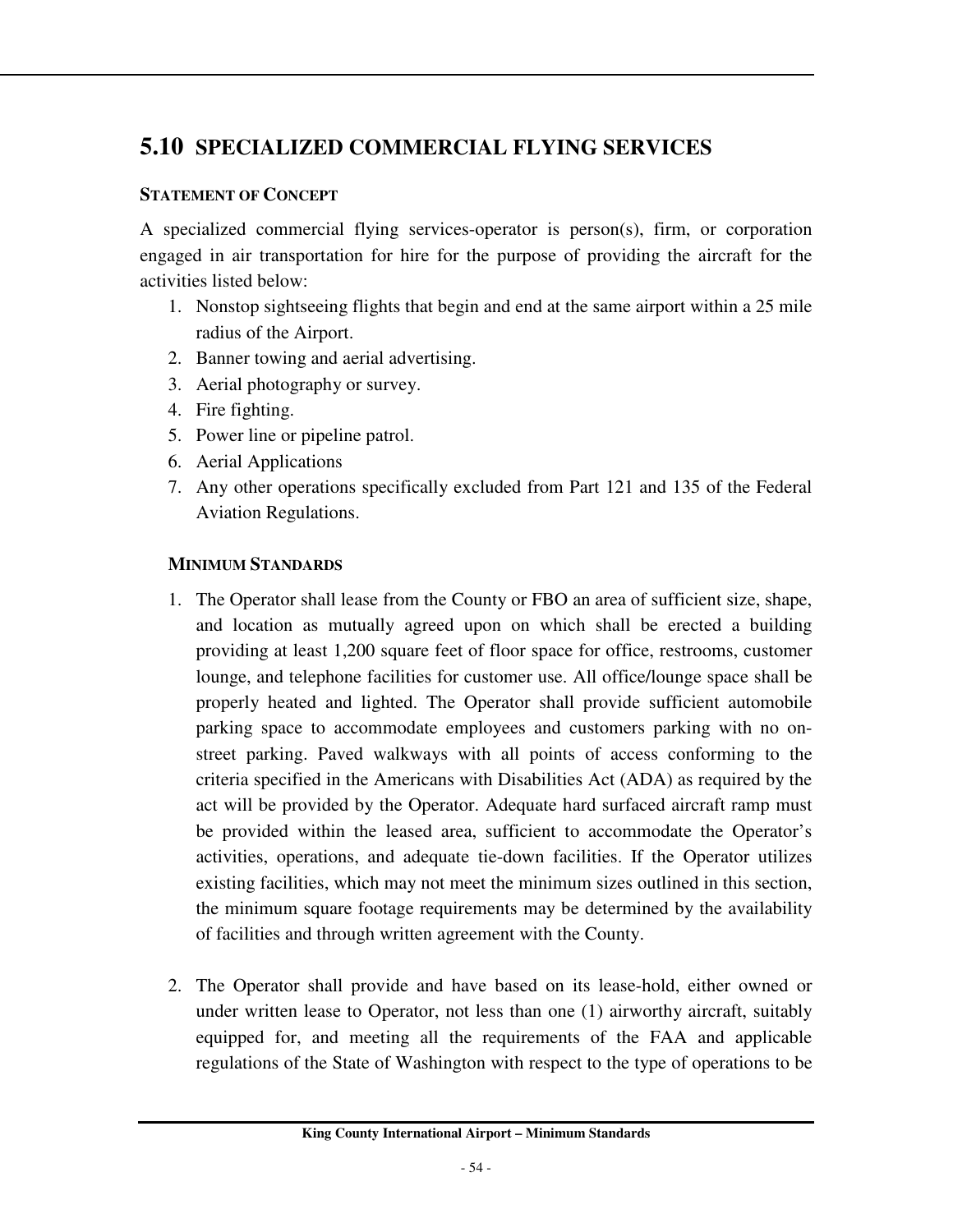## 5.10 SPECIALIZED COMMERCIAL FLYING SERVICES

**STATEMENT OF CONCEPT**

A specialized commercial flying services-operator is person(s), firm, or corporation engaged in air transportation for hire for the purpose of providing the aircraft for the activities listed below:

1. Nonstop sightseeing flights that begin and end at the same airport within a 25 mile radius of the Airport.
2. Banner towing and aerial advertising.
3. Aerial photography or survey.
4. Fire fighting.
5. Power line or pipeline patrol.
6. Aerial Applications
7. Any other operations specifically excluded from Part 121 and 135 of the Federal Aviation Regulations.

**MINIMUM STANDARDS**

1. The Operator shall lease from the County or FBO an area of sufficient size, shape, and location as mutually agreed upon on which shall be erected a building providing at least 1,200 square feet of floor space for office, restrooms, customer lounge, and telephone facilities for customer use. All office/lounge space shall be properly heated and lighted. The Operator shall provide sufficient automobile parking space to accommodate employees and customers parking with no on-street parking. Paved walkways with all points of access conforming to the criteria specified in the Americans with Disabilities Act (ADA) as required by the act will be provided by the Operator. Adequate hard surfaced aircraft ramp must be provided within the leased area, sufficient to accommodate the Operator's activities, operations, and adequate tie-down facilities. If the Operator utilizes existing facilities, which may not meet the minimum sizes outlined in this section, the minimum square footage requirements may be determined by the availability of facilities and through written agreement with the County.

2. The Operator shall provide and have based on its lease-hold, either owned or under written lease to Operator, not less than one (1) airworthy aircraft, suitably equipped for, and meeting all the requirements of the FAA and applicable regulations of the State of Washington with respect to the type of operations to be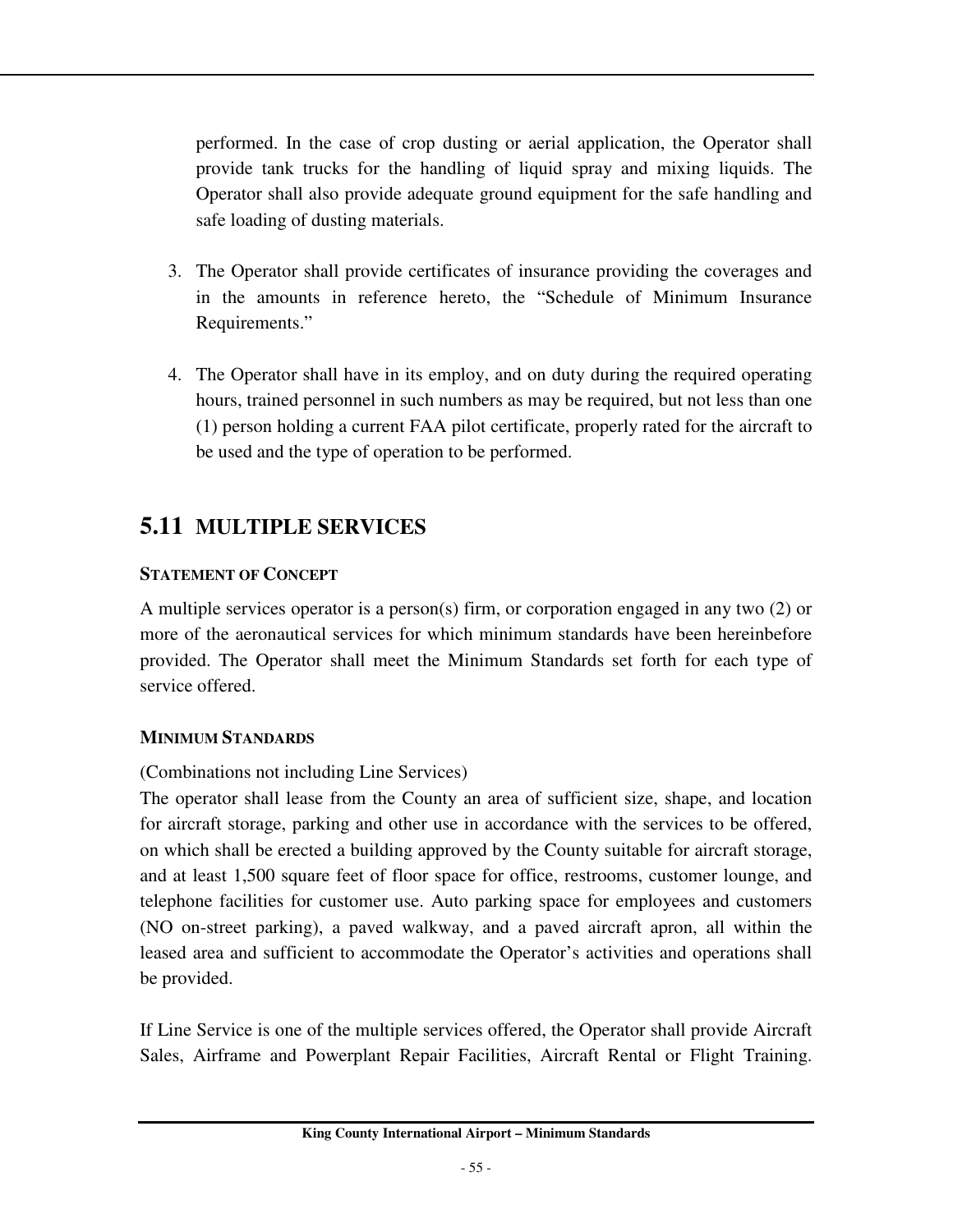performed. In the case of crop dusting or aerial application, the Operator shall provide tank trucks for the handling of liquid spray and mixing liquids. The Operator shall also provide adequate ground equipment for the safe handling and safe loading of dusting materials.

3. The Operator shall provide certificates of insurance providing the coverages and in the amounts in reference hereto, the "Schedule of Minimum Insurance Requirements."

4. The Operator shall have in its employ, and on duty during the required operating hours, trained personnel in such numbers as may be required, but not less than one (1) person holding a current FAA pilot certificate, properly rated for the aircraft to be used and the type of operation to be performed.

## 5.11 MULTIPLE SERVICES

**STATEMENT OF CONCEPT**

A multiple services operator is a person(s) firm, or corporation engaged in any two (2) or more of the aeronautical services for which minimum standards have been hereinbefore provided. The Operator shall meet the Minimum Standards set forth for each type of service offered.

**MINIMUM STANDARDS**

(Combinations not including Line Services)
The operator shall lease from the County an area of sufficient size, shape, and location for aircraft storage, parking and other use in accordance with the services to be offered, on which shall be erected a building approved by the County suitable for aircraft storage, and at least 1,500 square feet of floor space for office, restrooms, customer lounge, and telephone facilities for customer use. Auto parking space for employees and customers (NO on-street parking), a paved walkway, and a paved aircraft apron, all within the leased area and sufficient to accommodate the Operator's activities and operations shall be provided.

If Line Service is one of the multiple services offered, the Operator shall provide Aircraft Sales, Airframe and Powerplant Repair Facilities, Aircraft Rental or Flight Training.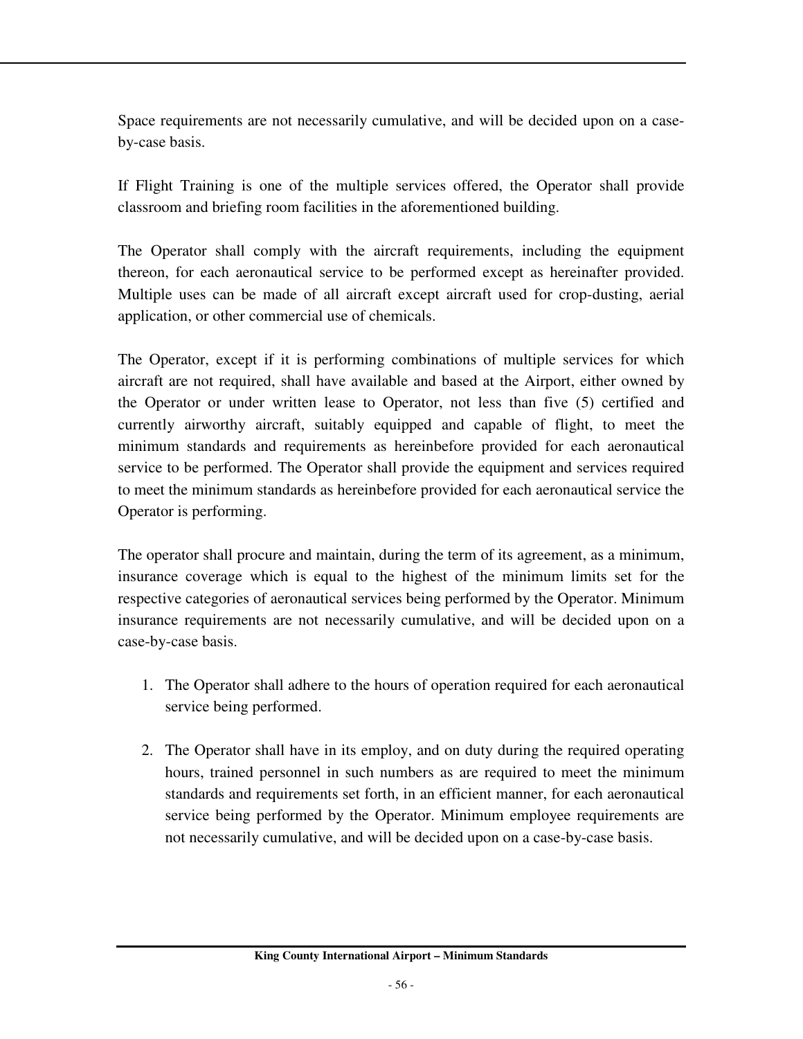Space requirements are not necessarily cumulative, and will be decided upon on a case-by-case basis.

If Flight Training is one of the multiple services offered, the Operator shall provide classroom and briefing room facilities in the aforementioned building.

The Operator shall comply with the aircraft requirements, including the equipment thereon, for each aeronautical service to be performed except as hereinafter provided. Multiple uses can be made of all aircraft except aircraft used for crop-dusting, aerial application, or other commercial use of chemicals.

The Operator, except if it is performing combinations of multiple services for which aircraft are not required, shall have available and based at the Airport, either owned by the Operator or under written lease to Operator, not less than five (5) certified and currently airworthy aircraft, suitably equipped and capable of flight, to meet the minimum standards and requirements as hereinbefore provided for each aeronautical service to be performed. The Operator shall provide the equipment and services required to meet the minimum standards as hereinbefore provided for each aeronautical service the Operator is performing.

The operator shall procure and maintain, during the term of its agreement, as a minimum, insurance coverage which is equal to the highest of the minimum limits set for the respective categories of aeronautical services being performed by the Operator. Minimum insurance requirements are not necessarily cumulative, and will be decided upon on a case-by-case basis.

1. The Operator shall adhere to the hours of operation required for each aeronautical service being performed.

2. The Operator shall have in its employ, and on duty during the required operating hours, trained personnel in such numbers as are required to meet the minimum standards and requirements set forth, in an efficient manner, for each aeronautical service being performed by the Operator. Minimum employee requirements are not necessarily cumulative, and will be decided upon on a case-by-case basis.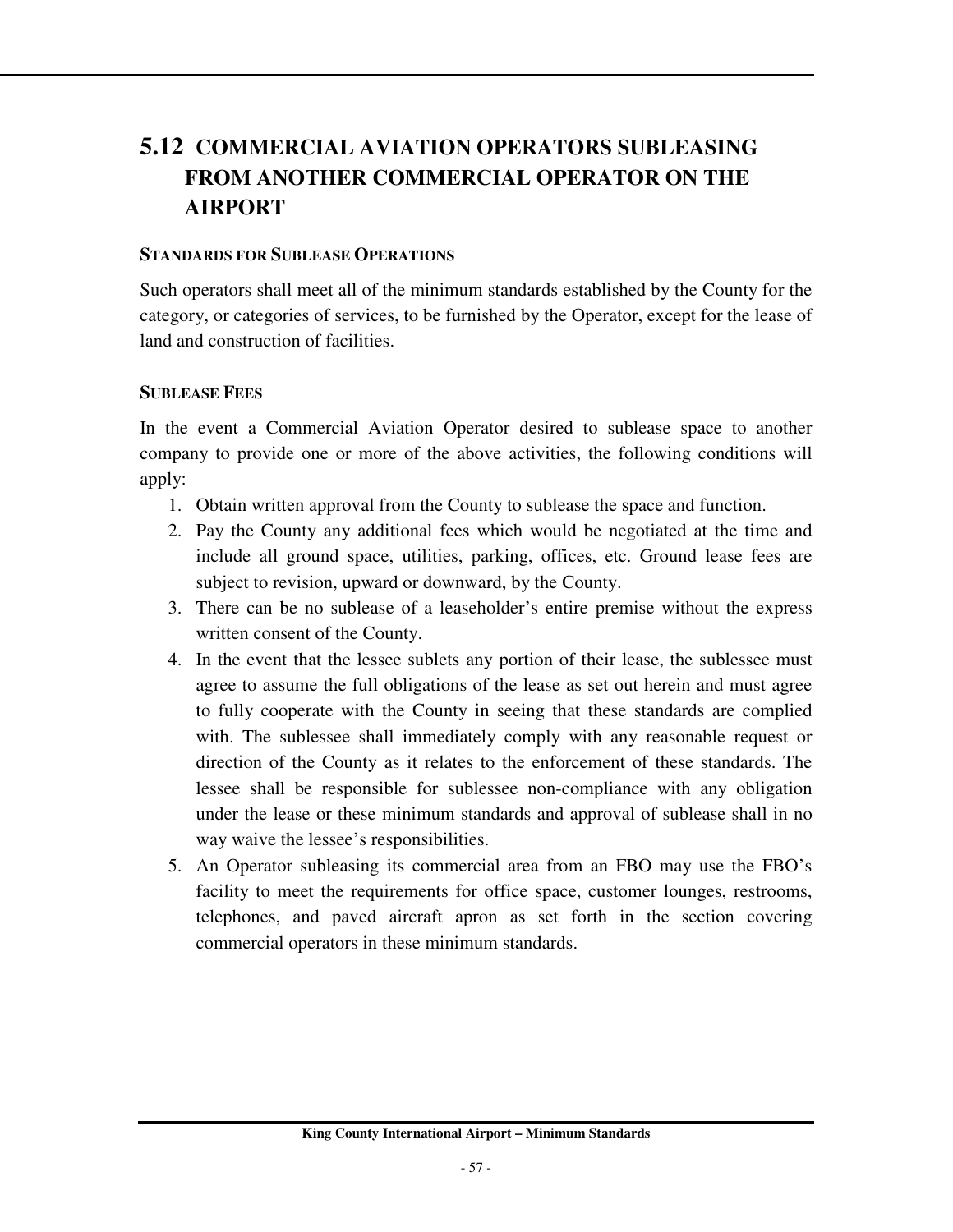## 5.12 COMMERCIAL AVIATION OPERATORS SUBLEASING FROM ANOTHER COMMERCIAL OPERATOR ON THE AIRPORT

**STANDARDS FOR SUBLEASE OPERATIONS**

Such operators shall meet all of the minimum standards established by the County for the category, or categories of services, to be furnished by the Operator, except for the lease of land and construction of facilities.

**SUBLEASE FEES**

In the event a Commercial Aviation Operator desired to sublease space to another company to provide one or more of the above activities, the following conditions will apply:

1. Obtain written approval from the County to sublease the space and function.
2. Pay the County any additional fees which would be negotiated at the time and include all ground space, utilities, parking, offices, etc. Ground lease fees are subject to revision, upward or downward, by the County.
3. There can be no sublease of a leaseholder's entire premise without the express written consent of the County.
4. In the event that the lessee sublets any portion of their lease, the sublessee must agree to assume the full obligations of the lease as set out herein and must agree to fully cooperate with the County in seeing that these standards are complied with. The sublessee shall immediately comply with any reasonable request or direction of the County as it relates to the enforcement of these standards. The lessee shall be responsible for sublessee non-compliance with any obligation under the lease or these minimum standards and approval of sublease shall in no way waive the lessee's responsibilities.
5. An Operator subleasing its commercial area from an FBO may use the FBO's facility to meet the requirements for office space, customer lounges, restrooms, telephones, and paved aircraft apron as set forth in the section covering commercial operators in these minimum standards.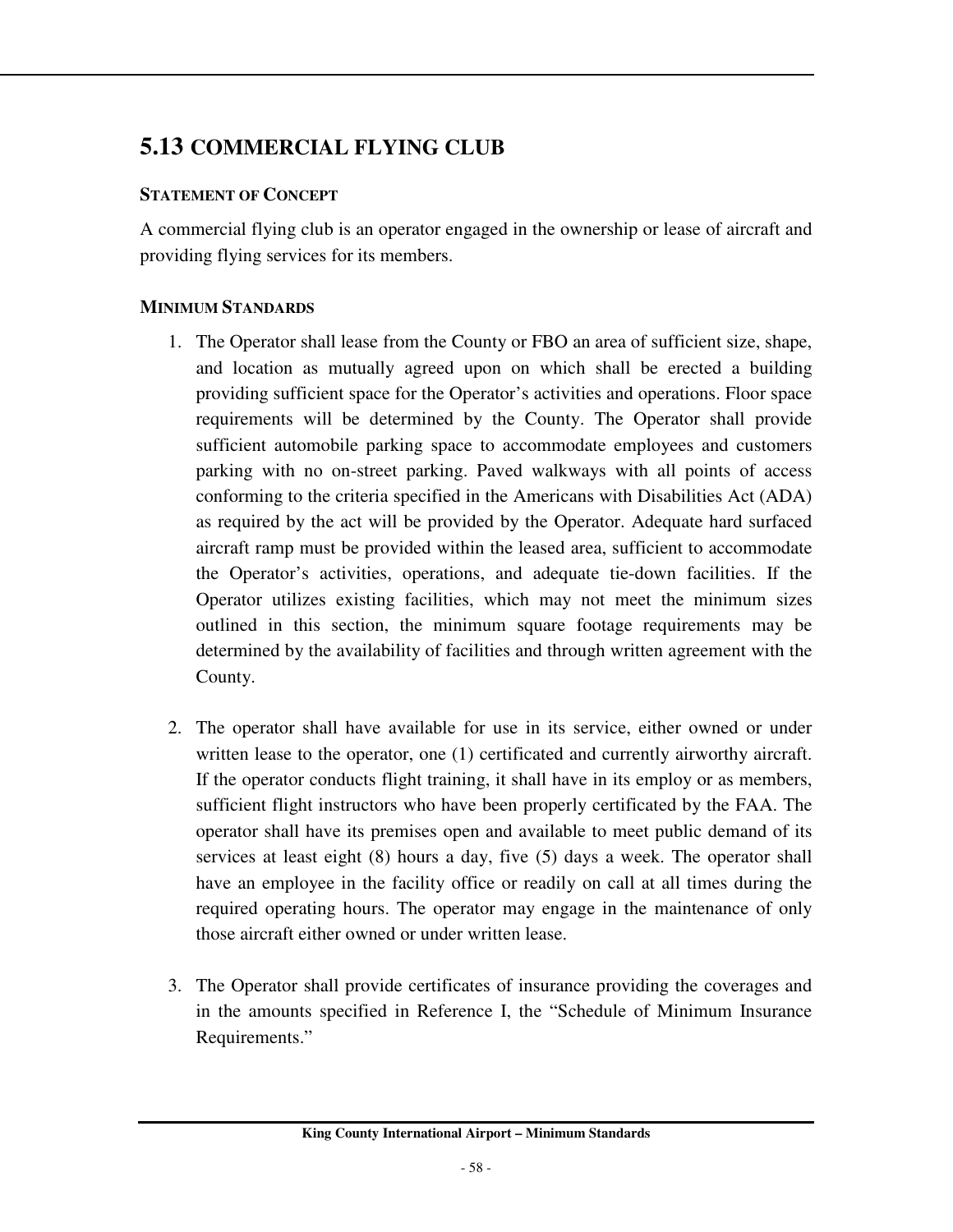## 5.13 COMMERCIAL FLYING CLUB

**STATEMENT OF CONCEPT**

A commercial flying club is an operator engaged in the ownership or lease of aircraft and providing flying services for its members.

**MINIMUM STANDARDS**

1. The Operator shall lease from the County or FBO an area of sufficient size, shape, and location as mutually agreed upon on which shall be erected a building providing sufficient space for the Operator's activities and operations. Floor space requirements will be determined by the County. The Operator shall provide sufficient automobile parking space to accommodate employees and customers parking with no on-street parking. Paved walkways with all points of access conforming to the criteria specified in the Americans with Disabilities Act (ADA) as required by the act will be provided by the Operator. Adequate hard surfaced aircraft ramp must be provided within the leased area, sufficient to accommodate the Operator's activities, operations, and adequate tie-down facilities. If the Operator utilizes existing facilities, which may not meet the minimum sizes outlined in this section, the minimum square footage requirements may be determined by the availability of facilities and through written agreement with the County.

2. The operator shall have available for use in its service, either owned or under written lease to the operator, one (1) certificated and currently airworthy aircraft. If the operator conducts flight training, it shall have in its employ or as members, sufficient flight instructors who have been properly certificated by the FAA. The operator shall have its premises open and available to meet public demand of its services at least eight (8) hours a day, five (5) days a week. The operator shall have an employee in the facility office or readily on call at all times during the required operating hours. The operator may engage in the maintenance of only those aircraft either owned or under written lease.

3. The Operator shall provide certificates of insurance providing the coverages and in the amounts specified in Reference I, the "Schedule of Minimum Insurance Requirements."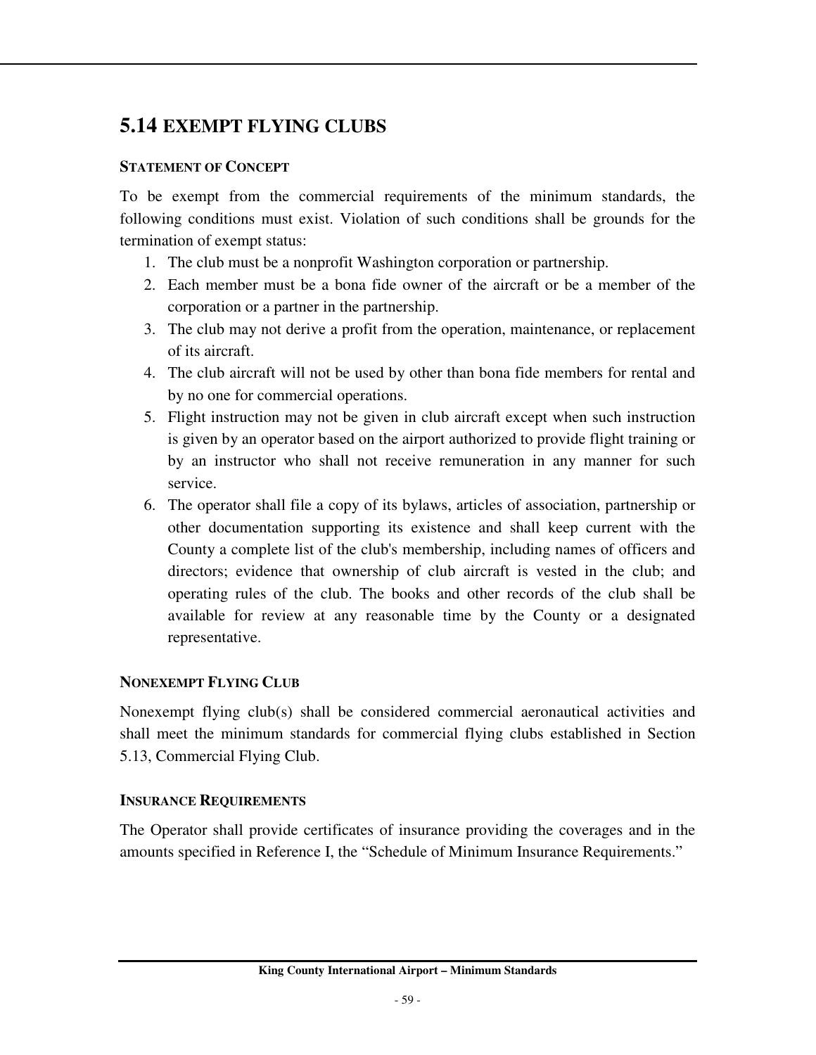## 5.14 EXEMPT FLYING CLUBS

### STATEMENT OF CONCEPT

To be exempt from the commercial requirements of the minimum standards, the following conditions must exist. Violation of such conditions shall be grounds for the termination of exempt status:

1. The club must be a nonprofit Washington corporation or partnership.
2. Each member must be a bona fide owner of the aircraft or be a member of the corporation or a partner in the partnership.
3. The club may not derive a profit from the operation, maintenance, or replacement of its aircraft.
4. The club aircraft will not be used by other than bona fide members for rental and by no one for commercial operations.
5. Flight instruction may not be given in club aircraft except when such instruction is given by an operator based on the airport authorized to provide flight training or by an instructor who shall not receive remuneration in any manner for such service.
6. The operator shall file a copy of its bylaws, articles of association, partnership or other documentation supporting its existence and shall keep current with the County a complete list of the club's membership, including names of officers and directors; evidence that ownership of club aircraft is vested in the club; and operating rules of the club. The books and other records of the club shall be available for review at any reasonable time by the County or a designated representative.

### NONEXEMPT FLYING CLUB

Nonexempt flying club(s) shall be considered commercial aeronautical activities and shall meet the minimum standards for commercial flying clubs established in Section 5.13, Commercial Flying Club.

### INSURANCE REQUIREMENTS

The Operator shall provide certificates of insurance providing the coverages and in the amounts specified in Reference I, the "Schedule of Minimum Insurance Requirements."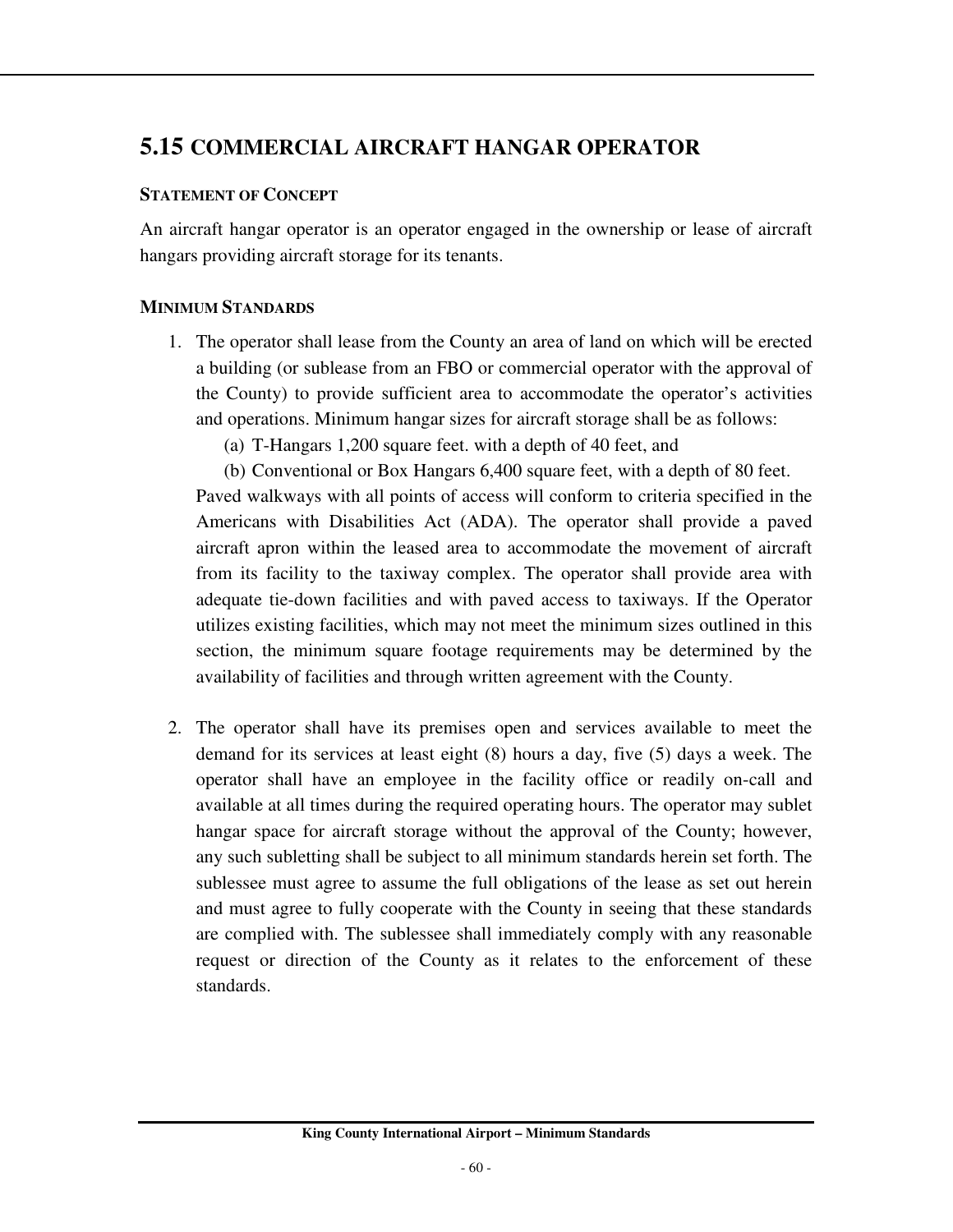## 5.15 COMMERCIAL AIRCRAFT HANGAR OPERATOR

**STATEMENT OF CONCEPT**

An aircraft hangar operator is an operator engaged in the ownership or lease of aircraft hangars providing aircraft storage for its tenants.

**MINIMUM STANDARDS**

1. The operator shall lease from the County an area of land on which will be erected a building (or sublease from an FBO or commercial operator with the approval of the County) to provide sufficient area to accommodate the operator's activities and operations. Minimum hangar sizes for aircraft storage shall be as follows:
   (a) T-Hangars 1,200 square feet. with a depth of 40 feet, and
   (b) Conventional or Box Hangars 6,400 square feet, with a depth of 80 feet.
   
   Paved walkways with all points of access will conform to criteria specified in the Americans with Disabilities Act (ADA). The operator shall provide a paved aircraft apron within the leased area to accommodate the movement of aircraft from its facility to the taxiway complex. The operator shall provide area with adequate tie-down facilities and with paved access to taxiways. If the Operator utilizes existing facilities, which may not meet the minimum sizes outlined in this section, the minimum square footage requirements may be determined by the availability of facilities and through written agreement with the County.

2. The operator shall have its premises open and services available to meet the demand for its services at least eight (8) hours a day, five (5) days a week. The operator shall have an employee in the facility office or readily on-call and available at all times during the required operating hours. The operator may sublet hangar space for aircraft storage without the approval of the County; however, any such subletting shall be subject to all minimum standards herein set forth. The sublessee must agree to assume the full obligations of the lease as set out herein and must agree to fully cooperate with the County in seeing that these standards are complied with. The sublessee shall immediately comply with any reasonable request or direction of the County as it relates to the enforcement of these standards.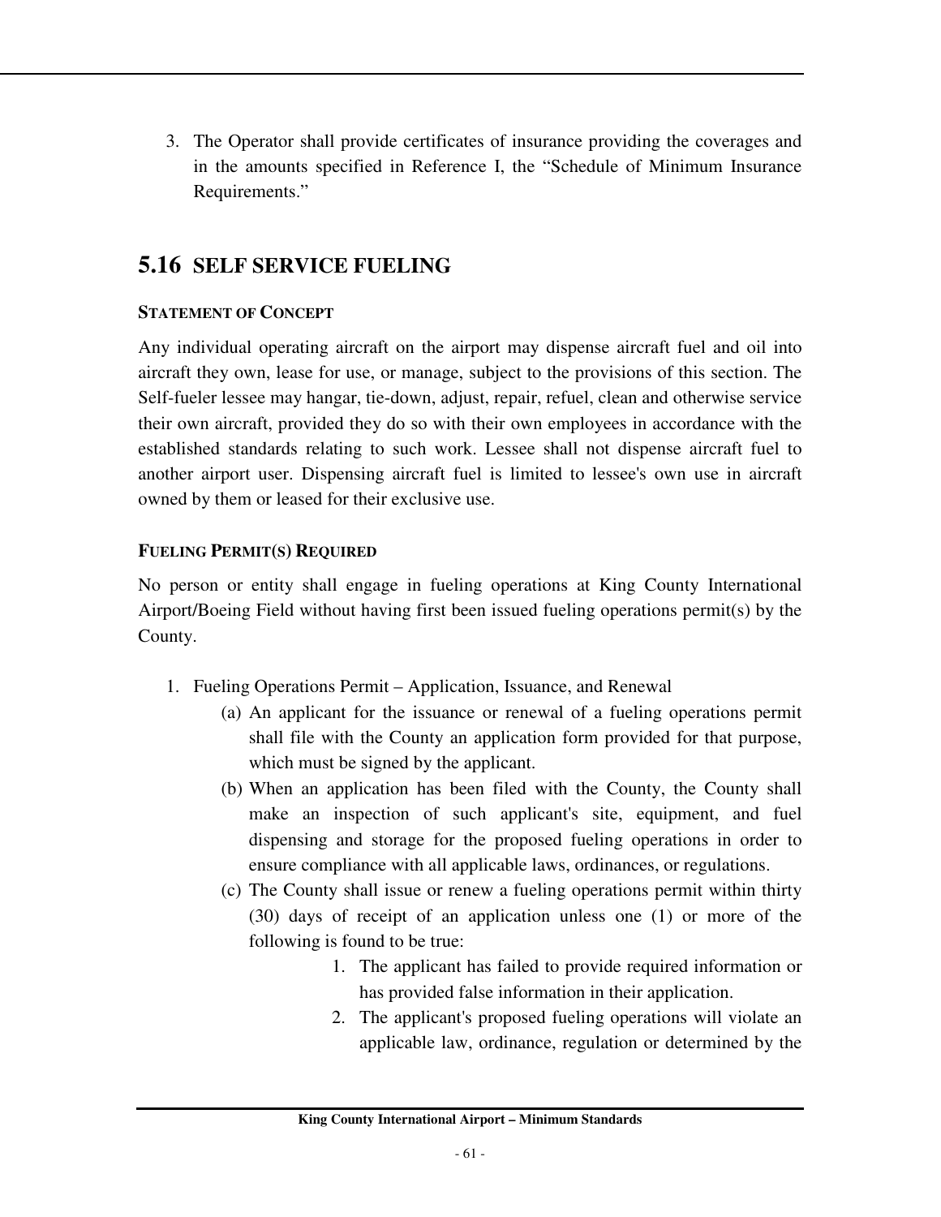3. The Operator shall provide certificates of insurance providing the coverages and in the amounts specified in Reference I, the "Schedule of Minimum Insurance Requirements."

## 5.16 SELF SERVICE FUELING

**STATEMENT OF CONCEPT**

Any individual operating aircraft on the airport may dispense aircraft fuel and oil into aircraft they own, lease for use, or manage, subject to the provisions of this section. The Self-fueler lessee may hangar, tie-down, adjust, repair, refuel, clean and otherwise service their own aircraft, provided they do so with their own employees in accordance with the established standards relating to such work. Lessee shall not dispense aircraft fuel to another airport user. Dispensing aircraft fuel is limited to lessee's own use in aircraft owned by them or leased for their exclusive use.

**FUELING PERMIT(S) REQUIRED**

No person or entity shall engage in fueling operations at King County International Airport/Boeing Field without having first been issued fueling operations permit(s) by the County.

1. Fueling Operations Permit – Application, Issuance, and Renewal
   (a) An applicant for the issuance or renewal of a fueling operations permit shall file with the County an application form provided for that purpose, which must be signed by the applicant.
   (b) When an application has been filed with the County, the County shall make an inspection of such applicant's site, equipment, and fuel dispensing and storage for the proposed fueling operations in order to ensure compliance with all applicable laws, ordinances, or regulations.
   (c) The County shall issue or renew a fueling operations permit within thirty (30) days of receipt of an application unless one (1) or more of the following is found to be true:
      1. The applicant has failed to provide required information or has provided false information in their application.
      2. The applicant's proposed fueling operations will violate an applicable law, ordinance, regulation or determined by the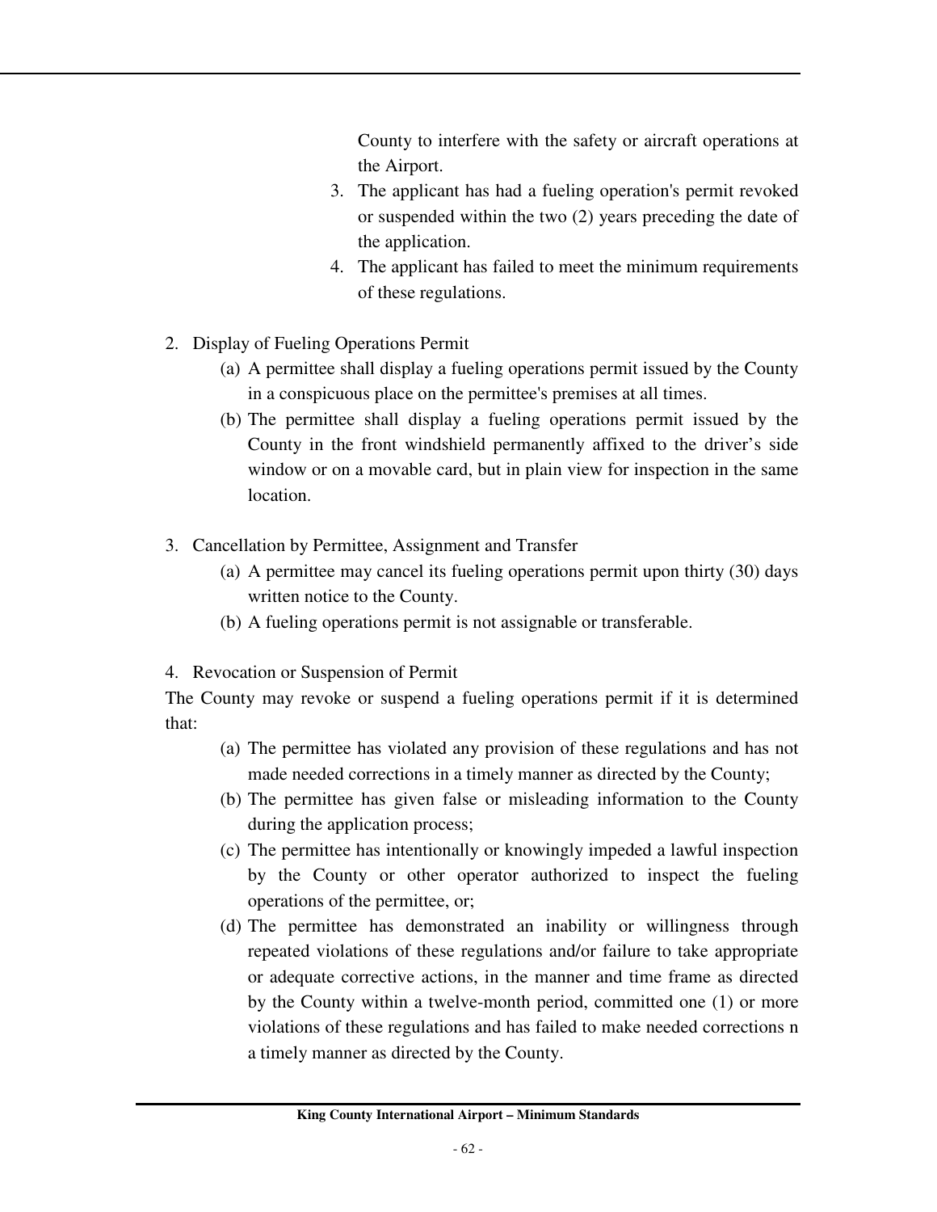County to interfere with the safety or aircraft operations at the Airport.

3. The applicant has had a fueling operation's permit revoked or suspended within the two (2) years preceding the date of the application.
4. The applicant has failed to meet the minimum requirements of these regulations.

2. Display of Fueling Operations Permit
   - (a) A permittee shall display a fueling operations permit issued by the County in a conspicuous place on the permittee's premises at all times.
   - (b) The permittee shall display a fueling operations permit issued by the County in the front windshield permanently affixed to the driver's side window or on a movable card, but in plain view for inspection in the same location.

3. Cancellation by Permittee, Assignment and Transfer
   - (a) A permittee may cancel its fueling operations permit upon thirty (30) days written notice to the County.
   - (b) A fueling operations permit is not assignable or transferable.

4. Revocation or Suspension of Permit

The County may revoke or suspend a fueling operations permit if it is determined that:

- (a) The permittee has violated any provision of these regulations and has not made needed corrections in a timely manner as directed by the County;
- (b) The permittee has given false or misleading information to the County during the application process;
- (c) The permittee has intentionally or knowingly impeded a lawful inspection by the County or other operator authorized to inspect the fueling operations of the permittee, or;
- (d) The permittee has demonstrated an inability or willingness through repeated violations of these regulations and/or failure to take appropriate or adequate corrective actions, in the manner and time frame as directed by the County within a twelve-month period, committed one (1) or more violations of these regulations and has failed to make needed corrections n a timely manner as directed by the County.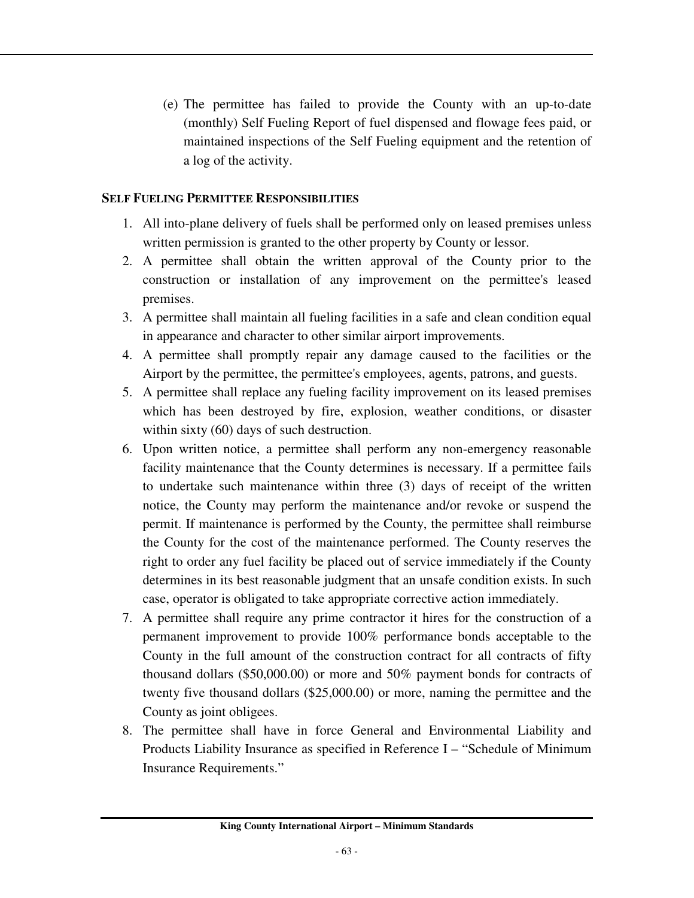(e) The permittee has failed to provide the County with an up-to-date (monthly) Self Fueling Report of fuel dispensed and flowage fees paid, or maintained inspections of the Self Fueling equipment and the retention of a log of the activity.

**SELF FUELING PERMITTEE RESPONSIBILITIES**

1. All into-plane delivery of fuels shall be performed only on leased premises unless written permission is granted to the other property by County or lessor.
2. A permittee shall obtain the written approval of the County prior to the construction or installation of any improvement on the permittee's leased premises.
3. A permittee shall maintain all fueling facilities in a safe and clean condition equal in appearance and character to other similar airport improvements.
4. A permittee shall promptly repair any damage caused to the facilities or the Airport by the permittee, the permittee's employees, agents, patrons, and guests.
5. A permittee shall replace any fueling facility improvement on its leased premises which has been destroyed by fire, explosion, weather conditions, or disaster within sixty (60) days of such destruction.
6. Upon written notice, a permittee shall perform any non-emergency reasonable facility maintenance that the County determines is necessary. If a permittee fails to undertake such maintenance within three (3) days of receipt of the written notice, the County may perform the maintenance and/or revoke or suspend the permit. If maintenance is performed by the County, the permittee shall reimburse the County for the cost of the maintenance performed. The County reserves the right to order any fuel facility be placed out of service immediately if the County determines in its best reasonable judgment that an unsafe condition exists. In such case, operator is obligated to take appropriate corrective action immediately.
7. A permittee shall require any prime contractor it hires for the construction of a permanent improvement to provide 100% performance bonds acceptable to the County in the full amount of the construction contract for all contracts of fifty thousand dollars ($50,000.00) or more and 50% payment bonds for contracts of twenty five thousand dollars ($25,000.00) or more, naming the permittee and the County as joint obligees.
8. The permittee shall have in force General and Environmental Liability and Products Liability Insurance as specified in Reference I – "Schedule of Minimum Insurance Requirements."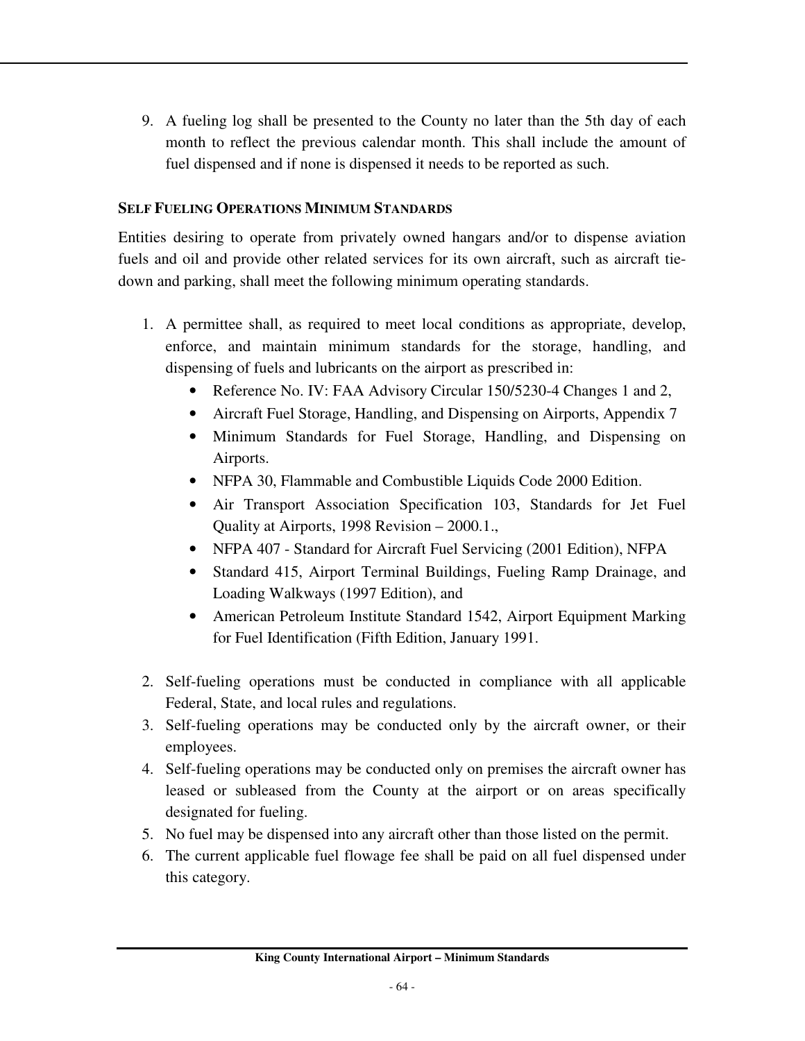9. A fueling log shall be presented to the County no later than the 5th day of each month to reflect the previous calendar month. This shall include the amount of fuel dispensed and if none is dispensed it needs to be reported as such.

**SELF FUELING OPERATIONS MINIMUM STANDARDS**

Entities desiring to operate from privately owned hangars and/or to dispense aviation fuels and oil and provide other related services for its own aircraft, such as aircraft tie-down and parking, shall meet the following minimum operating standards.

1. A permittee shall, as required to meet local conditions as appropriate, develop, enforce, and maintain minimum standards for the storage, handling, and dispensing of fuels and lubricants on the airport as prescribed in:
   - Reference No. IV: FAA Advisory Circular 150/5230-4 Changes 1 and 2,
   - Aircraft Fuel Storage, Handling, and Dispensing on Airports, Appendix 7
   - Minimum Standards for Fuel Storage, Handling, and Dispensing on Airports.
   - NFPA 30, Flammable and Combustible Liquids Code 2000 Edition.
   - Air Transport Association Specification 103, Standards for Jet Fuel Quality at Airports, 1998 Revision – 2000.1.,
   - NFPA 407 - Standard for Aircraft Fuel Servicing (2001 Edition), NFPA
   - Standard 415, Airport Terminal Buildings, Fueling Ramp Drainage, and Loading Walkways (1997 Edition), and
   - American Petroleum Institute Standard 1542, Airport Equipment Marking for Fuel Identification (Fifth Edition, January 1991.
2. Self-fueling operations must be conducted in compliance with all applicable Federal, State, and local rules and regulations.
3. Self-fueling operations may be conducted only by the aircraft owner, or their employees.
4. Self-fueling operations may be conducted only on premises the aircraft owner has leased or subleased from the County at the airport or on areas specifically designated for fueling.
5. No fuel may be dispensed into any aircraft other than those listed on the permit.
6. The current applicable fuel flowage fee shall be paid on all fuel dispensed under this category.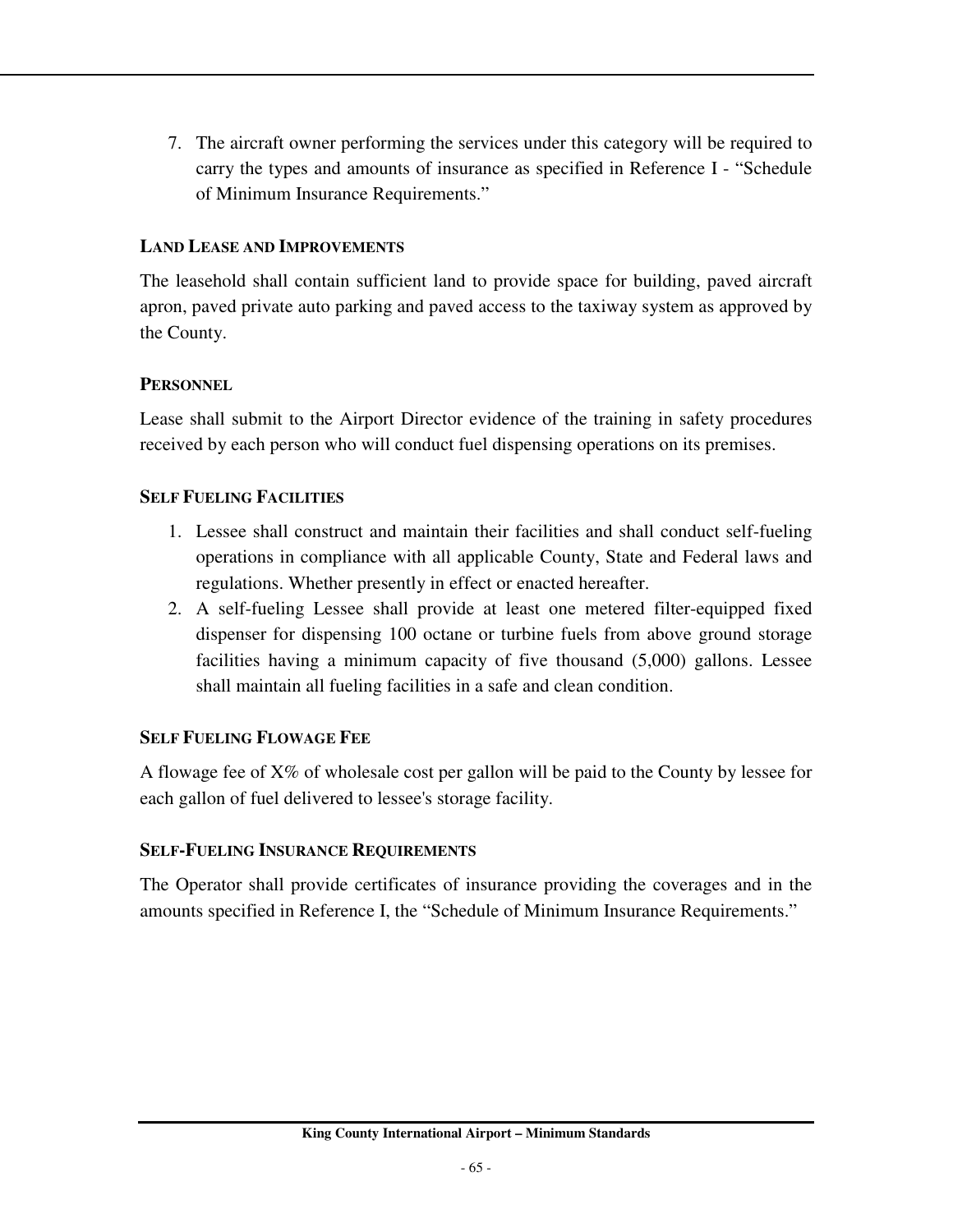7. The aircraft owner performing the services under this category will be required to carry the types and amounts of insurance as specified in Reference I - "Schedule of Minimum Insurance Requirements."

#### LAND LEASE AND IMPROVEMENTS

The leasehold shall contain sufficient land to provide space for building, paved aircraft apron, paved private auto parking and paved access to the taxiway system as approved by the County.

#### PERSONNEL

Lease shall submit to the Airport Director evidence of the training in safety procedures received by each person who will conduct fuel dispensing operations on its premises.

#### SELF FUELING FACILITIES

1. Lessee shall construct and maintain their facilities and shall conduct self-fueling operations in compliance with all applicable County, State and Federal laws and regulations. Whether presently in effect or enacted hereafter.
2. A self-fueling Lessee shall provide at least one metered filter-equipped fixed dispenser for dispensing 100 octane or turbine fuels from above ground storage facilities having a minimum capacity of five thousand (5,000) gallons. Lessee shall maintain all fueling facilities in a safe and clean condition.

#### SELF FUELING FLOWAGE FEE

A flowage fee of X% of wholesale cost per gallon will be paid to the County by lessee for each gallon of fuel delivered to lessee's storage facility.

#### SELF-FUELING INSURANCE REQUIREMENTS

The Operator shall provide certificates of insurance providing the coverages and in the amounts specified in Reference I, the "Schedule of Minimum Insurance Requirements."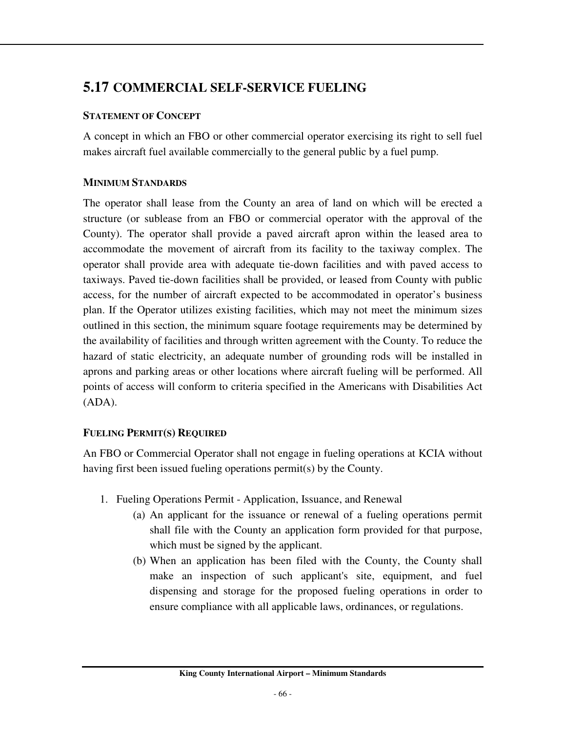## 5.17 COMMERCIAL SELF-SERVICE FUELING

### STATEMENT OF CONCEPT

A concept in which an FBO or other commercial operator exercising its right to sell fuel makes aircraft fuel available commercially to the general public by a fuel pump.

### MINIMUM STANDARDS

The operator shall lease from the County an area of land on which will be erected a structure (or sublease from an FBO or commercial operator with the approval of the County). The operator shall provide a paved aircraft apron within the leased area to accommodate the movement of aircraft from its facility to the taxiway complex. The operator shall provide area with adequate tie-down facilities and with paved access to taxiways. Paved tie-down facilities shall be provided, or leased from County with public access, for the number of aircraft expected to be accommodated in operator's business plan. If the Operator utilizes existing facilities, which may not meet the minimum sizes outlined in this section, the minimum square footage requirements may be determined by the availability of facilities and through written agreement with the County. To reduce the hazard of static electricity, an adequate number of grounding rods will be installed in aprons and parking areas or other locations where aircraft fueling will be performed. All points of access will conform to criteria specified in the Americans with Disabilities Act (ADA).

### FUELING PERMIT(S) REQUIRED

An FBO or Commercial Operator shall not engage in fueling operations at KCIA without having first been issued fueling operations permit(s) by the County.

1. Fueling Operations Permit - Application, Issuance, and Renewal
   - (a) An applicant for the issuance or renewal of a fueling operations permit shall file with the County an application form provided for that purpose, which must be signed by the applicant.
   - (b) When an application has been filed with the County, the County shall make an inspection of such applicant's site, equipment, and fuel dispensing and storage for the proposed fueling operations in order to ensure compliance with all applicable laws, ordinances, or regulations.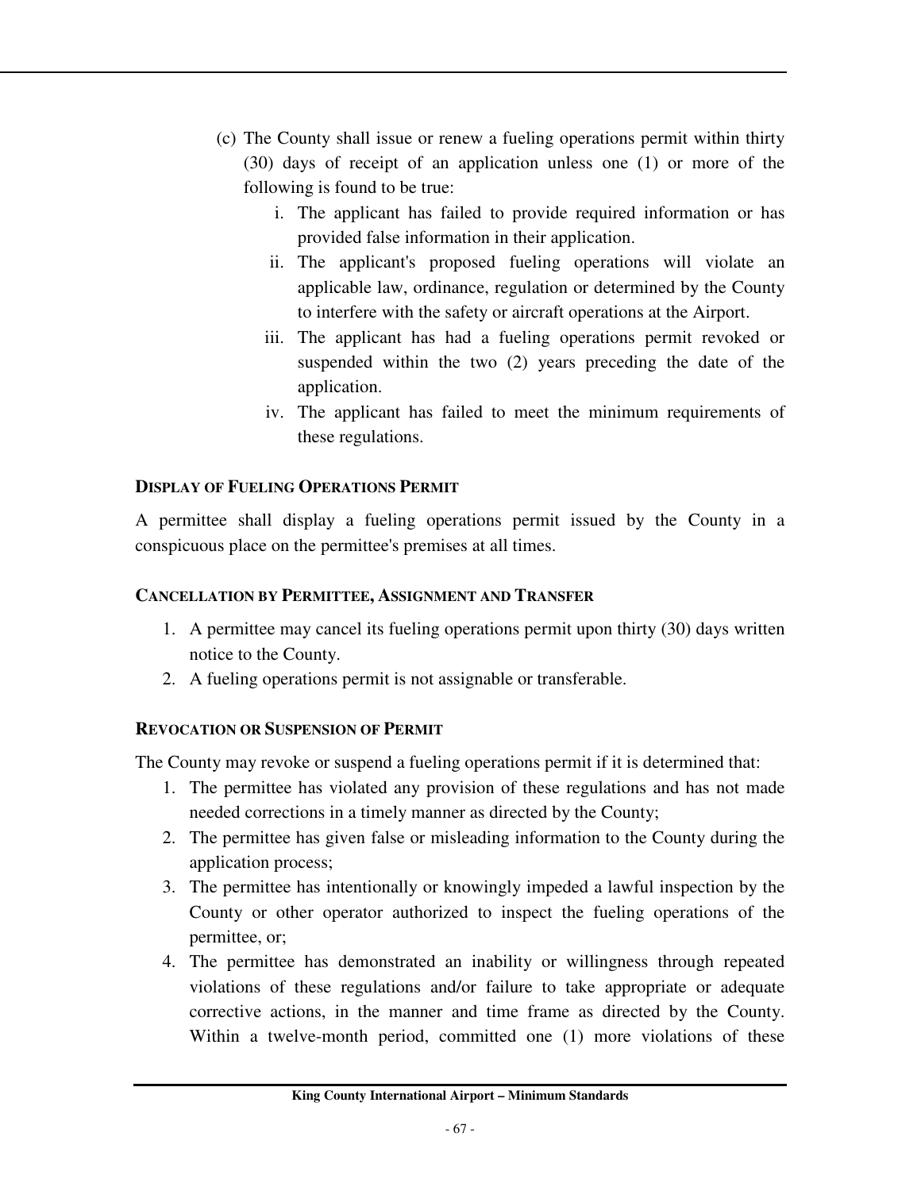(c) The County shall issue or renew a fueling operations permit within thirty (30) days of receipt of an application unless one (1) or more of the following is found to be true:

   i. The applicant has failed to provide required information or has provided false information in their application.
   ii. The applicant's proposed fueling operations will violate an applicable law, ordinance, regulation or determined by the County to interfere with the safety or aircraft operations at the Airport.
   iii. The applicant has had a fueling operations permit revoked or suspended within the two (2) years preceding the date of the application.
   iv. The applicant has failed to meet the minimum requirements of these regulations.

#### DISPLAY OF FUELING OPERATIONS PERMIT

A permittee shall display a fueling operations permit issued by the County in a conspicuous place on the permittee's premises at all times.

#### CANCELLATION BY PERMITTEE, ASSIGNMENT AND TRANSFER

1. A permittee may cancel its fueling operations permit upon thirty (30) days written notice to the County.
2. A fueling operations permit is not assignable or transferable.

#### REVOCATION OR SUSPENSION OF PERMIT

The County may revoke or suspend a fueling operations permit if it is determined that:

1. The permittee has violated any provision of these regulations and has not made needed corrections in a timely manner as directed by the County;
2. The permittee has given false or misleading information to the County during the application process;
3. The permittee has intentionally or knowingly impeded a lawful inspection by the County or other operator authorized to inspect the fueling operations of the permittee, or;
4. The permittee has demonstrated an inability or willingness through repeated violations of these regulations and/or failure to take appropriate or adequate corrective actions, in the manner and time frame as directed by the County. Within a twelve-month period, committed one (1) more violations of these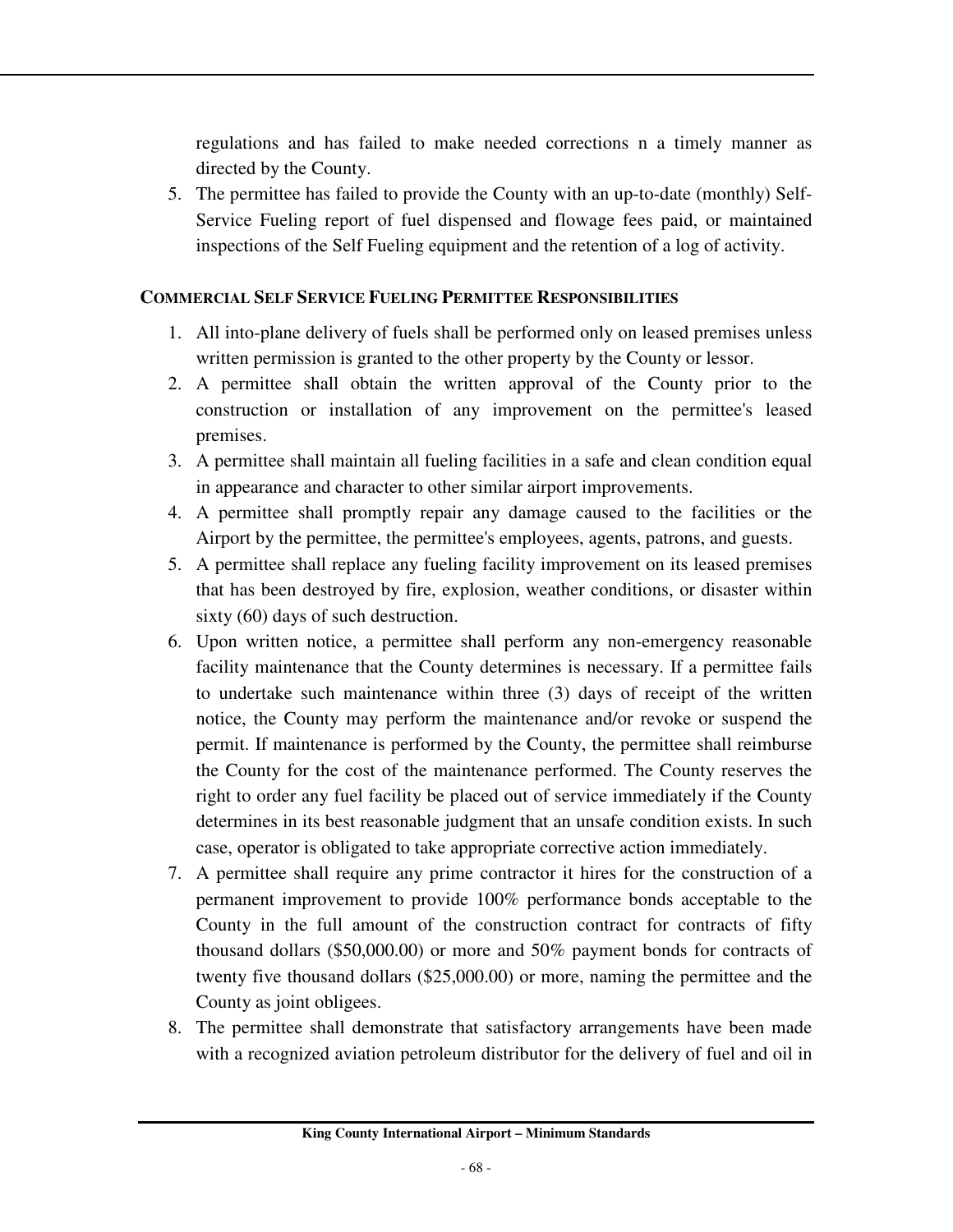regulations and has failed to make needed corrections n a timely manner as directed by the County.

5. The permittee has failed to provide the County with an up-to-date (monthly) Self-Service Fueling report of fuel dispensed and flowage fees paid, or maintained inspections of the Self Fueling equipment and the retention of a log of activity.

**COMMERCIAL SELF SERVICE FUELING PERMITTEE RESPONSIBILITIES**

1. All into-plane delivery of fuels shall be performed only on leased premises unless written permission is granted to the other property by the County or lessor.
2. A permittee shall obtain the written approval of the County prior to the construction or installation of any improvement on the permittee's leased premises.
3. A permittee shall maintain all fueling facilities in a safe and clean condition equal in appearance and character to other similar airport improvements.
4. A permittee shall promptly repair any damage caused to the facilities or the Airport by the permittee, the permittee's employees, agents, patrons, and guests.
5. A permittee shall replace any fueling facility improvement on its leased premises that has been destroyed by fire, explosion, weather conditions, or disaster within sixty (60) days of such destruction.
6. Upon written notice, a permittee shall perform any non-emergency reasonable facility maintenance that the County determines is necessary. If a permittee fails to undertake such maintenance within three (3) days of receipt of the written notice, the County may perform the maintenance and/or revoke or suspend the permit. If maintenance is performed by the County, the permittee shall reimburse the County for the cost of the maintenance performed. The County reserves the right to order any fuel facility be placed out of service immediately if the County determines in its best reasonable judgment that an unsafe condition exists. In such case, operator is obligated to take appropriate corrective action immediately.
7. A permittee shall require any prime contractor it hires for the construction of a permanent improvement to provide 100% performance bonds acceptable to the County in the full amount of the construction contract for contracts of fifty thousand dollars ($50,000.00) or more and 50% payment bonds for contracts of twenty five thousand dollars ($25,000.00) or more, naming the permittee and the County as joint obligees.
8. The permittee shall demonstrate that satisfactory arrangements have been made with a recognized aviation petroleum distributor for the delivery of fuel and oil in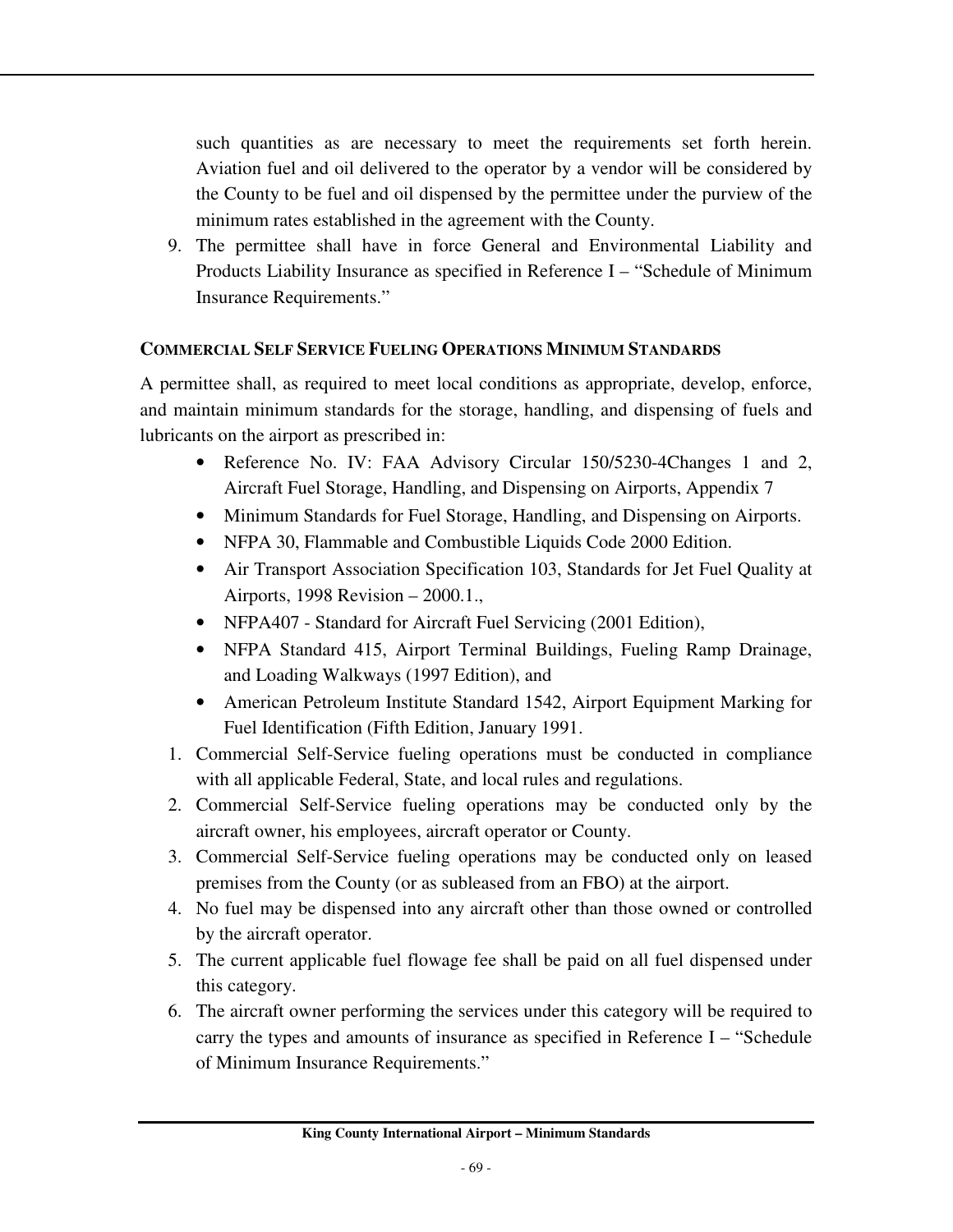such quantities as are necessary to meet the requirements set forth herein. Aviation fuel and oil delivered to the operator by a vendor will be considered by the County to be fuel and oil dispensed by the permittee under the purview of the minimum rates established in the agreement with the County.

9. The permittee shall have in force General and Environmental Liability and Products Liability Insurance as specified in Reference I – "Schedule of Minimum Insurance Requirements."

**COMMERCIAL SELF SERVICE FUELING OPERATIONS MINIMUM STANDARDS**

A permittee shall, as required to meet local conditions as appropriate, develop, enforce, and maintain minimum standards for the storage, handling, and dispensing of fuels and lubricants on the airport as prescribed in:

- Reference No. IV: FAA Advisory Circular 150/5230-4Changes 1 and 2, Aircraft Fuel Storage, Handling, and Dispensing on Airports, Appendix 7
- Minimum Standards for Fuel Storage, Handling, and Dispensing on Airports.
- NFPA 30, Flammable and Combustible Liquids Code 2000 Edition.
- Air Transport Association Specification 103, Standards for Jet Fuel Quality at Airports, 1998 Revision – 2000.1.,
- NFPA407 - Standard for Aircraft Fuel Servicing (2001 Edition),
- NFPA Standard 415, Airport Terminal Buildings, Fueling Ramp Drainage, and Loading Walkways (1997 Edition), and
- American Petroleum Institute Standard 1542, Airport Equipment Marking for Fuel Identification (Fifth Edition, January 1991.

1. Commercial Self-Service fueling operations must be conducted in compliance with all applicable Federal, State, and local rules and regulations.
2. Commercial Self-Service fueling operations may be conducted only by the aircraft owner, his employees, aircraft operator or County.
3. Commercial Self-Service fueling operations may be conducted only on leased premises from the County (or as subleased from an FBO) at the airport.
4. No fuel may be dispensed into any aircraft other than those owned or controlled by the aircraft operator.
5. The current applicable fuel flowage fee shall be paid on all fuel dispensed under this category.
6. The aircraft owner performing the services under this category will be required to carry the types and amounts of insurance as specified in Reference I – "Schedule of Minimum Insurance Requirements."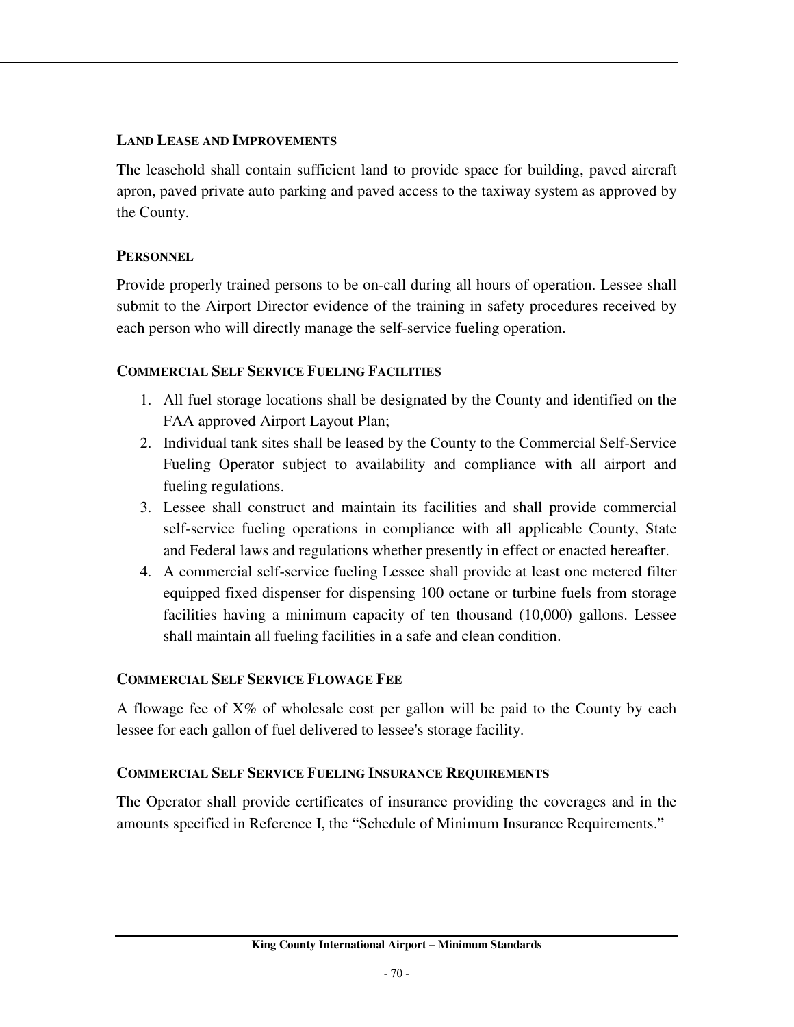### Land Lease and Improvements

The leasehold shall contain sufficient land to provide space for building, paved aircraft apron, paved private auto parking and paved access to the taxiway system as approved by the County.

### Personnel

Provide properly trained persons to be on-call during all hours of operation. Lessee shall submit to the Airport Director evidence of the training in safety procedures received by each person who will directly manage the self-service fueling operation.

### Commercial Self Service Fueling Facilities

1. All fuel storage locations shall be designated by the County and identified on the FAA approved Airport Layout Plan;
2. Individual tank sites shall be leased by the County to the Commercial Self-Service Fueling Operator subject to availability and compliance with all airport and fueling regulations.
3. Lessee shall construct and maintain its facilities and shall provide commercial self-service fueling operations in compliance with all applicable County, State and Federal laws and regulations whether presently in effect or enacted hereafter.
4. A commercial self-service fueling Lessee shall provide at least one metered filter equipped fixed dispenser for dispensing 100 octane or turbine fuels from storage facilities having a minimum capacity of ten thousand (10,000) gallons. Lessee shall maintain all fueling facilities in a safe and clean condition.

### Commercial Self Service Flowage Fee

A flowage fee of X% of wholesale cost per gallon will be paid to the County by each lessee for each gallon of fuel delivered to lessee's storage facility.

### Commercial Self Service Fueling Insurance Requirements

The Operator shall provide certificates of insurance providing the coverages and in the amounts specified in Reference I, the "Schedule of Minimum Insurance Requirements."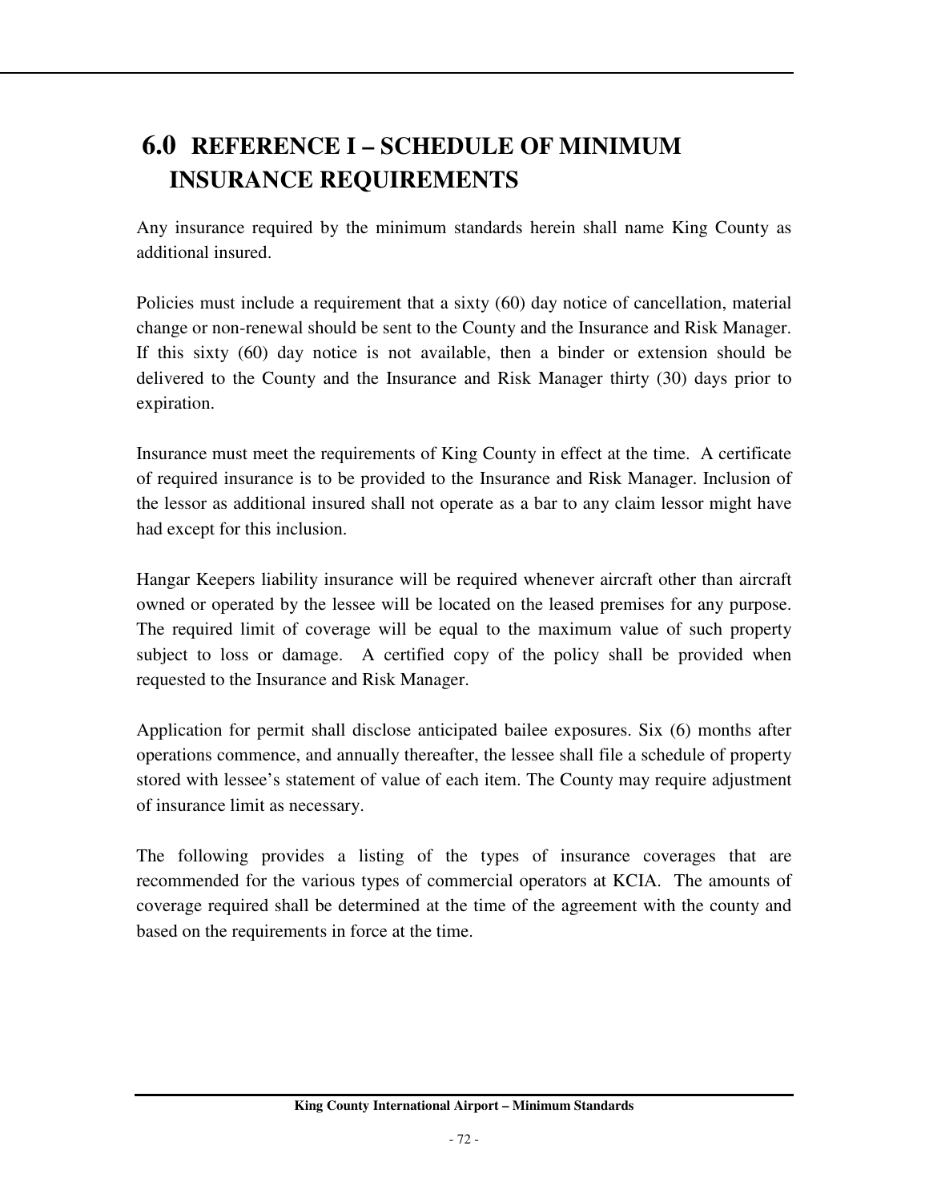# 6.0 REFERENCE I – SCHEDULE OF MINIMUM INSURANCE REQUIREMENTS

Any insurance required by the minimum standards herein shall name King County as additional insured.

Policies must include a requirement that a sixty (60) day notice of cancellation, material change or non-renewal should be sent to the County and the Insurance and Risk Manager. If this sixty (60) day notice is not available, then a binder or extension should be delivered to the County and the Insurance and Risk Manager thirty (30) days prior to expiration.

Insurance must meet the requirements of King County in effect at the time. A certificate of required insurance is to be provided to the Insurance and Risk Manager. Inclusion of the lessor as additional insured shall not operate as a bar to any claim lessor might have had except for this inclusion.

Hangar Keepers liability insurance will be required whenever aircraft other than aircraft owned or operated by the lessee will be located on the leased premises for any purpose. The required limit of coverage will be equal to the maximum value of such property subject to loss or damage. A certified copy of the policy shall be provided when requested to the Insurance and Risk Manager.

Application for permit shall disclose anticipated bailee exposures. Six (6) months after operations commence, and annually thereafter, the lessee shall file a schedule of property stored with lessee's statement of value of each item. The County may require adjustment of insurance limit as necessary.

The following provides a listing of the types of insurance coverages that are recommended for the various types of commercial operators at KCIA. The amounts of coverage required shall be determined at the time of the agreement with the county and based on the requirements in force at the time.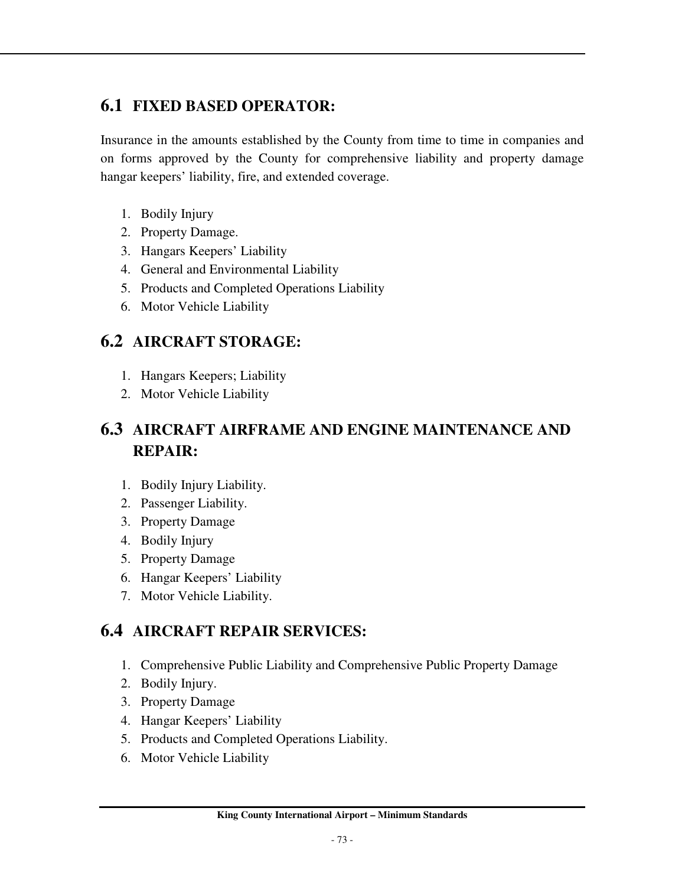## 6.1 FIXED BASED OPERATOR:

Insurance in the amounts established by the County from time to time in companies and on forms approved by the County for comprehensive liability and property damage hangar keepers' liability, fire, and extended coverage.

1. Bodily Injury
2. Property Damage.
3. Hangars Keepers' Liability
4. General and Environmental Liability
5. Products and Completed Operations Liability
6. Motor Vehicle Liability

## 6.2 AIRCRAFT STORAGE:

1. Hangars Keepers; Liability
2. Motor Vehicle Liability

## 6.3 AIRCRAFT AIRFRAME AND ENGINE MAINTENANCE AND REPAIR:

1. Bodily Injury Liability.
2. Passenger Liability.
3. Property Damage
4. Bodily Injury
5. Property Damage
6. Hangar Keepers' Liability
7. Motor Vehicle Liability.

## 6.4 AIRCRAFT REPAIR SERVICES:

1. Comprehensive Public Liability and Comprehensive Public Property Damage
2. Bodily Injury.
3. Property Damage
4. Hangar Keepers' Liability
5. Products and Completed Operations Liability.
6. Motor Vehicle Liability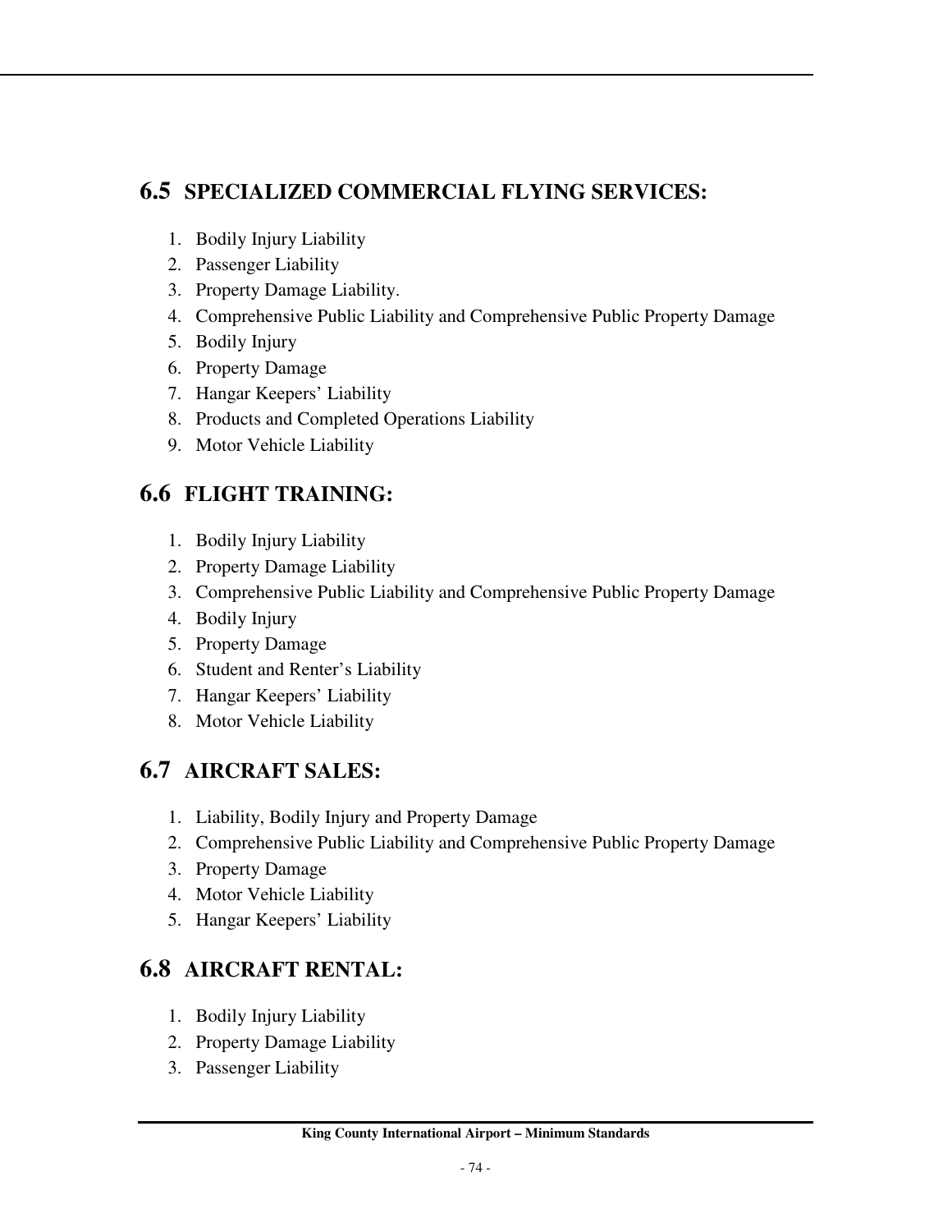## 6.5 SPECIALIZED COMMERCIAL FLYING SERVICES:

1. Bodily Injury Liability
2. Passenger Liability
3. Property Damage Liability.
4. Comprehensive Public Liability and Comprehensive Public Property Damage
5. Bodily Injury
6. Property Damage
7. Hangar Keepers' Liability
8. Products and Completed Operations Liability
9. Motor Vehicle Liability

## 6.6 FLIGHT TRAINING:

1. Bodily Injury Liability
2. Property Damage Liability
3. Comprehensive Public Liability and Comprehensive Public Property Damage
4. Bodily Injury
5. Property Damage
6. Student and Renter's Liability
7. Hangar Keepers' Liability
8. Motor Vehicle Liability

## 6.7 AIRCRAFT SALES:

1. Liability, Bodily Injury and Property Damage
2. Comprehensive Public Liability and Comprehensive Public Property Damage
3. Property Damage
4. Motor Vehicle Liability
5. Hangar Keepers' Liability

## 6.8 AIRCRAFT RENTAL:

1. Bodily Injury Liability
2. Property Damage Liability
3. Passenger Liability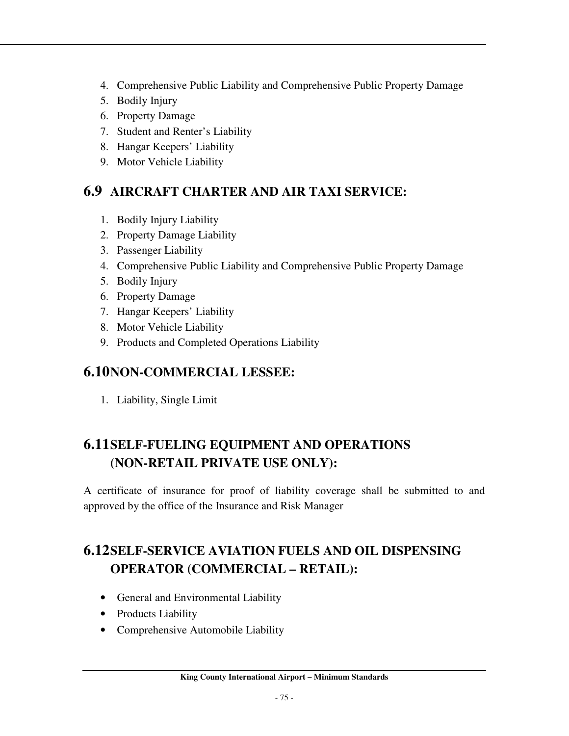4. Comprehensive Public Liability and Comprehensive Public Property Damage
5. Bodily Injury
6. Property Damage
7. Student and Renter's Liability
8. Hangar Keepers' Liability
9. Motor Vehicle Liability

## 6.9 AIRCRAFT CHARTER AND AIR TAXI SERVICE:

1. Bodily Injury Liability
2. Property Damage Liability
3. Passenger Liability
4. Comprehensive Public Liability and Comprehensive Public Property Damage
5. Bodily Injury
6. Property Damage
7. Hangar Keepers' Liability
8. Motor Vehicle Liability
9. Products and Completed Operations Liability

## 6.10 NON-COMMERCIAL LESSEE:

1. Liability, Single Limit

## 6.11 SELF-FUELING EQUIPMENT AND OPERATIONS (NON-RETAIL PRIVATE USE ONLY):

A certificate of insurance for proof of liability coverage shall be submitted to and approved by the office of the Insurance and Risk Manager

## 6.12 SELF-SERVICE AVIATION FUELS AND OIL DISPENSING OPERATOR (COMMERCIAL – RETAIL):

- General and Environmental Liability
- Products Liability
- Comprehensive Automobile Liability